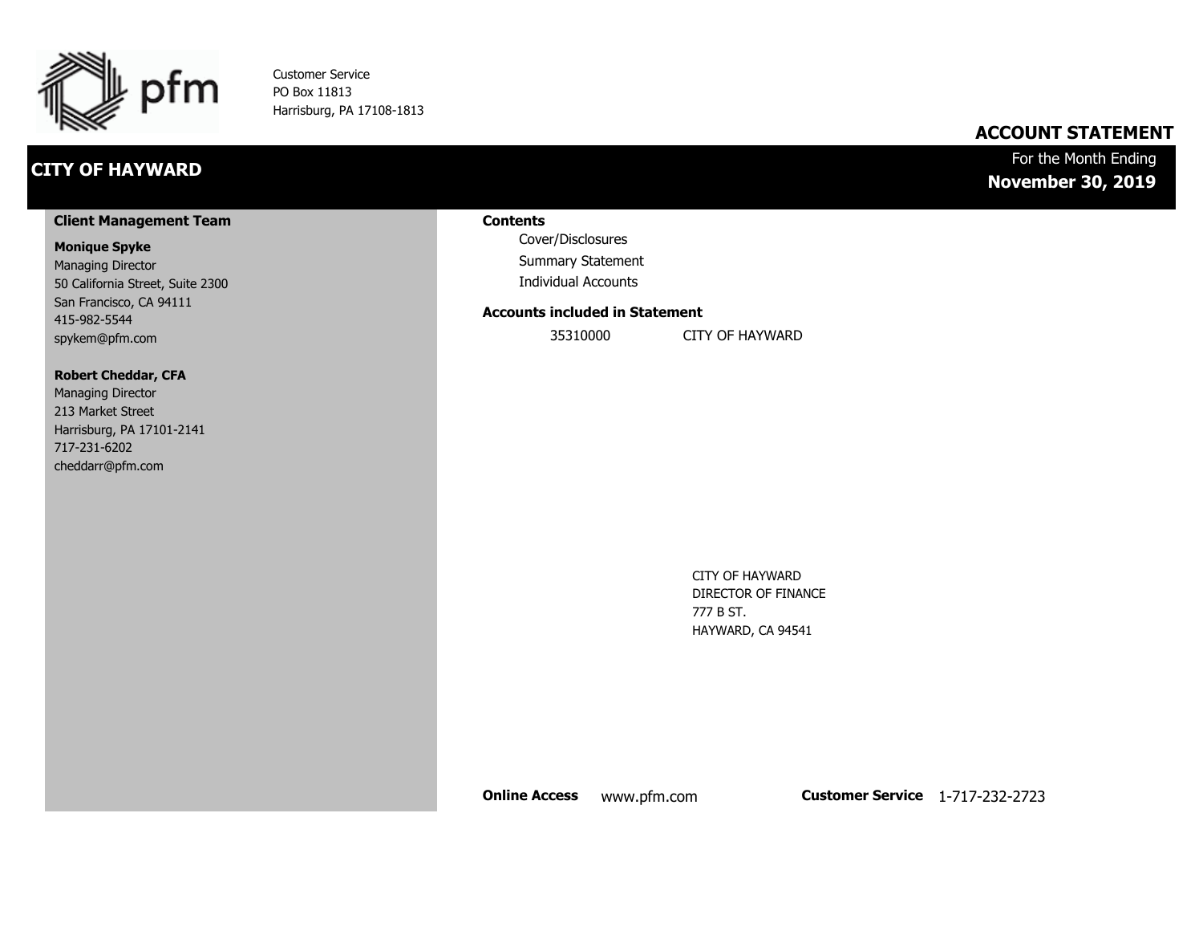pfm

Customer Service
PO Box 11813
Harrisburg, PA 17108-1813

# ACCOUNT STATEMENT

## CITY OF HAYWARD

For the Month Ending
**November 30, 2019**

### Client Management Team

**Monique Spyke**
Managing Director
50 California Street, Suite 2300
San Francisco, CA 94111
415-982-5544
spykem@pfm.com

**Robert Cheddar, CFA**
Managing Director
213 Market Street
Harrisburg, PA 17101-2141
717-231-6202
cheddarr@pfm.com

### Contents

- Cover/Disclosures
- Summary Statement
- Individual Accounts

### Accounts included in Statement

| | |
|---|---|
| 35310000 | CITY OF HAYWARD |

CITY OF HAYWARD
DIRECTOR OF FINANCE
777 B ST.
HAYWARD, CA 94541

**Online Access** www.pfm.com **Customer Service** 1-717-232-2723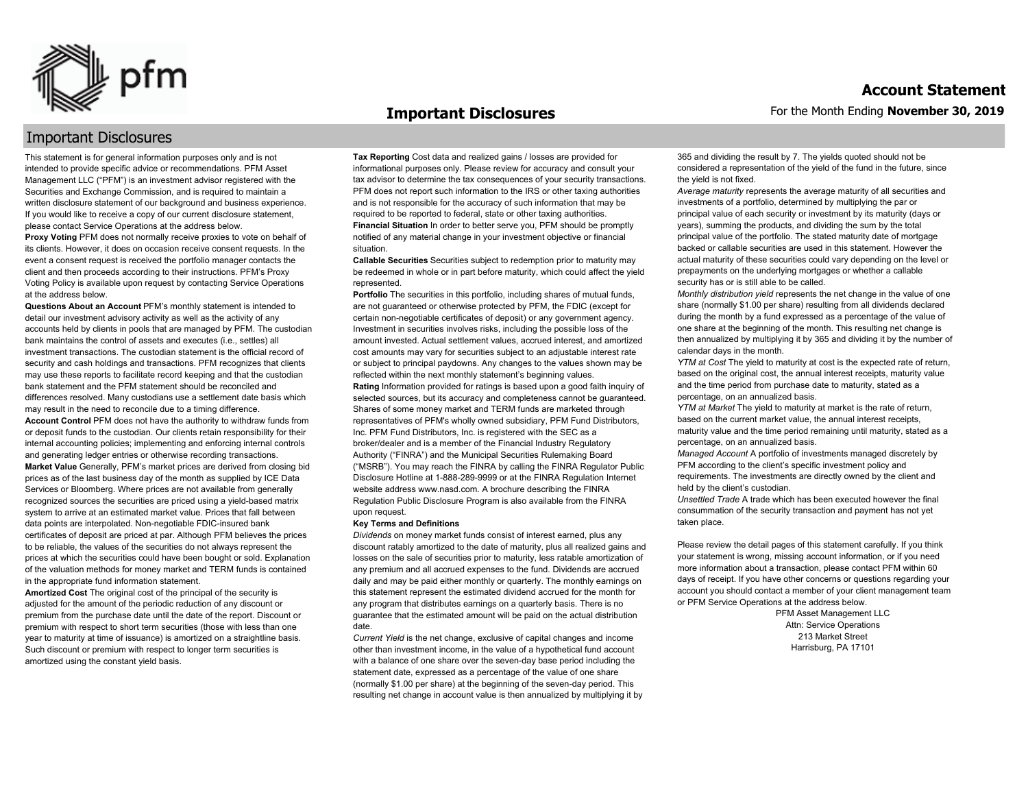# Important Disclosures

This statement is for general information purposes only and is not intended to provide specific advice or recommendations. PFM Asset Management LLC ("PFM") is an investment advisor registered with the Securities and Exchange Commission, and is required to maintain a written disclosure statement of our background and business experience. If you would like to receive a copy of our current disclosure statement, please contact Service Operations at the address below.

**Proxy Voting** PFM does not normally receive proxies to vote on behalf of its clients. However, it does on occasion receive consent requests. In the event a consent request is received the portfolio manager contacts the client and then proceeds according to their instructions. PFM's Proxy Voting Policy is available upon request by contacting Service Operations at the address below.

**Questions About an Account** PFM's monthly statement is intended to detail our investment advisory activity as well as the activity of any accounts held by clients in pools that are managed by PFM. The custodian bank maintains the control of assets and executes (i.e., settles) all investment transactions. The custodian statement is the official record of security and cash holdings and transactions. PFM recognizes that clients may use these reports to facilitate record keeping and that the custodian bank statement and the PFM statement should be reconciled and differences resolved. Many custodians use a settlement date basis which may result in the need to reconcile due to a timing difference.

**Account Control** PFM does not have the authority to withdraw funds from or deposit funds to the custodian. Our clients retain responsibility for their internal accounting policies; implementing and enforcing internal controls and generating ledger entries or otherwise recording transactions.

**Market Value** Generally, PFM's market prices are derived from closing bid prices as of the last business day of the month as supplied by ICE Data Services or Bloomberg. Where prices are not available from generally recognized sources the securities are priced using a yield-based matrix system to arrive at an estimated market value. Prices that fall between data points are interpolated. Non-negotiable FDIC-insured bank certificates of deposit are priced at par. Although PFM believes the prices to be reliable, the values of the securities do not always represent the prices at which the securities could have been bought or sold. Explanation of the valuation methods for money market and TERM funds is contained in the appropriate fund information statement.

**Amortized Cost** The original cost of the principal of the security is adjusted for the amount of the periodic reduction of any discount or premium from the purchase date until the date of the report. Discount or premium with respect to short term securities (those with less than one year to maturity at time of issuance) is amortized on a straightline basis. Such discount or premium with respect to longer term securities is amortized using the constant yield basis.

**Tax Reporting** Cost data and realized gains / losses are provided for informational purposes only. Please review for accuracy and consult your tax advisor to determine the tax consequences of your security transactions. PFM does not report such information to the IRS or other taxing authorities and is not responsible for the accuracy of such information that may be required to be reported to federal, state or other taxing authorities.

**Financial Situation** In order to better serve you, PFM should be promptly notified of any material change in your investment objective or financial situation.

**Callable Securities** Securities subject to redemption prior to maturity may be redeemed in whole or in part before maturity, which could affect the yield represented.

**Portfolio** The securities in this portfolio, including shares of mutual funds, are not guaranteed or otherwise protected by PFM, the FDIC (except for certain non-negotiable certificates of deposit) or any government agency. Investment in securities involves risks, including the possible loss of the amount invested. Actual settlement values, accrued interest, and amortized cost amounts may vary for securities subject to an adjustable interest rate or subject to principal paydowns. Any changes to the values shown may be reflected within the next monthly statement's beginning values.

**Rating** Information provided for ratings is based upon a good faith inquiry of selected sources, but its accuracy and completeness cannot be guaranteed. Shares of some money market and TERM funds are marketed through representatives of PFM's wholly owned subsidiary, PFM Fund Distributors, Inc. PFM Fund Distributors, Inc. is registered with the SEC as a broker/dealer and is a member of the Financial Industry Regulatory Authority ("FINRA") and the Municipal Securities Rulemaking Board ("MSRB"). You may reach the FINRA by calling the FINRA Regulator Public Disclosure Hotline at 1-888-289-9999 or at the FINRA Regulation Internet website address www.nasd.com. A brochure describing the FINRA Regulation Public Disclosure Program is also available from the FINRA upon request.

**Key Terms and Definitions**

*Dividends* on money market funds consist of interest earned, plus any discount ratably amortized to the date of maturity, plus all realized gains and losses on the sale of securities prior to maturity, less ratable amortization of any premium and all accrued expenses to the fund. Dividends are accrued daily and may be paid either monthly or quarterly. The monthly earnings on this statement represent the estimated dividend accrued for the month for any program that distributes earnings on a quarterly basis. There is no guarantee that the estimated amount will be paid on the actual distribution date.

*Current Yield* is the net change, exclusive of capital changes and income other than investment income, in the value of a hypothetical fund account with a balance of one share over the seven-day base period including the statement date, expressed as a percentage of the value of one share (normally $1.00 per share) at the beginning of the seven-day period. This resulting net change in account value is then annualized by multiplying it by 365 and dividing the result by 7. The yields quoted should not be considered a representation of the yield of the fund in the future, since the yield is not fixed.

*Average maturity* represents the average maturity of all securities and investments of a portfolio, determined by multiplying the par or principal value of each security or investment by its maturity (days or years), summing the products, and dividing the sum by the total principal value of the portfolio. The stated maturity date of mortgage backed or callable securities are used in this statement. However the actual maturity of these securities could vary depending on the level or prepayments on the underlying mortgages or whether a callable security has or is still able to be called.

*Monthly distribution yield* represents the net change in the value of one share (normally $1.00 per share) resulting from all dividends declared during the month by a fund expressed as a percentage of the value of one share at the beginning of the month. This resulting net change is then annualized by multiplying it by 365 and dividing it by the number of calendar days in the month.

*YTM at Cost* The yield to maturity at cost is the expected rate of return, based on the original cost, the annual interest receipts, maturity value and the time period from purchase date to maturity, stated as a percentage, on an annualized basis.

*YTM at Market* The yield to maturity at market is the rate of return, based on the current market value, the annual interest receipts, maturity value and the time period remaining until maturity, stated as a percentage, on an annualized basis.

*Managed Account* A portfolio of investments managed discretely by PFM according to the client's specific investment policy and requirements. The investments are directly owned by the client and held by the client's custodian.

*Unsettled Trade* A trade which has been executed however the final consummation of the security transaction and payment has not yet taken place.

Please review the detail pages of this statement carefully. If you think your statement is wrong, missing account information, or if you need more information about a transaction, please contact PFM within 60 days of receipt. If you have other concerns or questions regarding your account you should contact a member of your client management team or PFM Service Operations at the address below.

PFM Asset Management LLC
Attn: Service Operations
213 Market Street
Harrisburg, PA 17101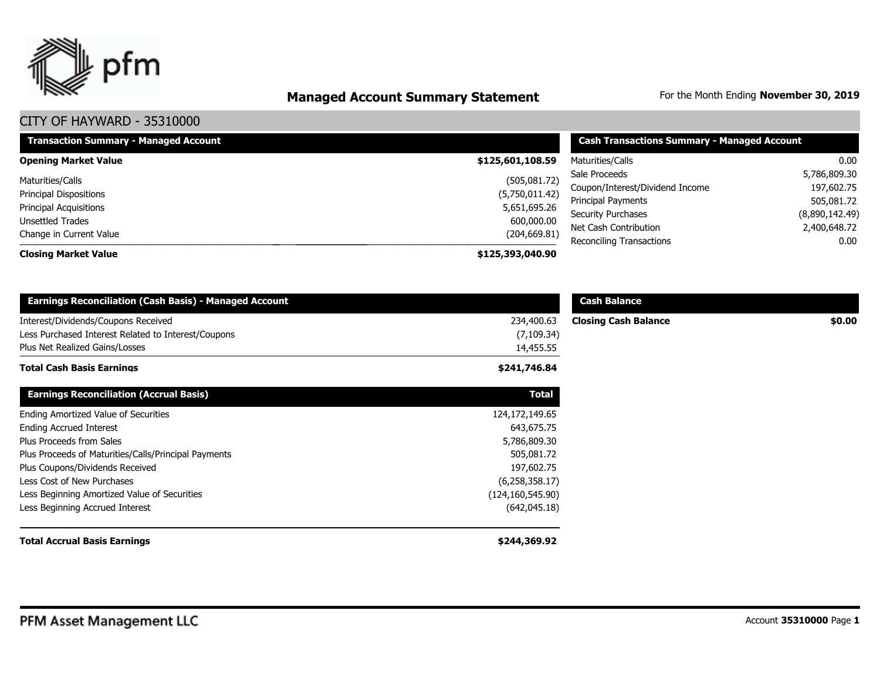# Managed Account Summary Statement

For the Month Ending **November 30, 2019**

## CITY OF HAYWARD - 35310000

| Transaction Summary - Managed Account | |
|---|---|
| **Opening Market Value** | **$125,601,108.59** |
| Maturities/Calls | (505,081.72) |
| Principal Dispositions | (5,750,011.42) |
| Principal Acquisitions | 5,651,695.26 |
| Unsettled Trades | 600,000.00 |
| Change in Current Value | (204,669.81) |
| **Closing Market Value** | **$125,393,040.90** |

| Cash Transactions Summary - Managed Account | |
|---|---|
| Maturities/Calls | 0.00 |
| Sale Proceeds | 5,786,809.30 |
| Coupon/Interest/Dividend Income | 197,602.75 |
| Principal Payments | 505,081.72 |
| Security Purchases | (8,890,142.49) |
| Net Cash Contribution | 2,400,648.72 |
| Reconciling Transactions | 0.00 |

| Earnings Reconciliation (Cash Basis) - Managed Account | |
|---|---|
| Interest/Dividends/Coupons Received | 234,400.63 |
| Less Purchased Interest Related to Interest/Coupons | (7,109.34) |
| Plus Net Realized Gains/Losses | 14,455.55 |
| **Total Cash Basis Earnings** | **$241,746.84** |

| Cash Balance | |
|---|---|
| **Closing Cash Balance** | **$0.00** |

| Earnings Reconciliation (Accrual Basis) | Total |
|---|---|
| Ending Amortized Value of Securities | 124,172,149.65 |
| Ending Accrued Interest | 643,675.75 |
| Plus Proceeds from Sales | 5,786,809.30 |
| Plus Proceeds of Maturities/Calls/Principal Payments | 505,081.72 |
| Plus Coupons/Dividends Received | 197,602.75 |
| Less Cost of New Purchases | (6,258,358.17) |
| Less Beginning Amortized Value of Securities | (124,160,545.90) |
| Less Beginning Accrued Interest | (642,045.18) |
| **Total Accrual Basis Earnings** | **$244,369.92** |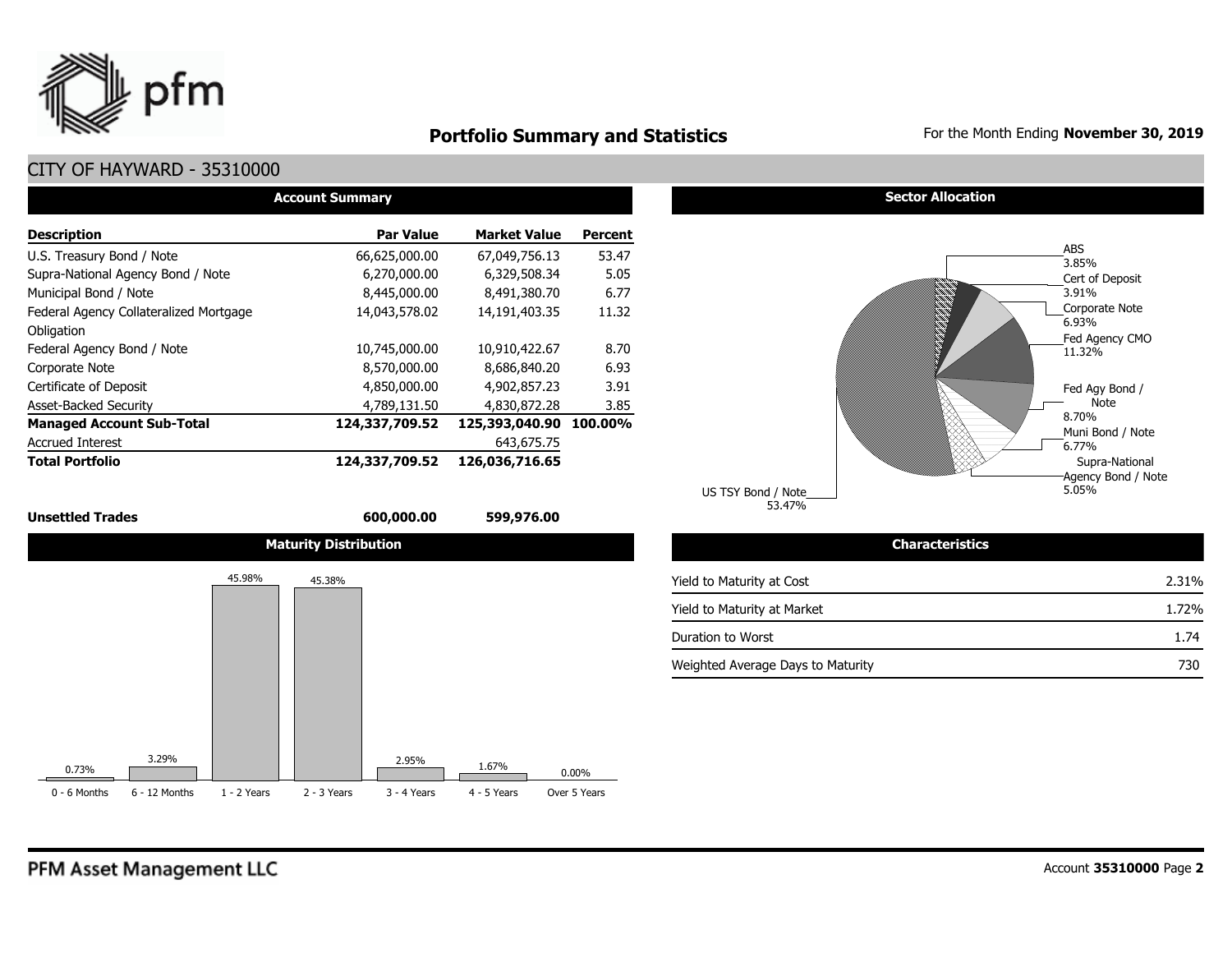# Portfolio Summary and Statistics

For the Month Ending **November 30, 2019**

## CITY OF HAYWARD - 35310000

### Account Summary

| Description | Par Value | Market Value | Percent |
|---|---|---|---|
| U.S. Treasury Bond / Note | 66,625,000.00 | 67,049,756.13 | 53.47 |
| Supra-National Agency Bond / Note | 6,270,000.00 | 6,329,508.34 | 5.05 |
| Municipal Bond / Note | 8,445,000.00 | 8,491,380.70 | 6.77 |
| Federal Agency Collateralized Mortgage Obligation | 14,043,578.02 | 14,191,403.35 | 11.32 |
| Federal Agency Bond / Note | 10,745,000.00 | 10,910,422.67 | 8.70 |
| Corporate Note | 8,570,000.00 | 8,686,840.20 | 6.93 |
| Certificate of Deposit | 4,850,000.00 | 4,902,857.23 | 3.91 |
| Asset-Backed Security | 4,789,131.50 | 4,830,872.28 | 3.85 |
| **Managed Account Sub-Total** | **124,337,709.52** | **125,393,040.90** | **100.00%** |
| Accrued Interest | | 643,675.75 | |
| **Total Portfolio** | **124,337,709.52** | **126,036,716.65** | |
| **Unsettled Trades** | **600,000.00** | **599,976.00** | |

### Sector Allocation

| Sector | Percent |
|---|---|
| ABS | 3.85% |
| Cert of Deposit | 3.91% |
| Corporate Note | 6.93% |
| Fed Agency CMO | 11.32% |
| Fed Agy Bond / Note | 8.70% |
| Muni Bond / Note | 6.77% |
| Supra-National Agency Bond / Note | 5.05% |
| US TSY Bond / Note | 53.47% |

### Maturity Distribution

| 0 - 6 Months | 6 - 12 Months | 1 - 2 Years | 2 - 3 Years | 3 - 4 Years | 4 - 5 Years | Over 5 Years |
|---|---|---|---|---|---|---|
| 0.73% | 3.29% | 45.98% | 45.38% | 2.95% | 1.67% | 0.00% |

### Characteristics

| | |
|---|---|
| Yield to Maturity at Cost | 2.31% |
| Yield to Maturity at Market | 1.72% |
| Duration to Worst | 1.74 |
| Weighted Average Days to Maturity | 730 |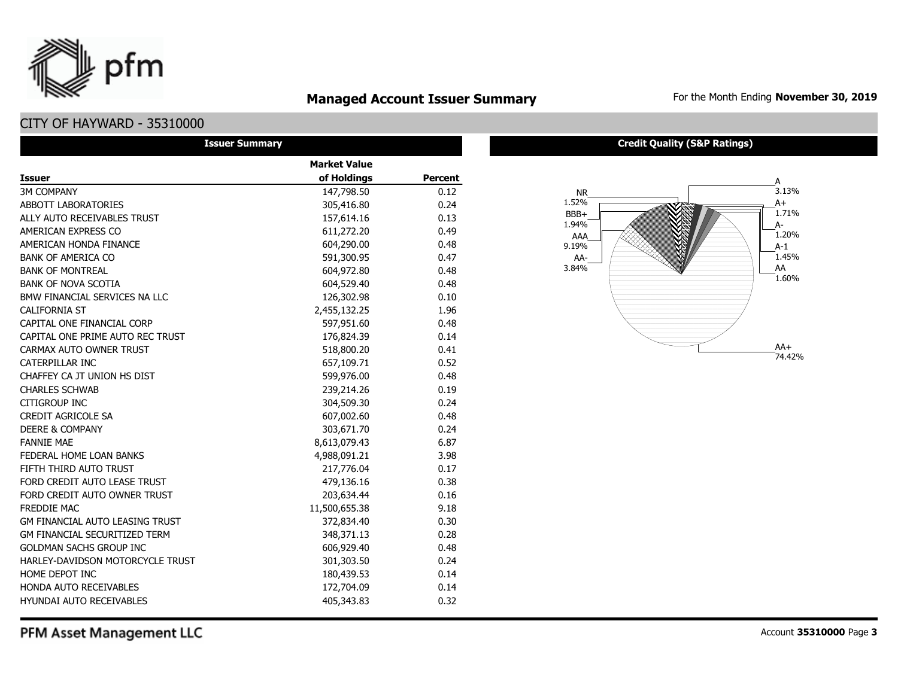# Managed Account Issuer Summary

For the Month Ending **November 30, 2019**

## CITY OF HAYWARD - 35310000

### Issuer Summary

| Issuer | Market Value of Holdings | Percent |
|---|---|---|
| 3M COMPANY | 147,798.50 | 0.12 |
| ABBOTT LABORATORIES | 305,416.80 | 0.24 |
| ALLY AUTO RECEIVABLES TRUST | 157,614.16 | 0.13 |
| AMERICAN EXPRESS CO | 611,272.20 | 0.49 |
| AMERICAN HONDA FINANCE | 604,290.00 | 0.48 |
| BANK OF AMERICA CO | 591,300.95 | 0.47 |
| BANK OF MONTREAL | 604,972.80 | 0.48 |
| BANK OF NOVA SCOTIA | 604,529.40 | 0.48 |
| BMW FINANCIAL SERVICES NA LLC | 126,302.98 | 0.10 |
| CALIFORNIA ST | 2,455,132.25 | 1.96 |
| CAPITAL ONE FINANCIAL CORP | 597,951.60 | 0.48 |
| CAPITAL ONE PRIME AUTO REC TRUST | 176,824.39 | 0.14 |
| CARMAX AUTO OWNER TRUST | 518,800.20 | 0.41 |
| CATERPILLAR INC | 657,109.71 | 0.52 |
| CHAFFEY CA JT UNION HS DIST | 599,976.00 | 0.48 |
| CHARLES SCHWAB | 239,214.26 | 0.19 |
| CITIGROUP INC | 304,509.30 | 0.24 |
| CREDIT AGRICOLE SA | 607,002.60 | 0.48 |
| DEERE & COMPANY | 303,671.70 | 0.24 |
| FANNIE MAE | 8,613,079.43 | 6.87 |
| FEDERAL HOME LOAN BANKS | 4,988,091.21 | 3.98 |
| FIFTH THIRD AUTO TRUST | 217,776.04 | 0.17 |
| FORD CREDIT AUTO LEASE TRUST | 479,136.16 | 0.38 |
| FORD CREDIT AUTO OWNER TRUST | 203,634.44 | 0.16 |
| FREDDIE MAC | 11,500,655.38 | 9.18 |
| GM FINANCIAL AUTO LEASING TRUST | 372,834.40 | 0.30 |
| GM FINANCIAL SECURITIZED TERM | 348,371.13 | 0.28 |
| GOLDMAN SACHS GROUP INC | 606,929.40 | 0.48 |
| HARLEY-DAVIDSON MOTORCYCLE TRUST | 301,303.50 | 0.24 |
| HOME DEPOT INC | 180,439.53 | 0.14 |
| HONDA AUTO RECEIVABLES | 172,704.09 | 0.14 |
| HYUNDAI AUTO RECEIVABLES | 405,343.83 | 0.32 |

### Credit Quality (S&P Ratings)

| Rating | Percent |
|---|---|
| A | 3.13% |
| A+ | 1.71% |
| A- | 1.20% |
| A-1 | 1.45% |
| AA | 1.60% |
| AA+ | 74.42% |
| AA- | 3.84% |
| AAA | 9.19% |
| BBB+ | 1.94% |
| NR | 1.52% |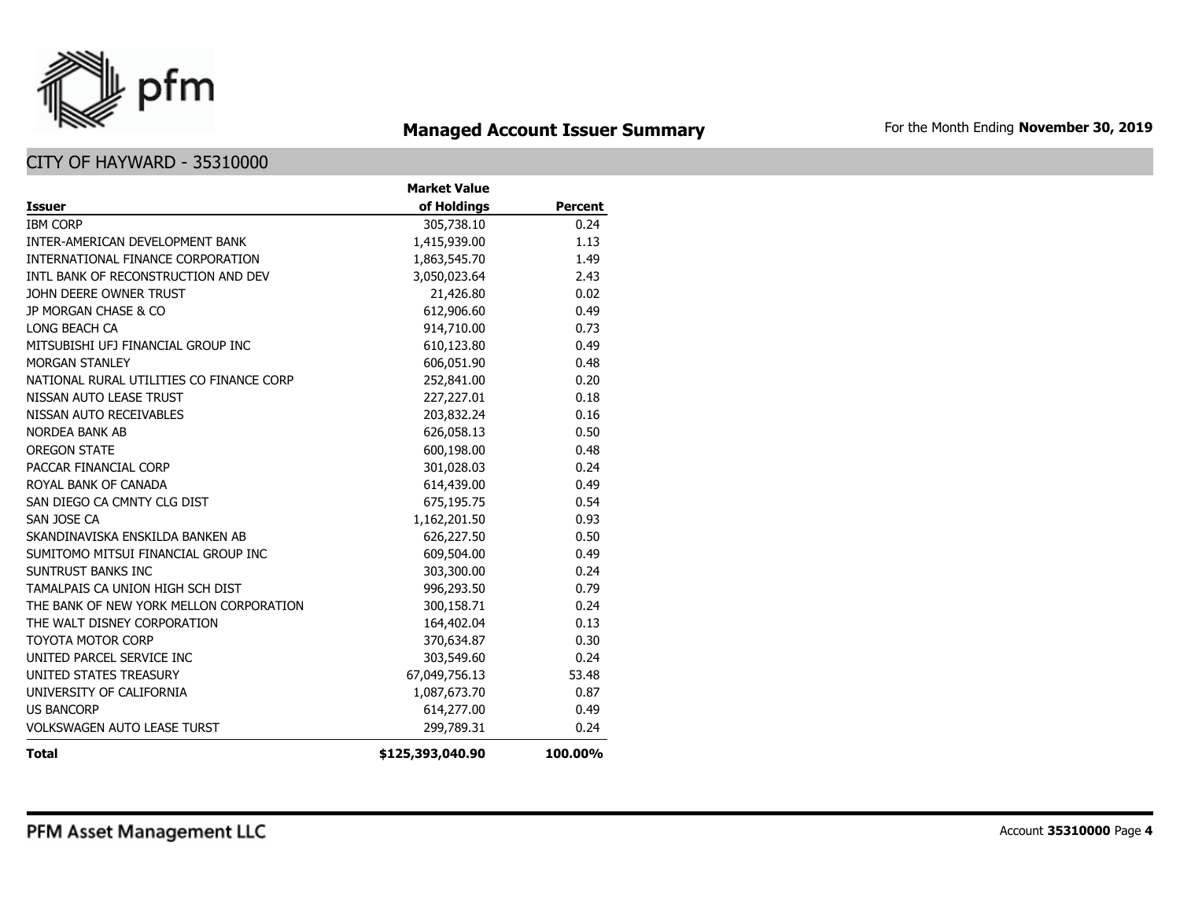# Managed Account Issuer Summary

For the Month Ending **November 30, 2019**

## CITY OF HAYWARD - 35310000

| Issuer | Market Value of Holdings | Percent |
|---|---|---|
| IBM CORP | 305,738.10 | 0.24 |
| INTER-AMERICAN DEVELOPMENT BANK | 1,415,939.00 | 1.13 |
| INTERNATIONAL FINANCE CORPORATION | 1,863,545.70 | 1.49 |
| INTL BANK OF RECONSTRUCTION AND DEV | 3,050,023.64 | 2.43 |
| JOHN DEERE OWNER TRUST | 21,426.80 | 0.02 |
| JP MORGAN CHASE & CO | 612,906.60 | 0.49 |
| LONG BEACH CA | 914,710.00 | 0.73 |
| MITSUBISHI UFJ FINANCIAL GROUP INC | 610,123.80 | 0.49 |
| MORGAN STANLEY | 606,051.90 | 0.48 |
| NATIONAL RURAL UTILITIES CO FINANCE CORP | 252,841.00 | 0.20 |
| NISSAN AUTO LEASE TRUST | 227,227.01 | 0.18 |
| NISSAN AUTO RECEIVABLES | 203,832.24 | 0.16 |
| NORDEA BANK AB | 626,058.13 | 0.50 |
| OREGON STATE | 600,198.00 | 0.48 |
| PACCAR FINANCIAL CORP | 301,028.03 | 0.24 |
| ROYAL BANK OF CANADA | 614,439.00 | 0.49 |
| SAN DIEGO CA CMNTY CLG DIST | 675,195.75 | 0.54 |
| SAN JOSE CA | 1,162,201.50 | 0.93 |
| SKANDINAVISKA ENSKILDA BANKEN AB | 626,227.50 | 0.50 |
| SUMITOMO MITSUI FINANCIAL GROUP INC | 609,504.00 | 0.49 |
| SUNTRUST BANKS INC | 303,300.00 | 0.24 |
| TAMALPAIS CA UNION HIGH SCH DIST | 996,293.50 | 0.79 |
| THE BANK OF NEW YORK MELLON CORPORATION | 300,158.71 | 0.24 |
| THE WALT DISNEY CORPORATION | 164,402.04 | 0.13 |
| TOYOTA MOTOR CORP | 370,634.87 | 0.30 |
| UNITED PARCEL SERVICE INC | 303,549.60 | 0.24 |
| UNITED STATES TREASURY | 67,049,756.13 | 53.48 |
| UNIVERSITY OF CALIFORNIA | 1,087,673.70 | 0.87 |
| US BANCORP | 614,277.00 | 0.49 |
| VOLKSWAGEN AUTO LEASE TURST | 299,789.31 | 0.24 |
| **Total** | **$125,393,040.90** | **100.00%** |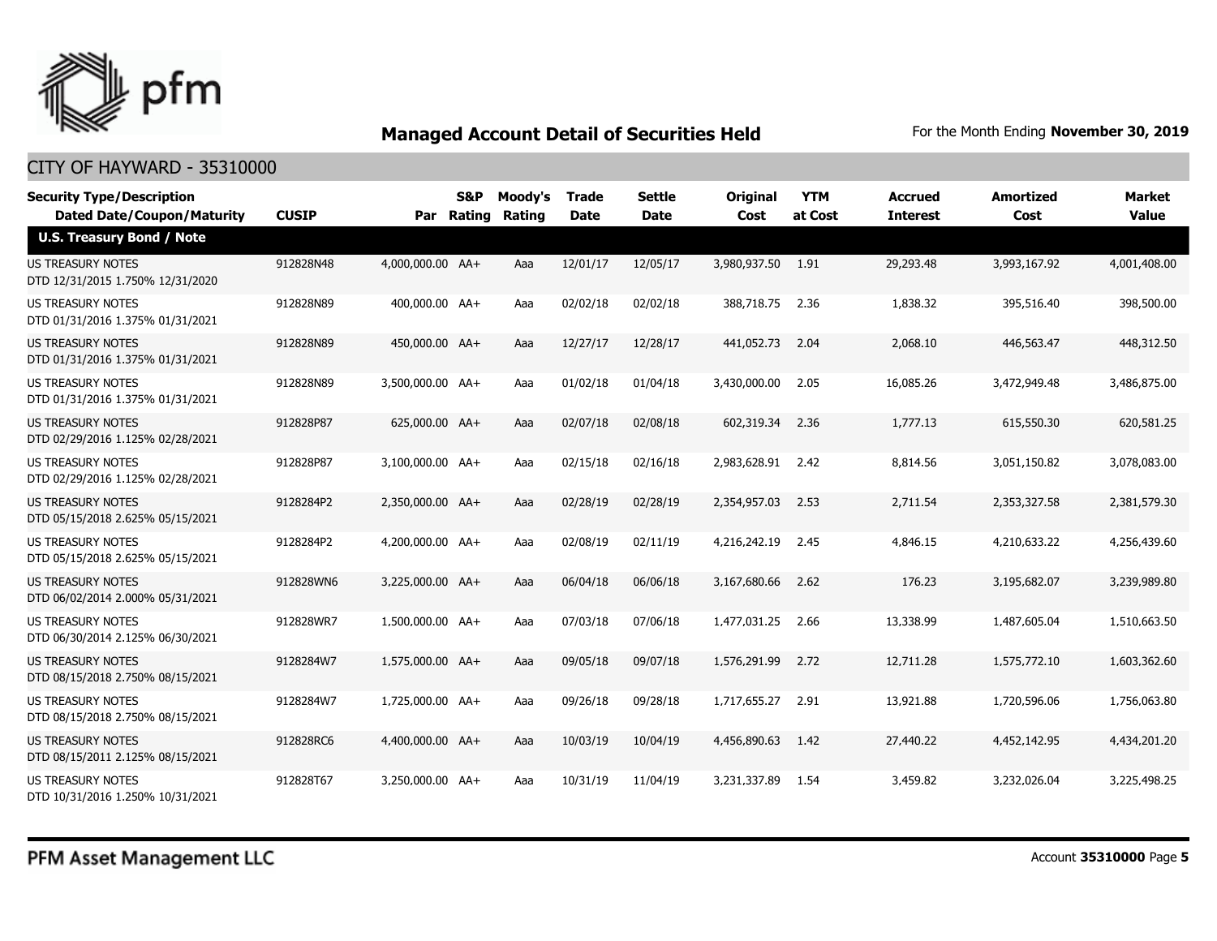# Managed Account Detail of Securities Held

For the Month Ending **November 30, 2019**

## CITY OF HAYWARD - 35310000

| Security Type/Description<br>Dated Date/Coupon/Maturity | CUSIP | Par | S&P Rating | Moody's Rating | Trade Date | Settle Date | Original Cost | YTM at Cost | Accrued Interest | Amortized Cost | Market Value |
|---|---|---|---|---|---|---|---|---|---|---|---|
| **U.S. Treasury Bond / Note** | | | | | | | | | | | |
| US TREASURY NOTES<br>DTD 12/31/2015 1.750% 12/31/2020 | 912828N48 | 4,000,000.00 | AA+ | Aaa | 12/01/17 | 12/05/17 | 3,980,937.50 | 1.91 | 29,293.48 | 3,993,167.92 | 4,001,408.00 |
| US TREASURY NOTES<br>DTD 01/31/2016 1.375% 01/31/2021 | 912828N89 | 400,000.00 | AA+ | Aaa | 02/02/18 | 02/02/18 | 388,718.75 | 2.36 | 1,838.32 | 395,516.40 | 398,500.00 |
| US TREASURY NOTES<br>DTD 01/31/2016 1.375% 01/31/2021 | 912828N89 | 450,000.00 | AA+ | Aaa | 12/27/17 | 12/28/17 | 441,052.73 | 2.04 | 2,068.10 | 446,563.47 | 448,312.50 |
| US TREASURY NOTES<br>DTD 01/31/2016 1.375% 01/31/2021 | 912828N89 | 3,500,000.00 | AA+ | Aaa | 01/02/18 | 01/04/18 | 3,430,000.00 | 2.05 | 16,085.26 | 3,472,949.48 | 3,486,875.00 |
| US TREASURY NOTES<br>DTD 02/29/2016 1.125% 02/28/2021 | 912828P87 | 625,000.00 | AA+ | Aaa | 02/07/18 | 02/08/18 | 602,319.34 | 2.36 | 1,777.13 | 615,550.30 | 620,581.25 |
| US TREASURY NOTES<br>DTD 02/29/2016 1.125% 02/28/2021 | 912828P87 | 3,100,000.00 | AA+ | Aaa | 02/15/18 | 02/16/18 | 2,983,628.91 | 2.42 | 8,814.56 | 3,051,150.82 | 3,078,083.00 |
| US TREASURY NOTES<br>DTD 05/15/2018 2.625% 05/15/2021 | 9128284P2 | 2,350,000.00 | AA+ | Aaa | 02/28/19 | 02/28/19 | 2,354,957.03 | 2.53 | 2,711.54 | 2,353,327.58 | 2,381,579.30 |
| US TREASURY NOTES<br>DTD 05/15/2018 2.625% 05/15/2021 | 9128284P2 | 4,200,000.00 | AA+ | Aaa | 02/08/19 | 02/11/19 | 4,216,242.19 | 2.45 | 4,846.15 | 4,210,633.22 | 4,256,439.60 |
| US TREASURY NOTES<br>DTD 06/02/2014 2.000% 05/31/2021 | 912828WN6 | 3,225,000.00 | AA+ | Aaa | 06/04/18 | 06/06/18 | 3,167,680.66 | 2.62 | 176.23 | 3,195,682.07 | 3,239,989.80 |
| US TREASURY NOTES<br>DTD 06/30/2014 2.125% 06/30/2021 | 912828WR7 | 1,500,000.00 | AA+ | Aaa | 07/03/18 | 07/06/18 | 1,477,031.25 | 2.66 | 13,338.99 | 1,487,605.04 | 1,510,663.50 |
| US TREASURY NOTES<br>DTD 08/15/2018 2.750% 08/15/2021 | 9128284W7 | 1,575,000.00 | AA+ | Aaa | 09/05/18 | 09/07/18 | 1,576,291.99 | 2.72 | 12,711.28 | 1,575,772.10 | 1,603,362.60 |
| US TREASURY NOTES<br>DTD 08/15/2018 2.750% 08/15/2021 | 9128284W7 | 1,725,000.00 | AA+ | Aaa | 09/26/18 | 09/28/18 | 1,717,655.27 | 2.91 | 13,921.88 | 1,720,596.06 | 1,756,063.80 |
| US TREASURY NOTES<br>DTD 08/15/2011 2.125% 08/15/2021 | 912828RC6 | 4,400,000.00 | AA+ | Aaa | 10/03/19 | 10/04/19 | 4,456,890.63 | 1.42 | 27,440.22 | 4,452,142.95 | 4,434,201.20 |
| US TREASURY NOTES<br>DTD 10/31/2016 1.250% 10/31/2021 | 912828T67 | 3,250,000.00 | AA+ | Aaa | 10/31/19 | 11/04/19 | 3,231,337.89 | 1.54 | 3,459.82 | 3,232,026.04 | 3,225,498.25 |

PFM Asset Management LLC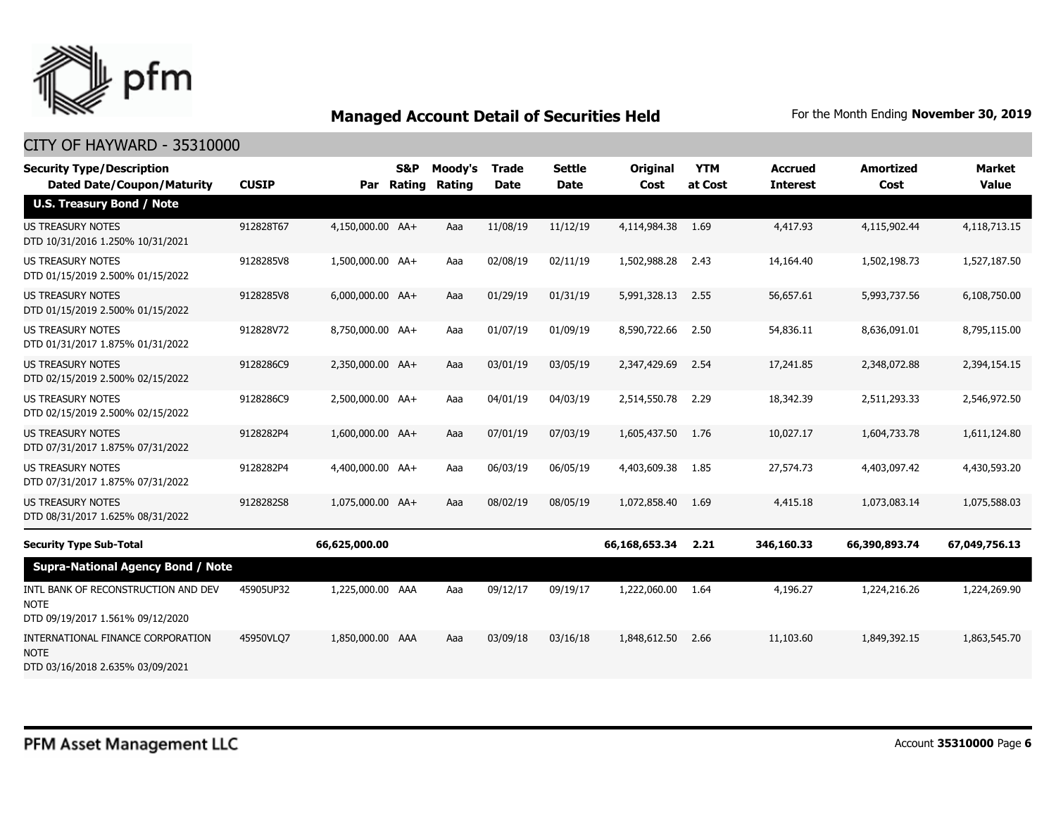## Managed Account Detail of Securities Held

For the Month Ending **November 30, 2019**

### CITY OF HAYWARD - 35310000

| Security Type/Description Dated Date/Coupon/Maturity | CUSIP | Par | S&P Rating | Moody's Rating | Trade Date | Settle Date | Original Cost | YTM at Cost | Accrued Interest | Amortized Cost | Market Value |
|---|---|---|---|---|---|---|---|---|---|---|---|
| **U.S. Treasury Bond / Note** | | | | | | | | | | | |
| US TREASURY NOTES DTD 10/31/2016 1.250% 10/31/2021 | 912828T67 | 4,150,000.00 | AA+ | Aaa | 11/08/19 | 11/12/19 | 4,114,984.38 | 1.69 | 4,417.93 | 4,115,902.44 | 4,118,713.15 |
| US TREASURY NOTES DTD 01/15/2019 2.500% 01/15/2022 | 9128285V8 | 1,500,000.00 | AA+ | Aaa | 02/08/19 | 02/11/19 | 1,502,988.28 | 2.43 | 14,164.40 | 1,502,198.73 | 1,527,187.50 |
| US TREASURY NOTES DTD 01/15/2019 2.500% 01/15/2022 | 9128285V8 | 6,000,000.00 | AA+ | Aaa | 01/29/19 | 01/31/19 | 5,991,328.13 | 2.55 | 56,657.61 | 5,993,737.56 | 6,108,750.00 |
| US TREASURY NOTES DTD 01/31/2017 1.875% 01/31/2022 | 912828V72 | 8,750,000.00 | AA+ | Aaa | 01/07/19 | 01/09/19 | 8,590,722.66 | 2.50 | 54,836.11 | 8,636,091.01 | 8,795,115.00 |
| US TREASURY NOTES DTD 02/15/2019 2.500% 02/15/2022 | 9128286C9 | 2,350,000.00 | AA+ | Aaa | 03/01/19 | 03/05/19 | 2,347,429.69 | 2.54 | 17,241.85 | 2,348,072.88 | 2,394,154.15 |
| US TREASURY NOTES DTD 02/15/2019 2.500% 02/15/2022 | 9128286C9 | 2,500,000.00 | AA+ | Aaa | 04/01/19 | 04/03/19 | 2,514,550.78 | 2.29 | 18,342.39 | 2,511,293.33 | 2,546,972.50 |
| US TREASURY NOTES DTD 07/31/2017 1.875% 07/31/2022 | 9128282P4 | 1,600,000.00 | AA+ | Aaa | 07/01/19 | 07/03/19 | 1,605,437.50 | 1.76 | 10,027.17 | 1,604,733.78 | 1,611,124.80 |
| US TREASURY NOTES DTD 07/31/2017 1.875% 07/31/2022 | 9128282P4 | 4,400,000.00 | AA+ | Aaa | 06/03/19 | 06/05/19 | 4,403,609.38 | 1.85 | 27,574.73 | 4,403,097.42 | 4,430,593.20 |
| US TREASURY NOTES DTD 08/31/2017 1.625% 08/31/2022 | 9128282S8 | 1,075,000.00 | AA+ | Aaa | 08/02/19 | 08/05/19 | 1,072,858.40 | 1.69 | 4,415.18 | 1,073,083.14 | 1,075,588.03 |
| **Security Type Sub-Total** | | **66,625,000.00** | | | | | **66,168,653.34** | **2.21** | **346,160.33** | **66,390,893.74** | **67,049,756.13** |
| **Supra-National Agency Bond / Note** | | | | | | | | | | | |
| INTL BANK OF RECONSTRUCTION AND DEV NOTE DTD 09/19/2017 1.561% 09/12/2020 | 45905UP32 | 1,225,000.00 | AAA | Aaa | 09/12/17 | 09/19/17 | 1,222,060.00 | 1.64 | 4,196.27 | 1,224,216.26 | 1,224,269.90 |
| INTERNATIONAL FINANCE CORPORATION NOTE DTD 03/16/2018 2.635% 03/09/2021 | 45950VLQ7 | 1,850,000.00 | AAA | Aaa | 03/09/18 | 03/16/18 | 1,848,612.50 | 2.66 | 11,103.60 | 1,849,392.15 | 1,863,545.70 |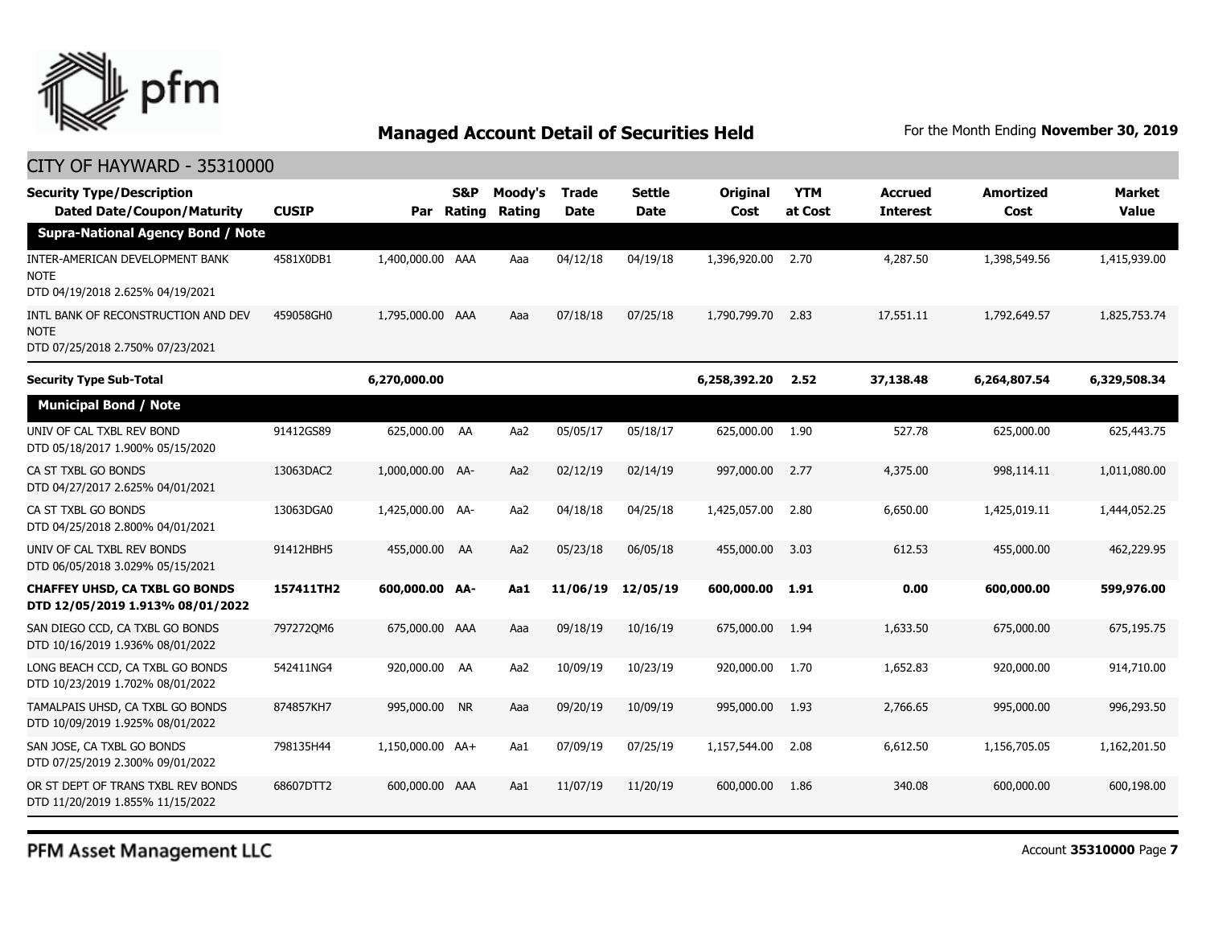## Managed Account Detail of Securities Held

For the Month Ending **November 30, 2019**

CITY OF HAYWARD - 35310000

| Security Type/Description Dated Date/Coupon/Maturity | CUSIP | Par | S&P Rating | Moody's Rating | Trade Date | Settle Date | Original Cost | YTM at Cost | Accrued Interest | Amortized Cost | Market Value |
|---|---|---|---|---|---|---|---|---|---|---|---|
| **Supra-National Agency Bond / Note** | | | | | | | | | | | |
| INTER-AMERICAN DEVELOPMENT BANK NOTE DTD 04/19/2018 2.625% 04/19/2021 | 4581X0DB1 | 1,400,000.00 | AAA | Aaa | 04/12/18 | 04/19/18 | 1,396,920.00 | 2.70 | 4,287.50 | 1,398,549.56 | 1,415,939.00 |
| INTL BANK OF RECONSTRUCTION AND DEV NOTE DTD 07/25/2018 2.750% 07/23/2021 | 459058GH0 | 1,795,000.00 | AAA | Aaa | 07/18/18 | 07/25/18 | 1,790,799.70 | 2.83 | 17,551.11 | 1,792,649.57 | 1,825,753.74 |
| **Security Type Sub-Total** | | **6,270,000.00** | | | | | **6,258,392.20** | **2.52** | **37,138.48** | **6,264,807.54** | **6,329,508.34** |
| **Municipal Bond / Note** | | | | | | | | | | | |
| UNIV OF CAL TXBL REV BOND DTD 05/18/2017 1.900% 05/15/2020 | 91412GS89 | 625,000.00 | AA | Aa2 | 05/05/17 | 05/18/17 | 625,000.00 | 1.90 | 527.78 | 625,000.00 | 625,443.75 |
| CA ST TXBL GO BONDS DTD 04/27/2017 2.625% 04/01/2021 | 13063DAC2 | 1,000,000.00 | AA- | Aa2 | 02/12/19 | 02/14/19 | 997,000.00 | 2.77 | 4,375.00 | 998,114.11 | 1,011,080.00 |
| CA ST TXBL GO BONDS DTD 04/25/2018 2.800% 04/01/2021 | 13063DGA0 | 1,425,000.00 | AA- | Aa2 | 04/18/18 | 04/25/18 | 1,425,057.00 | 2.80 | 6,650.00 | 1,425,019.11 | 1,444,052.25 |
| UNIV OF CAL TXBL REV BONDS DTD 06/05/2018 3.029% 05/15/2021 | 91412HBH5 | 455,000.00 | AA | Aa2 | 05/23/18 | 06/05/18 | 455,000.00 | 3.03 | 612.53 | 455,000.00 | 462,229.95 |
| **CHAFFEY UHSD, CA TXBL GO BONDS DTD 12/05/2019 1.913% 08/01/2022** | **157411TH2** | **600,000.00** | **AA-** | **Aa1** | **11/06/19** | **12/05/19** | **600,000.00** | **1.91** | **0.00** | **600,000.00** | **599,976.00** |
| SAN DIEGO CCD, CA TXBL GO BONDS DTD 10/16/2019 1.936% 08/01/2022 | 797272QM6 | 675,000.00 | AAA | Aaa | 09/18/19 | 10/16/19 | 675,000.00 | 1.94 | 1,633.50 | 675,000.00 | 675,195.75 |
| LONG BEACH CCD, CA TXBL GO BONDS DTD 10/23/2019 1.702% 08/01/2022 | 542411NG4 | 920,000.00 | AA | Aa2 | 10/09/19 | 10/23/19 | 920,000.00 | 1.70 | 1,652.83 | 920,000.00 | 914,710.00 |
| TAMALPAIS UHSD, CA TXBL GO BONDS DTD 10/09/2019 1.925% 08/01/2022 | 874857KH7 | 995,000.00 | NR | Aaa | 09/20/19 | 10/09/19 | 995,000.00 | 1.93 | 2,766.65 | 995,000.00 | 996,293.50 |
| SAN JOSE, CA TXBL GO BONDS DTD 07/25/2019 2.300% 09/01/2022 | 798135H44 | 1,150,000.00 | AA+ | Aa1 | 07/09/19 | 07/25/19 | 1,157,544.00 | 2.08 | 6,612.50 | 1,156,705.05 | 1,162,201.50 |
| OR ST DEPT OF TRANS TXBL REV BONDS DTD 11/20/2019 1.855% 11/15/2022 | 68607DTT2 | 600,000.00 | AAA | Aa1 | 11/07/19 | 11/20/19 | 600,000.00 | 1.86 | 340.08 | 600,000.00 | 600,198.00 |

PFM Asset Management LLC

Account **35310000**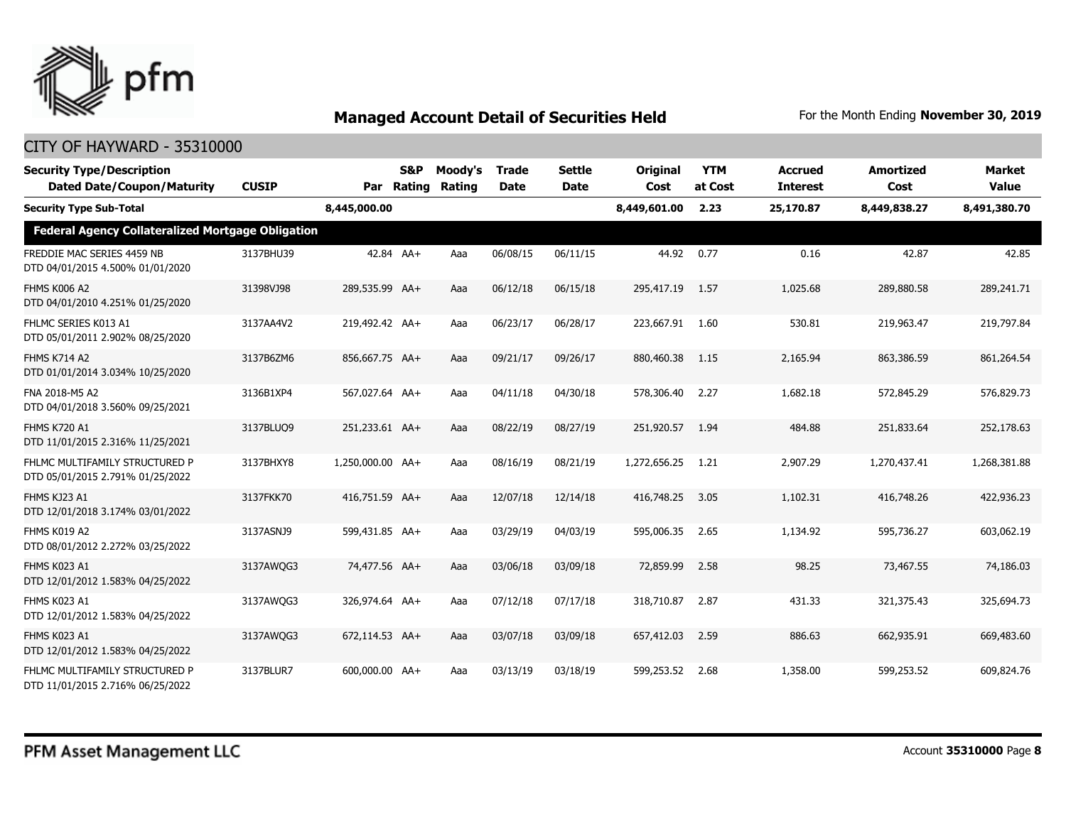# Managed Account Detail of Securities Held

For the Month Ending **November 30, 2019**

## CITY OF HAYWARD - 35310000

| Security Type/Description Dated Date/Coupon/Maturity | CUSIP | Par | S&P Rating | Moody's Rating | Trade Date | Settle Date | Original Cost | YTM at Cost | Accrued Interest | Amortized Cost | Market Value |
|---|---|---|---|---|---|---|---|---|---|---|---|
| **Security Type Sub-Total** | | **8,445,000.00** | | | | | **8,449,601.00** | **2.23** | **25,170.87** | **8,449,838.27** | **8,491,380.70** |
| **Federal Agency Collateralized Mortgage Obligation** | | | | | | | | | | | |
| FREDDIE MAC SERIES 4459 NB DTD 04/01/2015 4.500% 01/01/2020 | 3137BHU39 | 42.84 | AA+ | Aaa | 06/08/15 | 06/11/15 | 44.92 | 0.77 | 0.16 | 42.87 | 42.85 |
| FHMS K006 A2 DTD 04/01/2010 4.251% 01/25/2020 | 31398VJ98 | 289,535.99 | AA+ | Aaa | 06/12/18 | 06/15/18 | 295,417.19 | 1.57 | 1,025.68 | 289,880.58 | 289,241.71 |
| FHLMC SERIES K013 A1 DTD 05/01/2011 2.902% 08/25/2020 | 3137AA4V2 | 219,492.42 | AA+ | Aaa | 06/23/17 | 06/28/17 | 223,667.91 | 1.60 | 530.81 | 219,963.47 | 219,797.84 |
| FHMS K714 A2 DTD 01/01/2014 3.034% 10/25/2020 | 3137B6ZM6 | 856,667.75 | AA+ | Aaa | 09/21/17 | 09/26/17 | 880,460.38 | 1.15 | 2,165.94 | 863,386.59 | 861,264.54 |
| FNA 2018-M5 A2 DTD 04/01/2018 3.560% 09/25/2021 | 3136B1XP4 | 567,027.64 | AA+ | Aaa | 04/11/18 | 04/30/18 | 578,306.40 | 2.27 | 1,682.18 | 572,845.29 | 576,829.73 |
| FHMS K720 A1 DTD 11/01/2015 2.316% 11/25/2021 | 3137BLUQ9 | 251,233.61 | AA+ | Aaa | 08/22/19 | 08/27/19 | 251,920.57 | 1.94 | 484.88 | 251,833.64 | 252,178.63 |
| FHLMC MULTIFAMILY STRUCTURED P DTD 05/01/2015 2.791% 01/25/2022 | 3137BHXY8 | 1,250,000.00 | AA+ | Aaa | 08/16/19 | 08/21/19 | 1,272,656.25 | 1.21 | 2,907.29 | 1,270,437.41 | 1,268,381.88 |
| FHMS KJ23 A1 DTD 12/01/2018 3.174% 03/01/2022 | 3137FKK70 | 416,751.59 | AA+ | Aaa | 12/07/18 | 12/14/18 | 416,748.25 | 3.05 | 1,102.31 | 416,748.26 | 422,936.23 |
| FHMS K019 A2 DTD 08/01/2012 2.272% 03/25/2022 | 3137ASNJ9 | 599,431.85 | AA+ | Aaa | 03/29/19 | 04/03/19 | 595,006.35 | 2.65 | 1,134.92 | 595,736.27 | 603,062.19 |
| FHMS K023 A1 DTD 12/01/2012 1.583% 04/25/2022 | 3137AWQG3 | 74,477.56 | AA+ | Aaa | 03/06/18 | 03/09/18 | 72,859.99 | 2.58 | 98.25 | 73,467.55 | 74,186.03 |
| FHMS K023 A1 DTD 12/01/2012 1.583% 04/25/2022 | 3137AWQG3 | 326,974.64 | AA+ | Aaa | 07/12/18 | 07/17/18 | 318,710.87 | 2.87 | 431.33 | 321,375.43 | 325,694.73 |
| FHMS K023 A1 DTD 12/01/2012 1.583% 04/25/2022 | 3137AWQG3 | 672,114.53 | AA+ | Aaa | 03/07/18 | 03/09/18 | 657,412.03 | 2.59 | 886.63 | 662,935.91 | 669,483.60 |
| FHLMC MULTIFAMILY STRUCTURED P DTD 11/01/2015 2.716% 06/25/2022 | 3137BLUR7 | 600,000.00 | AA+ | Aaa | 03/13/19 | 03/18/19 | 599,253.52 | 2.68 | 1,358.00 | 599,253.52 | 609,824.76 |

PFM Asset Management LLC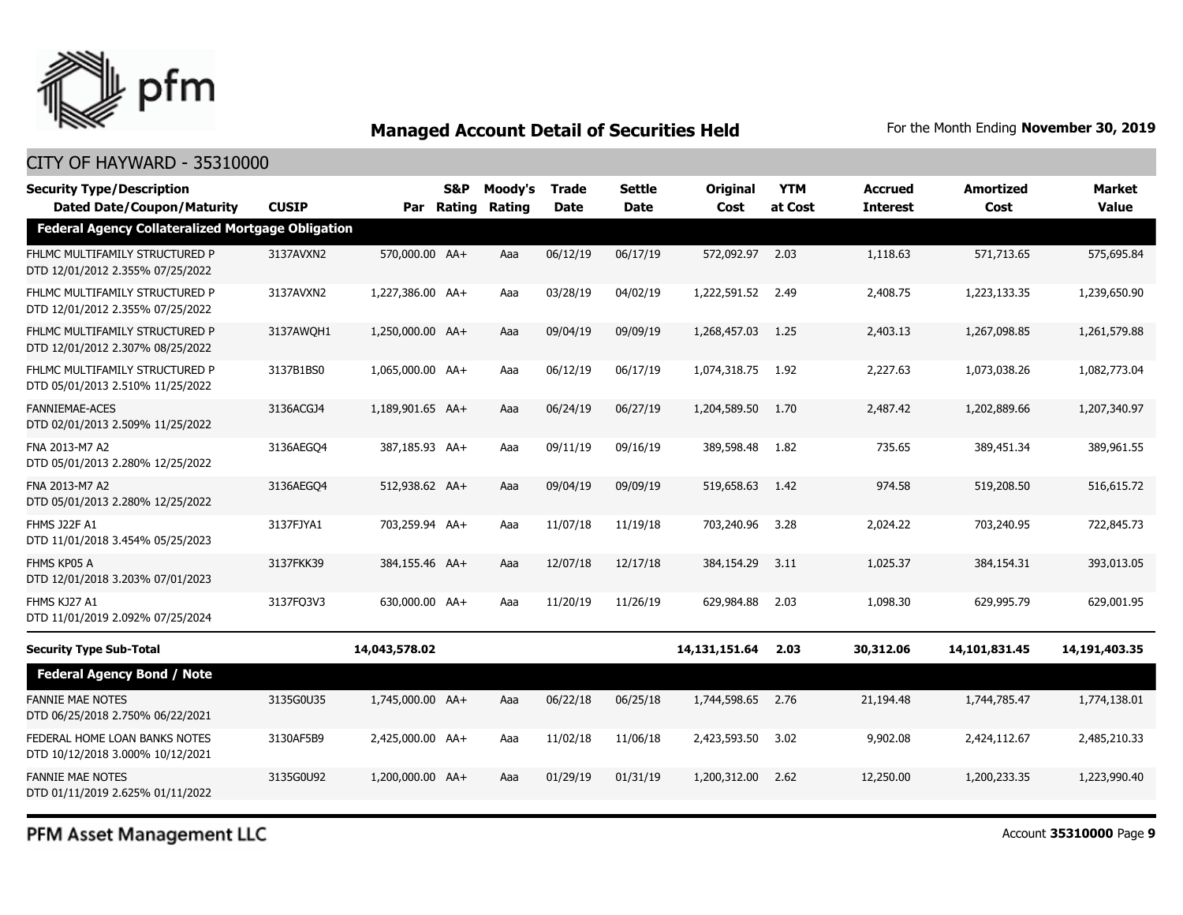## Managed Account Detail of Securities Held

For the Month Ending **November 30, 2019**

CITY OF HAYWARD - 35310000

| Security Type/Description Dated Date/Coupon/Maturity | CUSIP | Par | S&P Rating | Moody's Rating | Trade Date | Settle Date | Original Cost | YTM at Cost | Accrued Interest | Amortized Cost | Market Value |
|---|---|---|---|---|---|---|---|---|---|---|---|
| **Federal Agency Collateralized Mortgage Obligation** | | | | | | | | | | | |
| FHLMC MULTIFAMILY STRUCTURED P DTD 12/01/2012 2.355% 07/25/2022 | 3137AVXN2 | 570,000.00 | AA+ | Aaa | 06/12/19 | 06/17/19 | 572,092.97 | 2.03 | 1,118.63 | 571,713.65 | 575,695.84 |
| FHLMC MULTIFAMILY STRUCTURED P DTD 12/01/2012 2.355% 07/25/2022 | 3137AVXN2 | 1,227,386.00 | AA+ | Aaa | 03/28/19 | 04/02/19 | 1,222,591.52 | 2.49 | 2,408.75 | 1,223,133.35 | 1,239,650.90 |
| FHLMC MULTIFAMILY STRUCTURED P DTD 12/01/2012 2.307% 08/25/2022 | 3137AWQH1 | 1,250,000.00 | AA+ | Aaa | 09/04/19 | 09/09/19 | 1,268,457.03 | 1.25 | 2,403.13 | 1,267,098.85 | 1,261,579.88 |
| FHLMC MULTIFAMILY STRUCTURED P DTD 05/01/2013 2.510% 11/25/2022 | 3137B1BS0 | 1,065,000.00 | AA+ | Aaa | 06/12/19 | 06/17/19 | 1,074,318.75 | 1.92 | 2,227.63 | 1,073,038.26 | 1,082,773.04 |
| FANNIEMAE-ACES DTD 02/01/2013 2.509% 11/25/2022 | 3136ACGJ4 | 1,189,901.65 | AA+ | Aaa | 06/24/19 | 06/27/19 | 1,204,589.50 | 1.70 | 2,487.42 | 1,202,889.66 | 1,207,340.97 |
| FNA 2013-M7 A2 DTD 05/01/2013 2.280% 12/25/2022 | 3136AEGQ4 | 387,185.93 | AA+ | Aaa | 09/11/19 | 09/16/19 | 389,598.48 | 1.82 | 735.65 | 389,451.34 | 389,961.55 |
| FNA 2013-M7 A2 DTD 05/01/2013 2.280% 12/25/2022 | 3136AEGQ4 | 512,938.62 | AA+ | Aaa | 09/04/19 | 09/09/19 | 519,658.63 | 1.42 | 974.58 | 519,208.50 | 516,615.72 |
| FHMS J22F A1 DTD 11/01/2018 3.454% 05/25/2023 | 3137FJYA1 | 703,259.94 | AA+ | Aaa | 11/07/18 | 11/19/18 | 703,240.96 | 3.28 | 2,024.22 | 703,240.95 | 722,845.73 |
| FHMS KP05 A DTD 12/01/2018 3.203% 07/01/2023 | 3137FKK39 | 384,155.46 | AA+ | Aaa | 12/07/18 | 12/17/18 | 384,154.29 | 3.11 | 1,025.37 | 384,154.31 | 393,013.05 |
| FHMS KJ27 A1 DTD 11/01/2019 2.092% 07/25/2024 | 3137FQ3V3 | 630,000.00 | AA+ | Aaa | 11/20/19 | 11/26/19 | 629,984.88 | 2.03 | 1,098.30 | 629,995.79 | 629,001.95 |
| **Security Type Sub-Total** | | **14,043,578.02** | | | | | **14,131,151.64** | **2.03** | **30,312.06** | **14,101,831.45** | **14,191,403.35** |
| **Federal Agency Bond / Note** | | | | | | | | | | | |
| FANNIE MAE NOTES DTD 06/25/2018 2.750% 06/22/2021 | 3135G0U35 | 1,745,000.00 | AA+ | Aaa | 06/22/18 | 06/25/18 | 1,744,598.65 | 2.76 | 21,194.48 | 1,744,785.47 | 1,774,138.01 |
| FEDERAL HOME LOAN BANKS NOTES DTD 10/12/2018 3.000% 10/12/2021 | 3130AF5B9 | 2,425,000.00 | AA+ | Aaa | 11/02/18 | 11/06/18 | 2,423,593.50 | 3.02 | 9,902.08 | 2,424,112.67 | 2,485,210.33 |
| FANNIE MAE NOTES DTD 01/11/2019 2.625% 01/11/2022 | 3135G0U92 | 1,200,000.00 | AA+ | Aaa | 01/29/19 | 01/31/19 | 1,200,312.00 | 2.62 | 12,250.00 | 1,200,233.35 | 1,223,990.40 |

PFM Asset Management LLC

Account **35310000**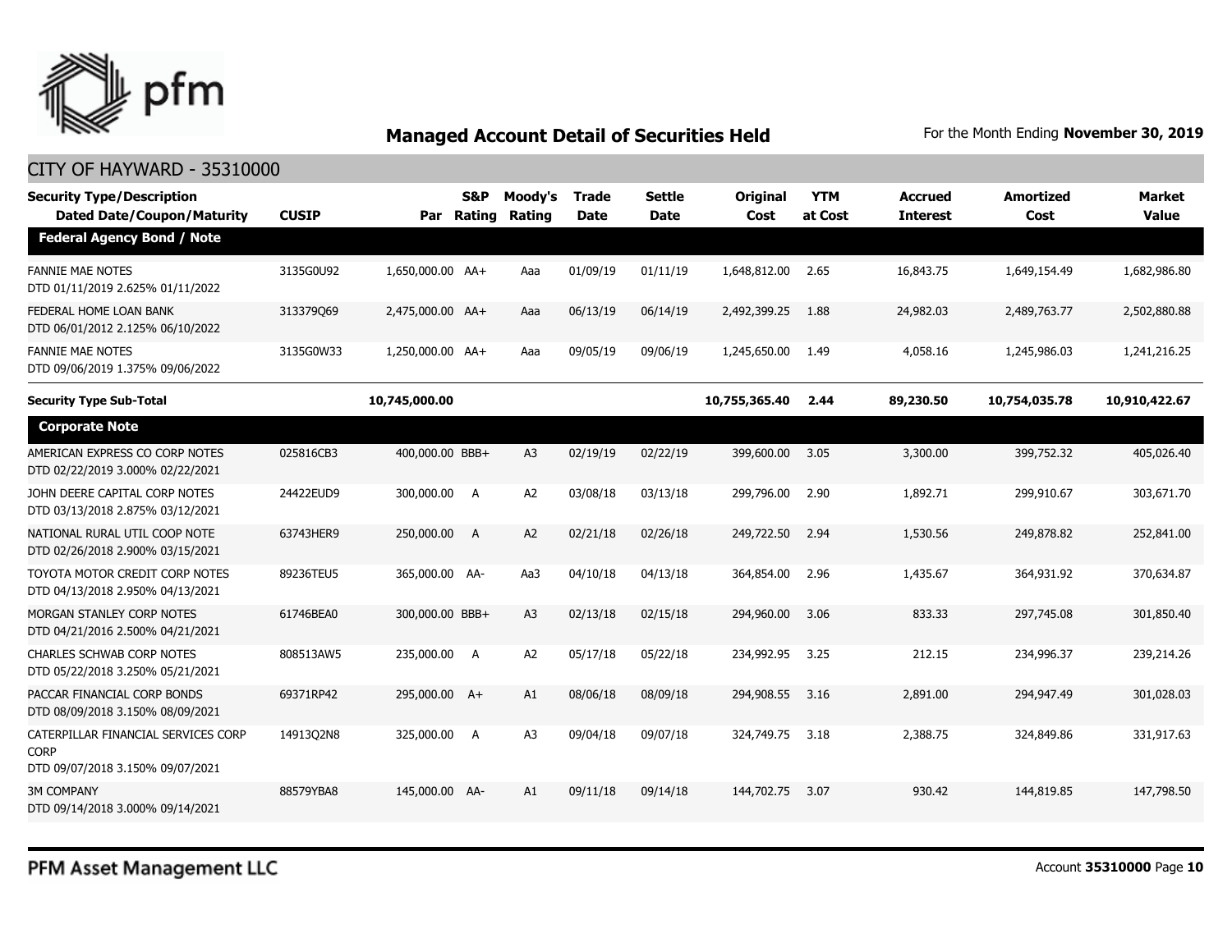## Managed Account Detail of Securities Held

For the Month Ending **November 30, 2019**

CITY OF HAYWARD - 35310000

| Security Type/Description Dated Date/Coupon/Maturity | CUSIP | Par | S&P Rating | Moody's Rating | Trade Date | Settle Date | Original Cost | YTM at Cost | Accrued Interest | Amortized Cost | Market Value |
|---|---|---|---|---|---|---|---|---|---|---|---|
| **Federal Agency Bond / Note** | | | | | | | | | | | |
| FANNIE MAE NOTES DTD 01/11/2019 2.625% 01/11/2022 | 3135G0U92 | 1,650,000.00 | AA+ | Aaa | 01/09/19 | 01/11/19 | 1,648,812.00 | 2.65 | 16,843.75 | 1,649,154.49 | 1,682,986.80 |
| FEDERAL HOME LOAN BANK DTD 06/01/2012 2.125% 06/10/2022 | 313379Q69 | 2,475,000.00 | AA+ | Aaa | 06/13/19 | 06/14/19 | 2,492,399.25 | 1.88 | 24,982.03 | 2,489,763.77 | 2,502,880.88 |
| FANNIE MAE NOTES DTD 09/06/2019 1.375% 09/06/2022 | 3135G0W33 | 1,250,000.00 | AA+ | Aaa | 09/05/19 | 09/06/19 | 1,245,650.00 | 1.49 | 4,058.16 | 1,245,986.03 | 1,241,216.25 |
| **Security Type Sub-Total** | | **10,745,000.00** | | | | | **10,755,365.40** | **2.44** | **89,230.50** | **10,754,035.78** | **10,910,422.67** |
| **Corporate Note** | | | | | | | | | | | |
| AMERICAN EXPRESS CO CORP NOTES DTD 02/22/2019 3.000% 02/22/2021 | 025816CB3 | 400,000.00 | BBB+ | A3 | 02/19/19 | 02/22/19 | 399,600.00 | 3.05 | 3,300.00 | 399,752.32 | 405,026.40 |
| JOHN DEERE CAPITAL CORP NOTES DTD 03/13/2018 2.875% 03/12/2021 | 24422EUD9 | 300,000.00 | A | A2 | 03/08/18 | 03/13/18 | 299,796.00 | 2.90 | 1,892.71 | 299,910.67 | 303,671.70 |
| NATIONAL RURAL UTIL COOP NOTE DTD 02/26/2018 2.900% 03/15/2021 | 63743HER9 | 250,000.00 | A | A2 | 02/21/18 | 02/26/18 | 249,722.50 | 2.94 | 1,530.56 | 249,878.82 | 252,841.00 |
| TOYOTA MOTOR CREDIT CORP NOTES DTD 04/13/2018 2.950% 04/13/2021 | 89236TEU5 | 365,000.00 | AA- | Aa3 | 04/10/18 | 04/13/18 | 364,854.00 | 2.96 | 1,435.67 | 364,931.92 | 370,634.87 |
| MORGAN STANLEY CORP NOTES DTD 04/21/2016 2.500% 04/21/2021 | 61746BEA0 | 300,000.00 | BBB+ | A3 | 02/13/18 | 02/15/18 | 294,960.00 | 3.06 | 833.33 | 297,745.08 | 301,850.40 |
| CHARLES SCHWAB CORP NOTES DTD 05/22/2018 3.250% 05/21/2021 | 808513AW5 | 235,000.00 | A | A2 | 05/17/18 | 05/22/18 | 234,992.95 | 3.25 | 212.15 | 234,996.37 | 239,214.26 |
| PACCAR FINANCIAL CORP BONDS DTD 08/09/2018 3.150% 08/09/2021 | 69371RP42 | 295,000.00 | A+ | A1 | 08/06/18 | 08/09/18 | 294,908.55 | 3.16 | 2,891.00 | 294,947.49 | 301,028.03 |
| CATERPILLAR FINANCIAL SERVICES CORP CORP DTD 09/07/2018 3.150% 09/07/2021 | 14913Q2N8 | 325,000.00 | A | A3 | 09/04/18 | 09/07/18 | 324,749.75 | 3.18 | 2,388.75 | 324,849.86 | 331,917.63 |
| 3M COMPANY DTD 09/14/2018 3.000% 09/14/2021 | 88579YBA8 | 145,000.00 | AA- | A1 | 09/11/18 | 09/14/18 | 144,702.75 | 3.07 | 930.42 | 144,819.85 | 147,798.50 |

PFM Asset Management LLC

Account **35310000**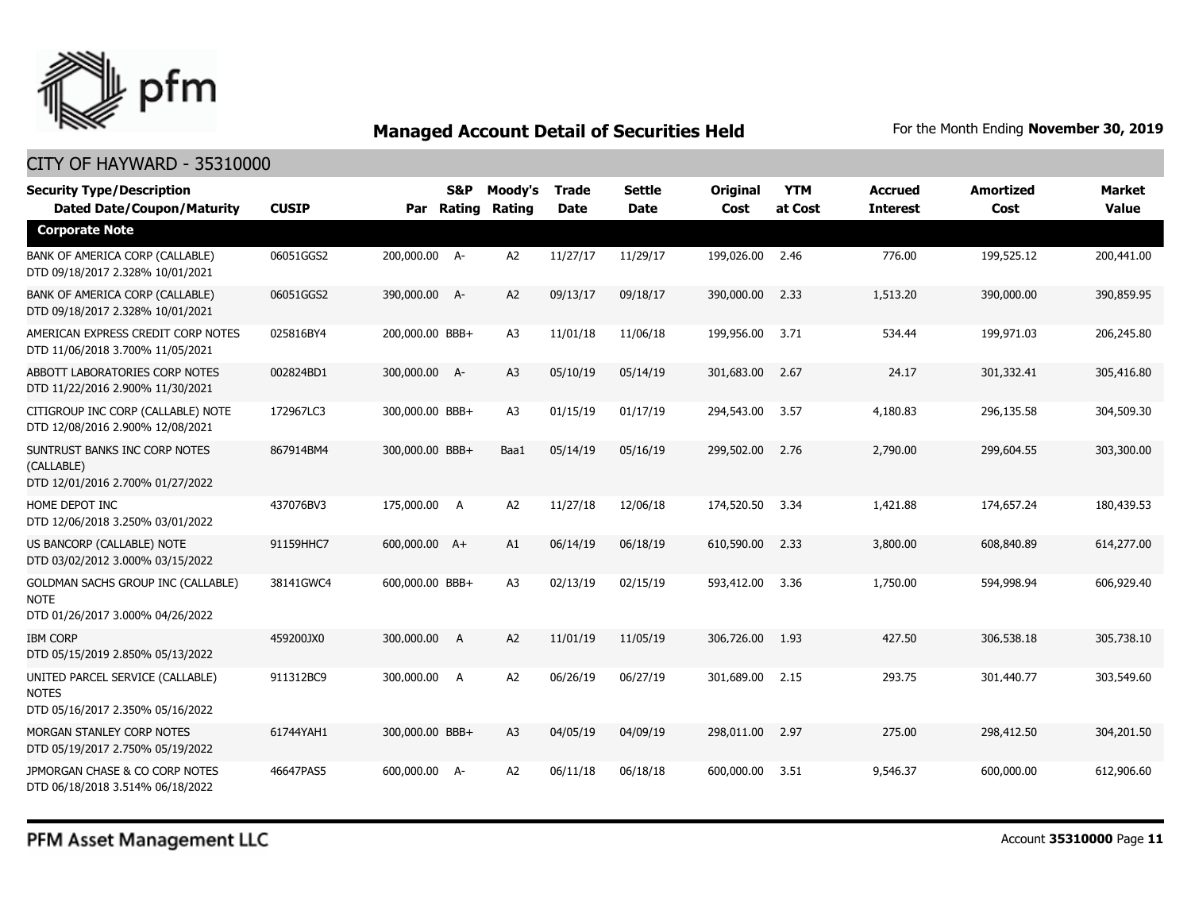## Managed Account Detail of Securities Held

For the Month Ending **November 30, 2019**

### CITY OF HAYWARD - 35310000

| Security Type/Description Dated Date/Coupon/Maturity | CUSIP | Par | S&P Rating | Moody's Rating | Trade Date | Settle Date | Original Cost | YTM at Cost | Accrued Interest | Amortized Cost | Market Value |
|---|---|---|---|---|---|---|---|---|---|---|---|
| **Corporate Note** | | | | | | | | | | | |
| BANK OF AMERICA CORP (CALLABLE) DTD 09/18/2017 2.328% 10/01/2021 | 06051GGS2 | 200,000.00 | A- | A2 | 11/27/17 | 11/29/17 | 199,026.00 | 2.46 | 776.00 | 199,525.12 | 200,441.00 |
| BANK OF AMERICA CORP (CALLABLE) DTD 09/18/2017 2.328% 10/01/2021 | 06051GGS2 | 390,000.00 | A- | A2 | 09/13/17 | 09/18/17 | 390,000.00 | 2.33 | 1,513.20 | 390,000.00 | 390,859.95 |
| AMERICAN EXPRESS CREDIT CORP NOTES DTD 11/06/2018 3.700% 11/05/2021 | 025816BY4 | 200,000.00 | BBB+ | A3 | 11/01/18 | 11/06/18 | 199,956.00 | 3.71 | 534.44 | 199,971.03 | 206,245.80 |
| ABBOTT LABORATORIES CORP NOTES DTD 11/22/2016 2.900% 11/30/2021 | 002824BD1 | 300,000.00 | A- | A3 | 05/10/19 | 05/14/19 | 301,683.00 | 2.67 | 24.17 | 301,332.41 | 305,416.80 |
| CITIGROUP INC CORP (CALLABLE) NOTE DTD 12/08/2016 2.900% 12/08/2021 | 172967LC3 | 300,000.00 | BBB+ | A3 | 01/15/19 | 01/17/19 | 294,543.00 | 3.57 | 4,180.83 | 296,135.58 | 304,509.30 |
| SUNTRUST BANKS INC CORP NOTES (CALLABLE) DTD 12/01/2016 2.700% 01/27/2022 | 867914BM4 | 300,000.00 | BBB+ | Baa1 | 05/14/19 | 05/16/19 | 299,502.00 | 2.76 | 2,790.00 | 299,604.55 | 303,300.00 |
| HOME DEPOT INC DTD 12/06/2018 3.250% 03/01/2022 | 437076BV3 | 175,000.00 | A | A2 | 11/27/18 | 12/06/18 | 174,520.50 | 3.34 | 1,421.88 | 174,657.24 | 180,439.53 |
| US BANCORP (CALLABLE) NOTE DTD 03/02/2012 3.000% 03/15/2022 | 91159HHC7 | 600,000.00 | A+ | A1 | 06/14/19 | 06/18/19 | 610,590.00 | 2.33 | 3,800.00 | 608,840.89 | 614,277.00 |
| GOLDMAN SACHS GROUP INC (CALLABLE) NOTE DTD 01/26/2017 3.000% 04/26/2022 | 38141GWC4 | 600,000.00 | BBB+ | A3 | 02/13/19 | 02/15/19 | 593,412.00 | 3.36 | 1,750.00 | 594,998.94 | 606,929.40 |
| IBM CORP DTD 05/15/2019 2.850% 05/13/2022 | 459200JX0 | 300,000.00 | A | A2 | 11/01/19 | 11/05/19 | 306,726.00 | 1.93 | 427.50 | 306,538.18 | 305,738.10 |
| UNITED PARCEL SERVICE (CALLABLE) NOTES DTD 05/16/2017 2.350% 05/16/2022 | 911312BC9 | 300,000.00 | A | A2 | 06/26/19 | 06/27/19 | 301,689.00 | 2.15 | 293.75 | 301,440.77 | 303,549.60 |
| MORGAN STANLEY CORP NOTES DTD 05/19/2017 2.750% 05/19/2022 | 61744YAH1 | 300,000.00 | BBB+ | A3 | 04/05/19 | 04/09/19 | 298,011.00 | 2.97 | 275.00 | 298,412.50 | 304,201.50 |
| JPMORGAN CHASE & CO CORP NOTES DTD 06/18/2018 3.514% 06/18/2022 | 46647PAS5 | 600,000.00 | A- | A2 | 06/11/18 | 06/18/18 | 600,000.00 | 3.51 | 9,546.37 | 600,000.00 | 612,906.60 |

PFM Asset Management LLC

Account **35310000**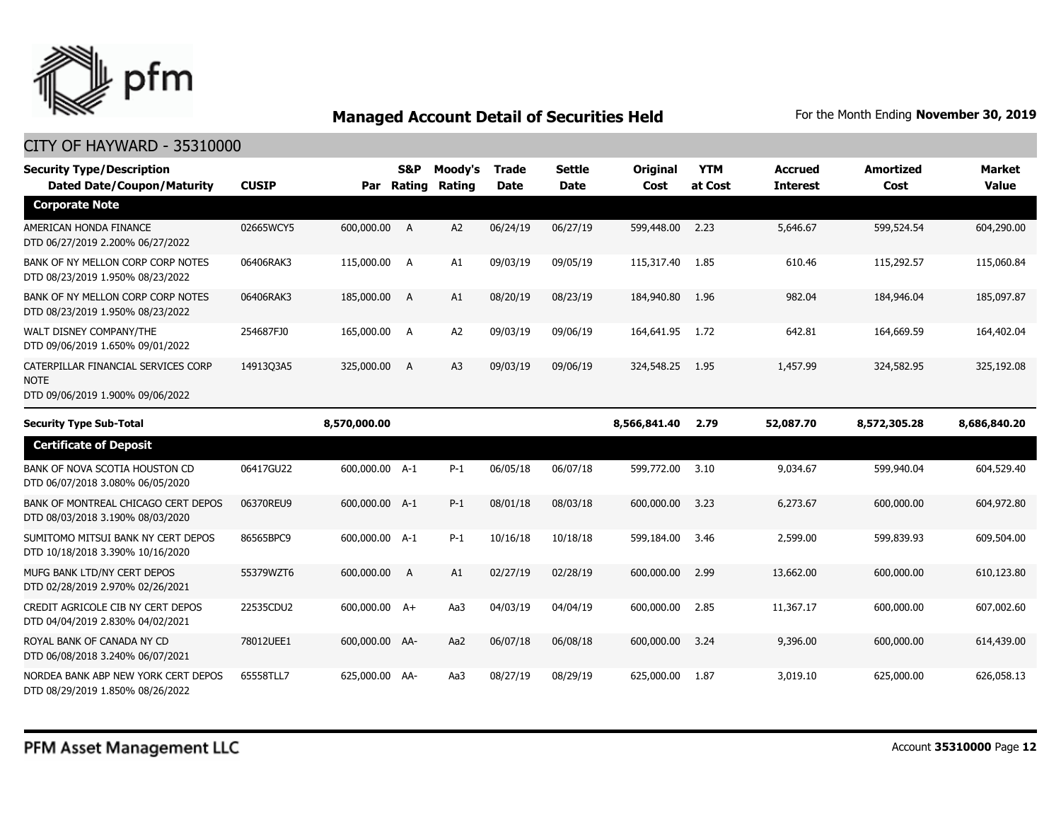# Managed Account Detail of Securities Held

For the Month Ending **November 30, 2019**

## CITY OF HAYWARD - 35310000

| Security Type/Description Dated Date/Coupon/Maturity | CUSIP | Par | S&P Rating | Moody's Rating | Trade Date | Settle Date | Original Cost | YTM at Cost | Accrued Interest | Amortized Cost | Market Value |
|---|---|---|---|---|---|---|---|---|---|---|---|
| **Corporate Note** | | | | | | | | | | | |
| AMERICAN HONDA FINANCE DTD 06/27/2019 2.200% 06/27/2022 | 02665WCY5 | 600,000.00 | A | A2 | 06/24/19 | 06/27/19 | 599,448.00 | 2.23 | 5,646.67 | 599,524.54 | 604,290.00 |
| BANK OF NY MELLON CORP CORP NOTES DTD 08/23/2019 1.950% 08/23/2022 | 06406RAK3 | 115,000.00 | A | A1 | 09/03/19 | 09/05/19 | 115,317.40 | 1.85 | 610.46 | 115,292.57 | 115,060.84 |
| BANK OF NY MELLON CORP CORP NOTES DTD 08/23/2019 1.950% 08/23/2022 | 06406RAK3 | 185,000.00 | A | A1 | 08/20/19 | 08/23/19 | 184,940.80 | 1.96 | 982.04 | 184,946.04 | 185,097.87 |
| WALT DISNEY COMPANY/THE DTD 09/06/2019 1.650% 09/01/2022 | 254687FJ0 | 165,000.00 | A | A2 | 09/03/19 | 09/06/19 | 164,641.95 | 1.72 | 642.81 | 164,669.59 | 164,402.04 |
| CATERPILLAR FINANCIAL SERVICES CORP NOTE DTD 09/06/2019 1.900% 09/06/2022 | 14913Q3A5 | 325,000.00 | A | A3 | 09/03/19 | 09/06/19 | 324,548.25 | 1.95 | 1,457.99 | 324,582.95 | 325,192.08 |
| **Security Type Sub-Total** | | **8,570,000.00** | | | | | **8,566,841.40** | **2.79** | **52,087.70** | **8,572,305.28** | **8,686,840.20** |
| **Certificate of Deposit** | | | | | | | | | | | |
| BANK OF NOVA SCOTIA HOUSTON CD DTD 06/07/2018 3.080% 06/05/2020 | 06417GU22 | 600,000.00 | A-1 | P-1 | 06/05/18 | 06/07/18 | 599,772.00 | 3.10 | 9,034.67 | 599,940.04 | 604,529.40 |
| BANK OF MONTREAL CHICAGO CERT DEPOS DTD 08/03/2018 3.190% 08/03/2020 | 06370REU9 | 600,000.00 | A-1 | P-1 | 08/01/18 | 08/03/18 | 600,000.00 | 3.23 | 6,273.67 | 600,000.00 | 604,972.80 |
| SUMITOMO MITSUI BANK NY CERT DEPOS DTD 10/18/2018 3.390% 10/16/2020 | 86565BPC9 | 600,000.00 | A-1 | P-1 | 10/16/18 | 10/18/18 | 599,184.00 | 3.46 | 2,599.00 | 599,839.93 | 609,504.00 |
| MUFG BANK LTD/NY CERT DEPOS DTD 02/28/2019 2.970% 02/26/2021 | 55379WZT6 | 600,000.00 | A | A1 | 02/27/19 | 02/28/19 | 600,000.00 | 2.99 | 13,662.00 | 600,000.00 | 610,123.80 |
| CREDIT AGRICOLE CIB NY CERT DEPOS DTD 04/04/2019 2.830% 04/02/2021 | 22535CDU2 | 600,000.00 | A+ | Aa3 | 04/03/19 | 04/04/19 | 600,000.00 | 2.85 | 11,367.17 | 600,000.00 | 607,002.60 |
| ROYAL BANK OF CANADA NY CD DTD 06/08/2018 3.240% 06/07/2021 | 78012UEE1 | 600,000.00 | AA- | Aa2 | 06/07/18 | 06/08/18 | 600,000.00 | 3.24 | 9,396.00 | 600,000.00 | 614,439.00 |
| NORDEA BANK ABP NEW YORK CERT DEPOS DTD 08/29/2019 1.850% 08/26/2022 | 65558TLL7 | 625,000.00 | AA- | Aa3 | 08/27/19 | 08/29/19 | 625,000.00 | 1.87 | 3,019.10 | 625,000.00 | 626,058.13 |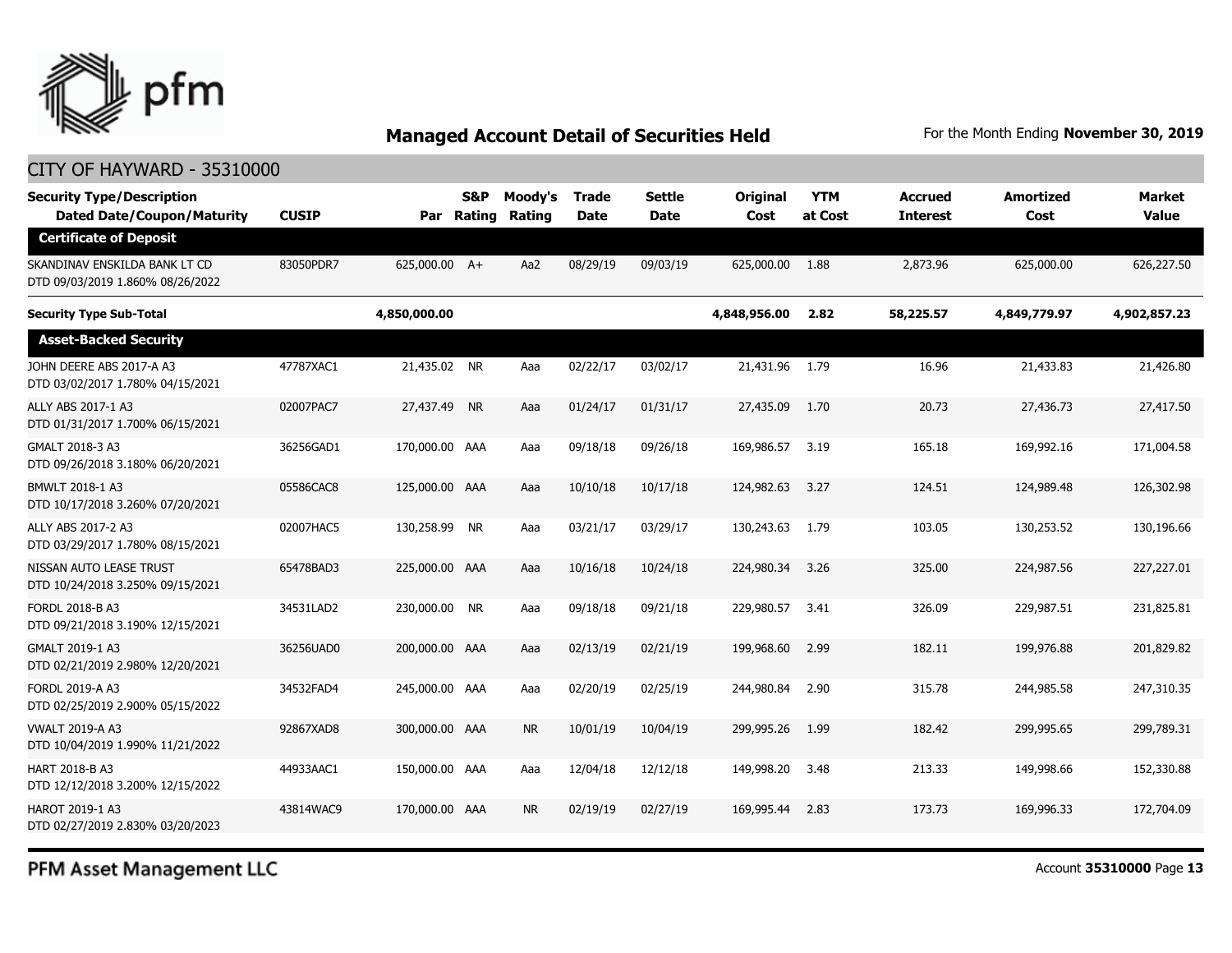## Managed Account Detail of Securities Held

For the Month Ending **November 30, 2019**

CITY OF HAYWARD - 35310000

| Security Type/Description Dated Date/Coupon/Maturity | CUSIP | Par | S&P Rating | Moody's Rating | Trade Date | Settle Date | Original Cost | YTM at Cost | Accrued Interest | Amortized Cost | Market Value |
|---|---|---|---|---|---|---|---|---|---|---|---|
| **Certificate of Deposit** | | | | | | | | | | | |
| SKANDINAV ENSKILDA BANK LT CD DTD 09/03/2019 1.860% 08/26/2022 | 83050PDR7 | 625,000.00 | A+ | Aa2 | 08/29/19 | 09/03/19 | 625,000.00 | 1.88 | 2,873.96 | 625,000.00 | 626,227.50 |
| **Security Type Sub-Total** | | **4,850,000.00** | | | | | **4,848,956.00** | **2.82** | **58,225.57** | **4,849,779.97** | **4,902,857.23** |
| **Asset-Backed Security** | | | | | | | | | | | |
| JOHN DEERE ABS 2017-A A3 DTD 03/02/2017 1.780% 04/15/2021 | 47787XAC1 | 21,435.02 | NR | Aaa | 02/22/17 | 03/02/17 | 21,431.96 | 1.79 | 16.96 | 21,433.83 | 21,426.80 |
| ALLY ABS 2017-1 A3 DTD 01/31/2017 1.700% 06/15/2021 | 02007PAC7 | 27,437.49 | NR | Aaa | 01/24/17 | 01/31/17 | 27,435.09 | 1.70 | 20.73 | 27,436.73 | 27,417.50 |
| GMALT 2018-3 A3 DTD 09/26/2018 3.180% 06/20/2021 | 36256GAD1 | 170,000.00 | AAA | Aaa | 09/18/18 | 09/26/18 | 169,986.57 | 3.19 | 165.18 | 169,992.16 | 171,004.58 |
| BMWLT 2018-1 A3 DTD 10/17/2018 3.260% 07/20/2021 | 05586CAC8 | 125,000.00 | AAA | Aaa | 10/10/18 | 10/17/18 | 124,982.63 | 3.27 | 124.51 | 124,989.48 | 126,302.98 |
| ALLY ABS 2017-2 A3 DTD 03/29/2017 1.780% 08/15/2021 | 02007HAC5 | 130,258.99 | NR | Aaa | 03/21/17 | 03/29/17 | 130,243.63 | 1.79 | 103.05 | 130,253.52 | 130,196.66 |
| NISSAN AUTO LEASE TRUST DTD 10/24/2018 3.250% 09/15/2021 | 65478BAD3 | 225,000.00 | AAA | Aaa | 10/16/18 | 10/24/18 | 224,980.34 | 3.26 | 325.00 | 224,987.56 | 227,227.01 |
| FORDL 2018-B A3 DTD 09/21/2018 3.190% 12/15/2021 | 34531LAD2 | 230,000.00 | NR | Aaa | 09/18/18 | 09/21/18 | 229,980.57 | 3.41 | 326.09 | 229,987.51 | 231,825.81 |
| GMALT 2019-1 A3 DTD 02/21/2019 2.980% 12/20/2021 | 36256UAD0 | 200,000.00 | AAA | Aaa | 02/13/19 | 02/21/19 | 199,968.60 | 2.99 | 182.11 | 199,976.88 | 201,829.82 |
| FORDL 2019-A A3 DTD 02/25/2019 2.900% 05/15/2022 | 34532FAD4 | 245,000.00 | AAA | Aaa | 02/20/19 | 02/25/19 | 244,980.84 | 2.90 | 315.78 | 244,985.58 | 247,310.35 |
| VWALT 2019-A A3 DTD 10/04/2019 1.990% 11/21/2022 | 92867XAD8 | 300,000.00 | AAA | NR | 10/01/19 | 10/04/19 | 299,995.26 | 1.99 | 182.42 | 299,995.65 | 299,789.31 |
| HART 2018-B A3 DTD 12/12/2018 3.200% 12/15/2022 | 44933AAC1 | 150,000.00 | AAA | Aaa | 12/04/18 | 12/12/18 | 149,998.20 | 3.48 | 213.33 | 149,998.66 | 152,330.88 |
| HAROT 2019-1 A3 DTD 02/27/2019 2.830% 03/20/2023 | 43814WAC9 | 170,000.00 | AAA | NR | 02/19/19 | 02/27/19 | 169,995.44 | 2.83 | 173.73 | 169,996.33 | 172,704.09 |

PFM Asset Management LLC

Account **35310000**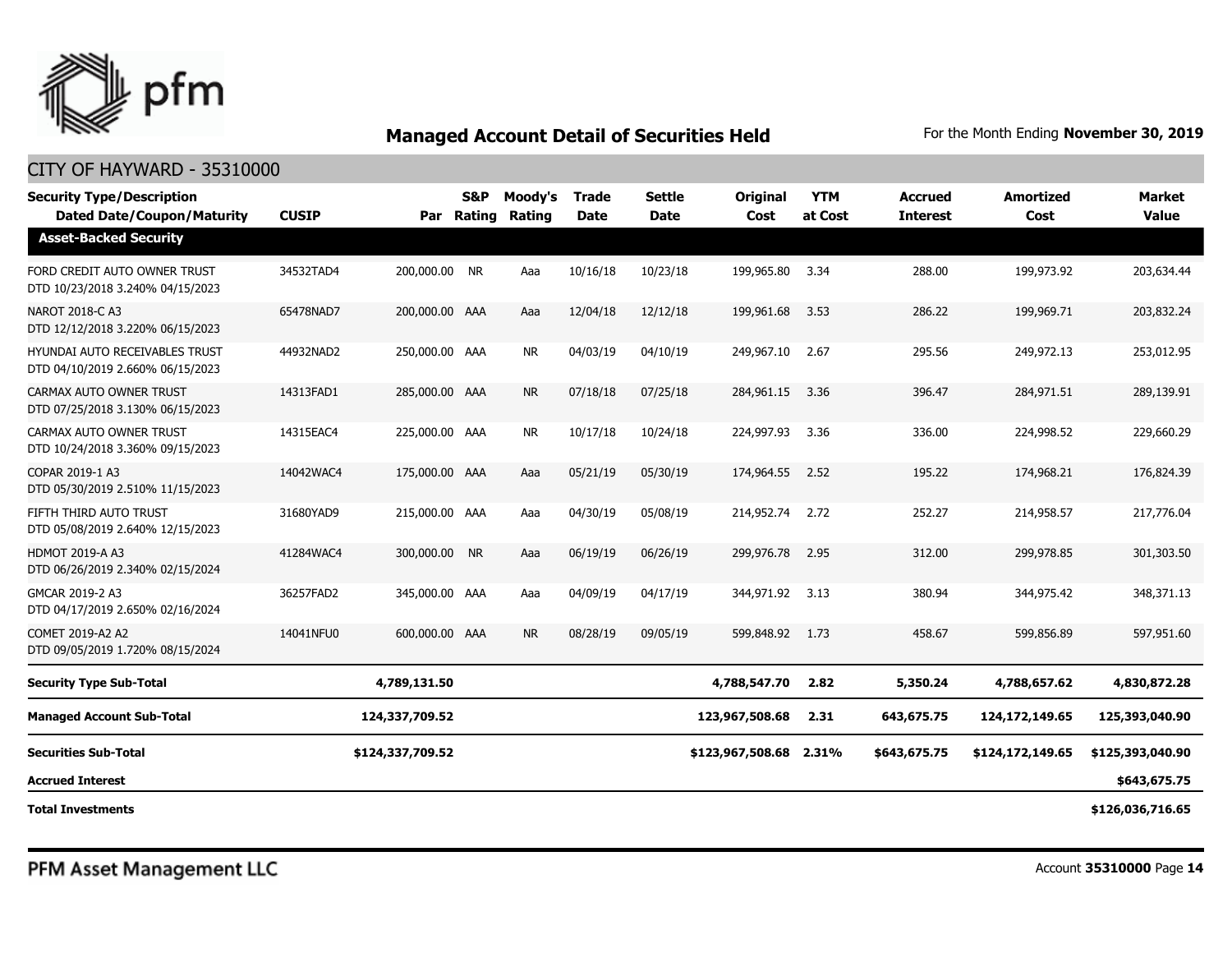## Managed Account Detail of Securities Held

For the Month Ending **November 30, 2019**

CITY OF HAYWARD - 35310000

| Security Type/Description Dated Date/Coupon/Maturity | CUSIP | Par | S&P Rating | Moody's Rating | Trade Date | Settle Date | Original Cost | YTM at Cost | Accrued Interest | Amortized Cost | Market Value |
|---|---|---|---|---|---|---|---|---|---|---|---|
| **Asset-Backed Security** | | | | | | | | | | | |
| FORD CREDIT AUTO OWNER TRUST DTD 10/23/2018 3.240% 04/15/2023 | 34532TAD4 | 200,000.00 | NR | Aaa | 10/16/18 | 10/23/18 | 199,965.80 | 3.34 | 288.00 | 199,973.92 | 203,634.44 |
| NAROT 2018-C A3 DTD 12/12/2018 3.220% 06/15/2023 | 65478NAD7 | 200,000.00 | AAA | Aaa | 12/04/18 | 12/12/18 | 199,961.68 | 3.53 | 286.22 | 199,969.71 | 203,832.24 |
| HYUNDAI AUTO RECEIVABLES TRUST DTD 04/10/2019 2.660% 06/15/2023 | 44932NAD2 | 250,000.00 | AAA | NR | 04/03/19 | 04/10/19 | 249,967.10 | 2.67 | 295.56 | 249,972.13 | 253,012.95 |
| CARMAX AUTO OWNER TRUST DTD 07/25/2018 3.130% 06/15/2023 | 14313FAD1 | 285,000.00 | AAA | NR | 07/18/18 | 07/25/18 | 284,961.15 | 3.36 | 396.47 | 284,971.51 | 289,139.91 |
| CARMAX AUTO OWNER TRUST DTD 10/24/2018 3.360% 09/15/2023 | 14315EAC4 | 225,000.00 | AAA | NR | 10/17/18 | 10/24/18 | 224,997.93 | 3.36 | 336.00 | 224,998.52 | 229,660.29 |
| COPAR 2019-1 A3 DTD 05/30/2019 2.510% 11/15/2023 | 14042WAC4 | 175,000.00 | AAA | Aaa | 05/21/19 | 05/30/19 | 174,964.55 | 2.52 | 195.22 | 174,968.21 | 176,824.39 |
| FIFTH THIRD AUTO TRUST DTD 05/08/2019 2.640% 12/15/2023 | 31680YAD9 | 215,000.00 | AAA | Aaa | 04/30/19 | 05/08/19 | 214,952.74 | 2.72 | 252.27 | 214,958.57 | 217,776.04 |
| HDMOT 2019-A A3 DTD 06/26/2019 2.340% 02/15/2024 | 41284WAC4 | 300,000.00 | NR | Aaa | 06/19/19 | 06/26/19 | 299,976.78 | 2.95 | 312.00 | 299,978.85 | 301,303.50 |
| GMCAR 2019-2 A3 DTD 04/17/2019 2.650% 02/16/2024 | 36257FAD2 | 345,000.00 | AAA | Aaa | 04/09/19 | 04/17/19 | 344,971.92 | 3.13 | 380.94 | 344,975.42 | 348,371.13 |
| COMET 2019-A2 A2 DTD 09/05/2019 1.720% 08/15/2024 | 14041NFU0 | 600,000.00 | AAA | NR | 08/28/19 | 09/05/19 | 599,848.92 | 1.73 | 458.67 | 599,856.89 | 597,951.60 |
| **Security Type Sub-Total** | | **4,789,131.50** | | | | | **4,788,547.70** | **2.82** | **5,350.24** | **4,788,657.62** | **4,830,872.28** |
| **Managed Account Sub-Total** | | **124,337,709.52** | | | | | **123,967,508.68** | **2.31** | **643,675.75** | **124,172,149.65** | **125,393,040.90** |
| **Securities Sub-Total** | | **$124,337,709.52** | | | | | **$123,967,508.68** | **2.31%** | **$643,675.75** | **$124,172,149.65** | **$125,393,040.90** |
| **Accrued Interest** | | | | | | | | | | | **$643,675.75** |
| **Total Investments** | | | | | | | | | | | **$126,036,716.65** |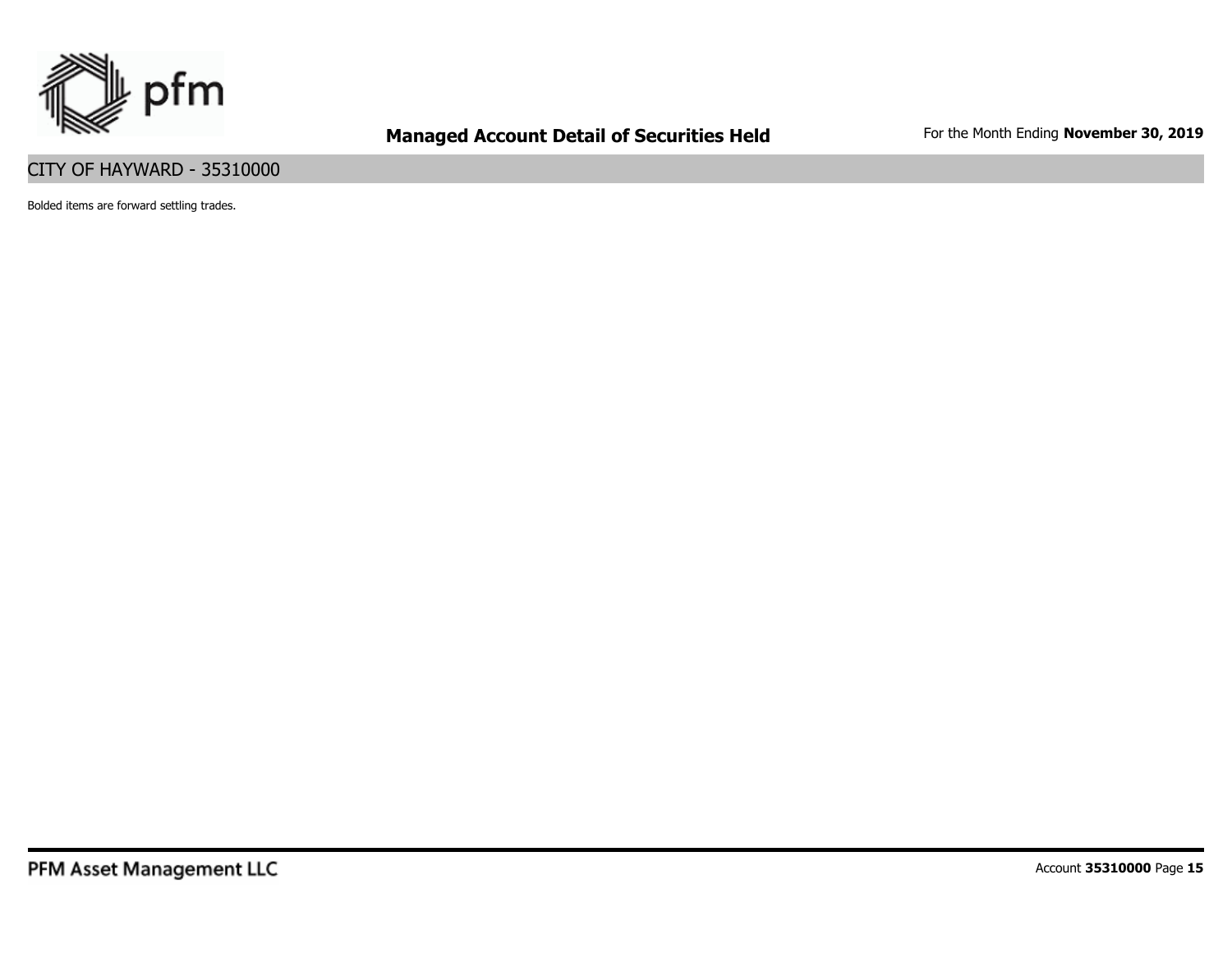Bolded items are forward settling trades.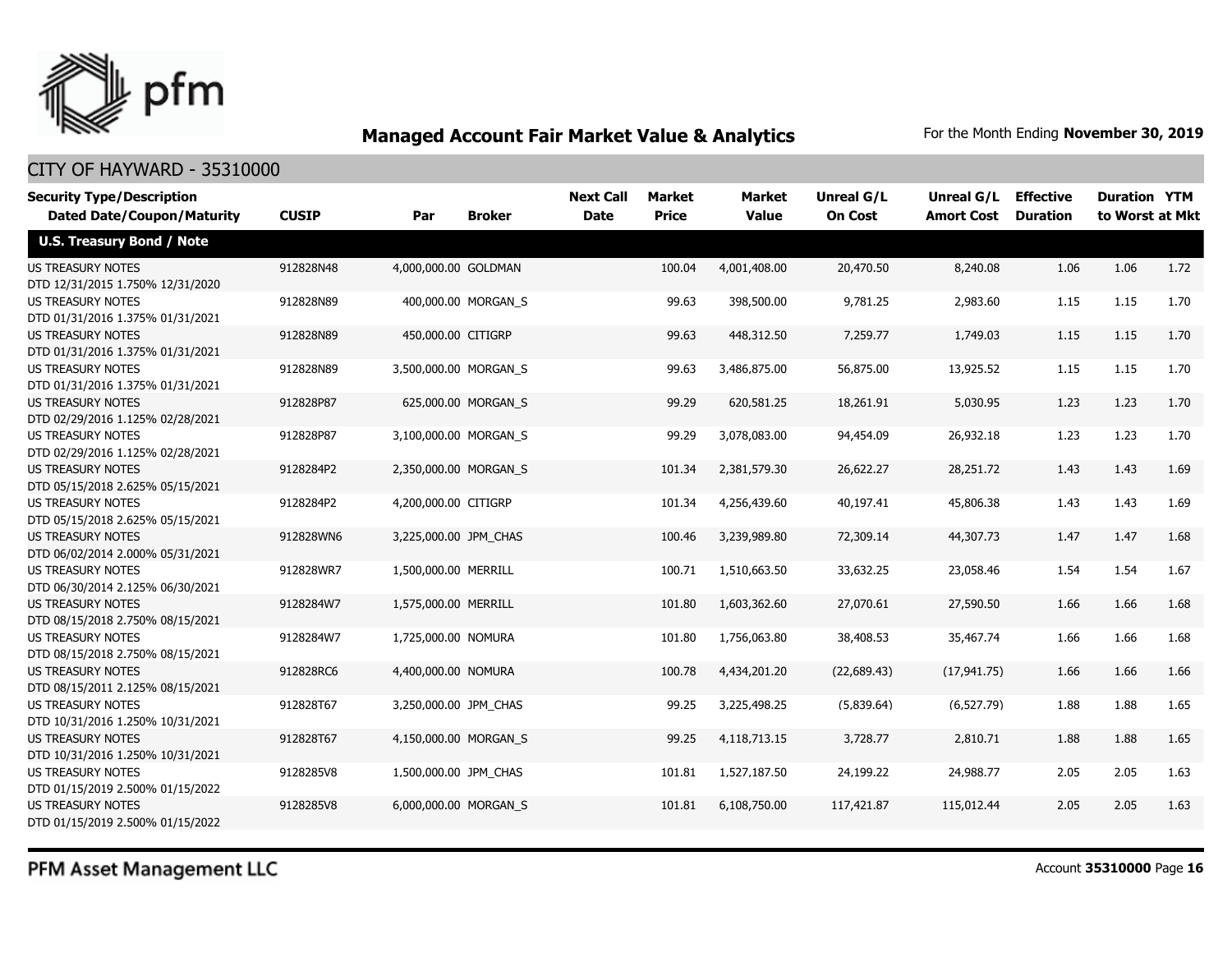# Managed Account Fair Market Value & Analytics

For the Month Ending **November 30, 2019**

## CITY OF HAYWARD - 35310000

| Security Type/Description Dated Date/Coupon/Maturity | CUSIP | Par | Broker | Next Call Date | Market Price | Market Value | Unreal G/L On Cost | Unreal G/L Amort Cost | Effective Duration | Duration to Worst | YTM at Mkt |
|---|---|---|---|---|---|---|---|---|---|---|---|
| **U.S. Treasury Bond / Note** | | | | | | | | | | | |
| US TREASURY NOTES DTD 12/31/2015 1.750% 12/31/2020 | 912828N48 | 4,000,000.00 | GOLDMAN | | 100.04 | 4,001,408.00 | 20,470.50 | 8,240.08 | 1.06 | 1.06 | 1.72 |
| US TREASURY NOTES DTD 01/31/2016 1.375% 01/31/2021 | 912828N89 | 400,000.00 | MORGAN_S | | 99.63 | 398,500.00 | 9,781.25 | 2,983.60 | 1.15 | 1.15 | 1.70 |
| US TREASURY NOTES DTD 01/31/2016 1.375% 01/31/2021 | 912828N89 | 450,000.00 | CITIGRP | | 99.63 | 448,312.50 | 7,259.77 | 1,749.03 | 1.15 | 1.15 | 1.70 |
| US TREASURY NOTES DTD 01/31/2016 1.375% 01/31/2021 | 912828N89 | 3,500,000.00 | MORGAN_S | | 99.63 | 3,486,875.00 | 56,875.00 | 13,925.52 | 1.15 | 1.15 | 1.70 |
| US TREASURY NOTES DTD 02/29/2016 1.125% 02/28/2021 | 912828P87 | 625,000.00 | MORGAN_S | | 99.29 | 620,581.25 | 18,261.91 | 5,030.95 | 1.23 | 1.23 | 1.70 |
| US TREASURY NOTES DTD 02/29/2016 1.125% 02/28/2021 | 912828P87 | 3,100,000.00 | MORGAN_S | | 99.29 | 3,078,083.00 | 94,454.09 | 26,932.18 | 1.23 | 1.23 | 1.70 |
| US TREASURY NOTES DTD 05/15/2018 2.625% 05/15/2021 | 9128284P2 | 2,350,000.00 | MORGAN_S | | 101.34 | 2,381,579.30 | 26,622.27 | 28,251.72 | 1.43 | 1.43 | 1.69 |
| US TREASURY NOTES DTD 05/15/2018 2.625% 05/15/2021 | 9128284P2 | 4,200,000.00 | CITIGRP | | 101.34 | 4,256,439.60 | 40,197.41 | 45,806.38 | 1.43 | 1.43 | 1.69 |
| US TREASURY NOTES DTD 06/02/2014 2.000% 05/31/2021 | 912828WN6 | 3,225,000.00 | JPM_CHAS | | 100.46 | 3,239,989.80 | 72,309.14 | 44,307.73 | 1.47 | 1.47 | 1.68 |
| US TREASURY NOTES DTD 06/30/2014 2.125% 06/30/2021 | 912828WR7 | 1,500,000.00 | MERRILL | | 100.71 | 1,510,663.50 | 33,632.25 | 23,058.46 | 1.54 | 1.54 | 1.67 |
| US TREASURY NOTES DTD 08/15/2018 2.750% 08/15/2021 | 9128284W7 | 1,575,000.00 | MERRILL | | 101.80 | 1,603,362.60 | 27,070.61 | 27,590.50 | 1.66 | 1.66 | 1.68 |
| US TREASURY NOTES DTD 08/15/2018 2.750% 08/15/2021 | 9128284W7 | 1,725,000.00 | NOMURA | | 101.80 | 1,756,063.80 | 38,408.53 | 35,467.74 | 1.66 | 1.66 | 1.68 |
| US TREASURY NOTES DTD 08/15/2011 2.125% 08/15/2021 | 912828RC6 | 4,400,000.00 | NOMURA | | 100.78 | 4,434,201.20 | (22,689.43) | (17,941.75) | 1.66 | 1.66 | 1.66 |
| US TREASURY NOTES DTD 10/31/2016 1.250% 10/31/2021 | 912828T67 | 3,250,000.00 | JPM_CHAS | | 99.25 | 3,225,498.25 | (5,839.64) | (6,527.79) | 1.88 | 1.88 | 1.65 |
| US TREASURY NOTES DTD 10/31/2016 1.250% 10/31/2021 | 912828T67 | 4,150,000.00 | MORGAN_S | | 99.25 | 4,118,713.15 | 3,728.77 | 2,810.71 | 1.88 | 1.88 | 1.65 |
| US TREASURY NOTES DTD 01/15/2019 2.500% 01/15/2022 | 9128285V8 | 1,500,000.00 | JPM_CHAS | | 101.81 | 1,527,187.50 | 24,199.22 | 24,988.77 | 2.05 | 2.05 | 1.63 |
| US TREASURY NOTES DTD 01/15/2019 2.500% 01/15/2022 | 9128285V8 | 6,000,000.00 | MORGAN_S | | 101.81 | 6,108,750.00 | 117,421.87 | 115,012.44 | 2.05 | 2.05 | 1.63 |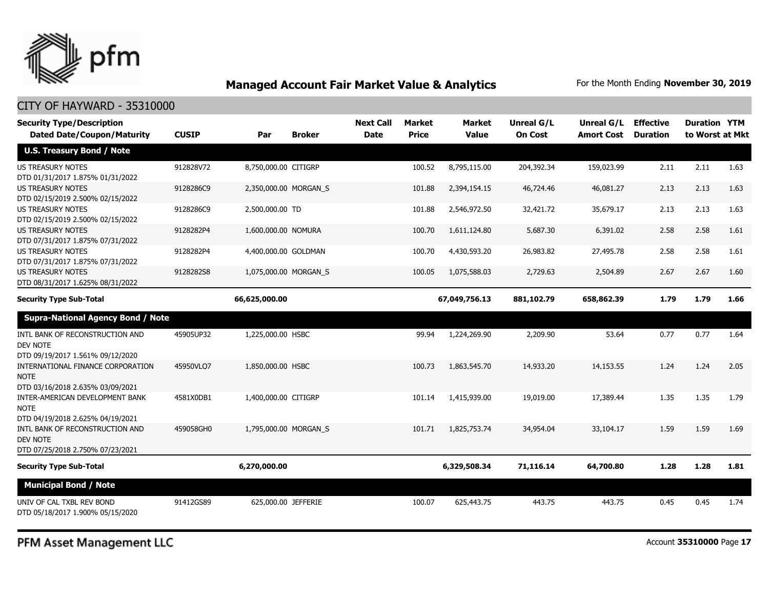## Managed Account Fair Market Value & Analytics

For the Month Ending **November 30, 2019**

### CITY OF HAYWARD - 35310000

| Security Type/Description Dated Date/Coupon/Maturity | CUSIP | Par | Broker | Next Call Date | Market Price | Market Value | Unreal G/L On Cost | Unreal G/L Amort Cost | Effective Duration | Duration to Worst | YTM at Mkt |
|---|---|---|---|---|---|---|---|---|---|---|---|
| **U.S. Treasury Bond / Note** | | | | | | | | | | | |
| US TREASURY NOTES DTD 01/31/2017 1.875% 01/31/2022 | 912828V72 | 8,750,000.00 | CITIGRP | | 100.52 | 8,795,115.00 | 204,392.34 | 159,023.99 | 2.11 | 2.11 | 1.63 |
| US TREASURY NOTES DTD 02/15/2019 2.500% 02/15/2022 | 9128286C9 | 2,350,000.00 | MORGAN_S | | 101.88 | 2,394,154.15 | 46,724.46 | 46,081.27 | 2.13 | 2.13 | 1.63 |
| US TREASURY NOTES DTD 02/15/2019 2.500% 02/15/2022 | 9128286C9 | 2,500,000.00 | TD | | 101.88 | 2,546,972.50 | 32,421.72 | 35,679.17 | 2.13 | 2.13 | 1.63 |
| US TREASURY NOTES DTD 07/31/2017 1.875% 07/31/2022 | 9128282P4 | 1,600,000.00 | NOMURA | | 100.70 | 1,611,124.80 | 5,687.30 | 6,391.02 | 2.58 | 2.58 | 1.61 |
| US TREASURY NOTES DTD 07/31/2017 1.875% 07/31/2022 | 9128282P4 | 4,400,000.00 | GOLDMAN | | 100.70 | 4,430,593.20 | 26,983.82 | 27,495.78 | 2.58 | 2.58 | 1.61 |
| US TREASURY NOTES DTD 08/31/2017 1.625% 08/31/2022 | 9128282S8 | 1,075,000.00 | MORGAN_S | | 100.05 | 1,075,588.03 | 2,729.63 | 2,504.89 | 2.67 | 2.67 | 1.60 |
| **Security Type Sub-Total** | | **66,625,000.00** | | | | **67,049,756.13** | **881,102.79** | **658,862.39** | **1.79** | **1.79** | **1.66** |
| **Supra-National Agency Bond / Note** | | | | | | | | | | | |
| INTL BANK OF RECONSTRUCTION AND DEV NOTE DTD 09/19/2017 1.561% 09/12/2020 | 45905UP32 | 1,225,000.00 | HSBC | | 99.94 | 1,224,269.90 | 2,209.90 | 53.64 | 0.77 | 0.77 | 1.64 |
| INTERNATIONAL FINANCE CORPORATION NOTE DTD 03/16/2018 2.635% 03/09/2021 | 45950VLQ7 | 1,850,000.00 | HSBC | | 100.73 | 1,863,545.70 | 14,933.20 | 14,153.55 | 1.24 | 1.24 | 2.05 |
| INTER-AMERICAN DEVELOPMENT BANK NOTE DTD 04/19/2018 2.625% 04/19/2021 | 4581X0DB1 | 1,400,000.00 | CITIGRP | | 101.14 | 1,415,939.00 | 19,019.00 | 17,389.44 | 1.35 | 1.35 | 1.79 |
| INTL BANK OF RECONSTRUCTION AND DEV NOTE DTD 07/25/2018 2.750% 07/23/2021 | 459058GH0 | 1,795,000.00 | MORGAN_S | | 101.71 | 1,825,753.74 | 34,954.04 | 33,104.17 | 1.59 | 1.59 | 1.69 |
| **Security Type Sub-Total** | | **6,270,000.00** | | | | **6,329,508.34** | **71,116.14** | **64,700.80** | **1.28** | **1.28** | **1.81** |
| **Municipal Bond / Note** | | | | | | | | | | | |
| UNIV OF CAL TXBL REV BOND DTD 05/18/2017 1.900% 05/15/2020 | 91412GS89 | 625,000.00 | JEFFERIE | | 100.07 | 625,443.75 | 443.75 | 443.75 | 0.45 | 0.45 | 1.74 |

PFM Asset Management LLC

Account **35310000**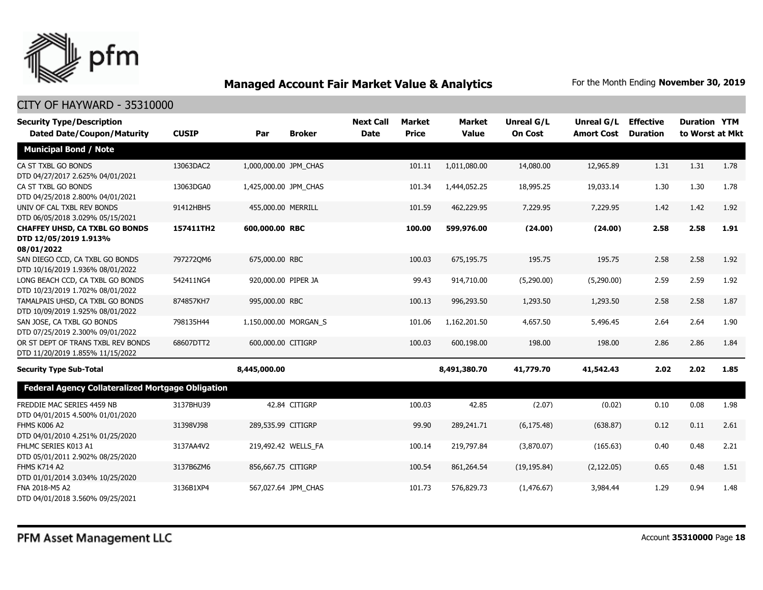## Managed Account Fair Market Value & Analytics

For the Month Ending **November 30, 2019**

CITY OF HAYWARD - 35310000

| Security Type/Description Dated Date/Coupon/Maturity | CUSIP | Par | Broker | Next Call Date | Market Price | Market Value | Unreal G/L On Cost | Unreal G/L Amort Cost | Effective Duration | Duration to Worst | YTM at Mkt |
|---|---|---|---|---|---|---|---|---|---|---|---|
| **Municipal Bond / Note** | | | | | | | | | | | |
| CA ST TXBL GO BONDS DTD 04/27/2017 2.625% 04/01/2021 | 13063DAC2 | 1,000,000.00 | JPM_CHAS | | 101.11 | 1,011,080.00 | 14,080.00 | 12,965.89 | 1.31 | 1.31 | 1.78 |
| CA ST TXBL GO BONDS DTD 04/25/2018 2.800% 04/01/2021 | 13063DGA0 | 1,425,000.00 | JPM_CHAS | | 101.34 | 1,444,052.25 | 18,995.25 | 19,033.14 | 1.30 | 1.30 | 1.78 |
| UNIV OF CAL TXBL REV BONDS DTD 06/05/2018 3.029% 05/15/2021 | 91412HBH5 | 455,000.00 | MERRILL | | 101.59 | 462,229.95 | 7,229.95 | 7,229.95 | 1.42 | 1.42 | 1.92 |
| **CHAFFEY UHSD, CA TXBL GO BONDS DTD 12/05/2019 1.913% 08/01/2022** | **157411TH2** | **600,000.00** | **RBC** | | **100.00** | **599,976.00** | **(24.00)** | **(24.00)** | **2.58** | **2.58** | **1.91** |
| SAN DIEGO CCD, CA TXBL GO BONDS DTD 10/16/2019 1.936% 08/01/2022 | 797272QM6 | 675,000.00 | RBC | | 100.03 | 675,195.75 | 195.75 | 195.75 | 2.58 | 2.58 | 1.92 |
| LONG BEACH CCD, CA TXBL GO BONDS DTD 10/23/2019 1.702% 08/01/2022 | 542411NG4 | 920,000.00 | PIPER JA | | 99.43 | 914,710.00 | (5,290.00) | (5,290.00) | 2.59 | 2.59 | 1.92 |
| TAMALPAIS UHSD, CA TXBL GO BONDS DTD 10/09/2019 1.925% 08/01/2022 | 874857KH7 | 995,000.00 | RBC | | 100.13 | 996,293.50 | 1,293.50 | 1,293.50 | 2.58 | 2.58 | 1.87 |
| SAN JOSE, CA TXBL GO BONDS DTD 07/25/2019 2.300% 09/01/2022 | 798135H44 | 1,150,000.00 | MORGAN_S | | 101.06 | 1,162,201.50 | 4,657.50 | 5,496.45 | 2.64 | 2.64 | 1.90 |
| OR ST DEPT OF TRANS TXBL REV BONDS DTD 11/20/2019 1.855% 11/15/2022 | 68607DTT2 | 600,000.00 | CITIGRP | | 100.03 | 600,198.00 | 198.00 | 198.00 | 2.86 | 2.86 | 1.84 |
| **Security Type Sub-Total** | | **8,445,000.00** | | | | **8,491,380.70** | **41,779.70** | **41,542.43** | **2.02** | **2.02** | **1.85** |
| **Federal Agency Collateralized Mortgage Obligation** | | | | | | | | | | | |
| FREDDIE MAC SERIES 4459 NB DTD 04/01/2015 4.500% 01/01/2020 | 3137BHU39 | 42.84 | CITIGRP | | 100.03 | 42.85 | (2.07) | (0.02) | 0.10 | 0.08 | 1.98 |
| FHMS K006 A2 DTD 04/01/2010 4.251% 01/25/2020 | 31398VJ98 | 289,535.99 | CITIGRP | | 99.90 | 289,241.71 | (6,175.48) | (638.87) | 0.12 | 0.11 | 2.61 |
| FHLMC SERIES K013 A1 DTD 05/01/2011 2.902% 08/25/2020 | 3137AA4V2 | 219,492.42 | WELLS_FA | | 100.14 | 219,797.84 | (3,870.07) | (165.63) | 0.40 | 0.48 | 2.21 |
| FHMS K714 A2 DTD 01/01/2014 3.034% 10/25/2020 | 3137B6ZM6 | 856,667.75 | CITIGRP | | 100.54 | 861,264.54 | (19,195.84) | (2,122.05) | 0.65 | 0.48 | 1.51 |
| FNA 2018-M5 A2 DTD 04/01/2018 3.560% 09/25/2021 | 3136B1XP4 | 567,027.64 | JPM_CHAS | | 101.73 | 576,829.73 | (1,476.67) | 3,984.44 | 1.29 | 0.94 | 1.48 |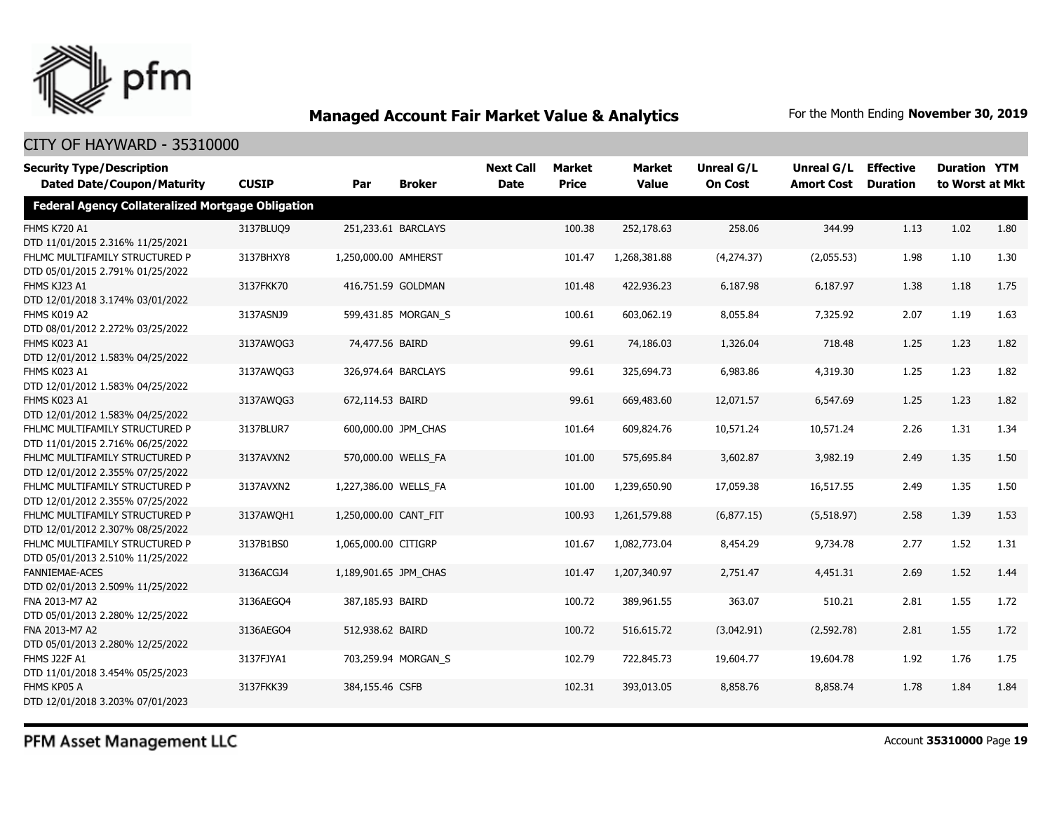## Managed Account Fair Market Value & Analytics

For the Month Ending **November 30, 2019**

CITY OF HAYWARD - 35310000

| Security Type/Description Dated Date/Coupon/Maturity | CUSIP | Par | Broker | Next Call Date | Market Price | Market Value | Unreal G/L On Cost | Unreal G/L Amort Cost | Effective Duration | Duration to Worst | YTM at Mkt |
|---|---|---|---|---|---|---|---|---|---|---|---|
| **Federal Agency Collateralized Mortgage Obligation** | | | | | | | | | | | |
| FHMS K720 A1 DTD 11/01/2015 2.316% 11/25/2021 | 3137BLUQ9 | 251,233.61 | BARCLAYS | | 100.38 | 252,178.63 | 258.06 | 344.99 | 1.13 | 1.02 | 1.80 |
| FHLMC MULTIFAMILY STRUCTURED P DTD 05/01/2015 2.791% 01/25/2022 | 3137BHXY8 | 1,250,000.00 | AMHERST | | 101.47 | 1,268,381.88 | (4,274.37) | (2,055.53) | 1.98 | 1.10 | 1.30 |
| FHMS KJ23 A1 DTD 12/01/2018 3.174% 03/01/2022 | 3137FKK70 | 416,751.59 | GOLDMAN | | 101.48 | 422,936.23 | 6,187.98 | 6,187.97 | 1.38 | 1.18 | 1.75 |
| FHMS K019 A2 DTD 08/01/2012 2.272% 03/25/2022 | 3137ASNJ9 | 599,431.85 | MORGAN_S | | 100.61 | 603,062.19 | 8,055.84 | 7,325.92 | 2.07 | 1.19 | 1.63 |
| FHMS K023 A1 DTD 12/01/2012 1.583% 04/25/2022 | 3137AWQG3 | 74,477.56 | BAIRD | | 99.61 | 74,186.03 | 1,326.04 | 718.48 | 1.25 | 1.23 | 1.82 |
| FHMS K023 A1 DTD 12/01/2012 1.583% 04/25/2022 | 3137AWQG3 | 326,974.64 | BARCLAYS | | 99.61 | 325,694.73 | 6,983.86 | 4,319.30 | 1.25 | 1.23 | 1.82 |
| FHMS K023 A1 DTD 12/01/2012 1.583% 04/25/2022 | 3137AWQG3 | 672,114.53 | BAIRD | | 99.61 | 669,483.60 | 12,071.57 | 6,547.69 | 1.25 | 1.23 | 1.82 |
| FHLMC MULTIFAMILY STRUCTURED P DTD 11/01/2015 2.716% 06/25/2022 | 3137BLUR7 | 600,000.00 | JPM_CHAS | | 101.64 | 609,824.76 | 10,571.24 | 10,571.24 | 2.26 | 1.31 | 1.34 |
| FHLMC MULTIFAMILY STRUCTURED P DTD 12/01/2012 2.355% 07/25/2022 | 3137AVXN2 | 570,000.00 | WELLS_FA | | 101.00 | 575,695.84 | 3,602.87 | 3,982.19 | 2.49 | 1.35 | 1.50 |
| FHLMC MULTIFAMILY STRUCTURED P DTD 12/01/2012 2.355% 07/25/2022 | 3137AVXN2 | 1,227,386.00 | WELLS_FA | | 101.00 | 1,239,650.90 | 17,059.38 | 16,517.55 | 2.49 | 1.35 | 1.50 |
| FHLMC MULTIFAMILY STRUCTURED P DTD 12/01/2012 2.307% 08/25/2022 | 3137AWQH1 | 1,250,000.00 | CANT_FIT | | 100.93 | 1,261,579.88 | (6,877.15) | (5,518.97) | 2.58 | 1.39 | 1.53 |
| FHLMC MULTIFAMILY STRUCTURED P DTD 05/01/2013 2.510% 11/25/2022 | 3137B1BS0 | 1,065,000.00 | CITIGRP | | 101.67 | 1,082,773.04 | 8,454.29 | 9,734.78 | 2.77 | 1.52 | 1.31 |
| FANNIEMAE-ACES DTD 02/01/2013 2.509% 11/25/2022 | 3136ACGJ4 | 1,189,901.65 | JPM_CHAS | | 101.47 | 1,207,340.97 | 2,751.47 | 4,451.31 | 2.69 | 1.52 | 1.44 |
| FNA 2013-M7 A2 DTD 05/01/2013 2.280% 12/25/2022 | 3136AEGO4 | 387,185.93 | BAIRD | | 100.72 | 389,961.55 | 363.07 | 510.21 | 2.81 | 1.55 | 1.72 |
| FNA 2013-M7 A2 DTD 05/01/2013 2.280% 12/25/2022 | 3136AEGO4 | 512,938.62 | BAIRD | | 100.72 | 516,615.72 | (3,042.91) | (2,592.78) | 2.81 | 1.55 | 1.72 |
| FHMS J22F A1 DTD 11/01/2018 3.454% 05/25/2023 | 3137FJYA1 | 703,259.94 | MORGAN_S | | 102.79 | 722,845.73 | 19,604.77 | 19,604.78 | 1.92 | 1.76 | 1.75 |
| FHMS KP05 A DTD 12/01/2018 3.203% 07/01/2023 | 3137FKK39 | 384,155.46 | CSFB | | 102.31 | 393,013.05 | 8,858.76 | 8,858.74 | 1.78 | 1.84 | 1.84 |

PFM Asset Management LLC

Account **35310000**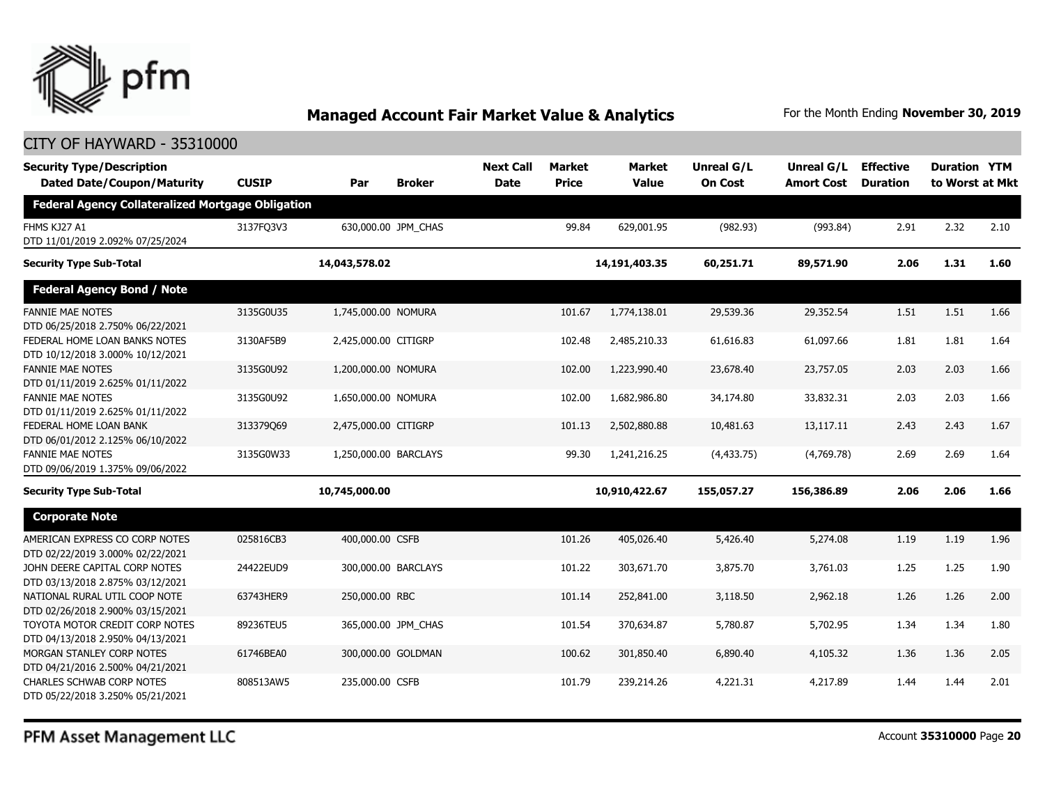## Managed Account Fair Market Value & Analytics

For the Month Ending **November 30, 2019**

CITY OF HAYWARD - 35310000

| Security Type/Description Dated Date/Coupon/Maturity | CUSIP | Par | Broker | Next Call Date | Market Price | Market Value | Unreal G/L On Cost | Unreal G/L Amort Cost | Effective Duration | Duration to Worst | YTM at Mkt |
|---|---|---|---|---|---|---|---|---|---|---|---|
| **Federal Agency Collateralized Mortgage Obligation** | | | | | | | | | | | |
| FHMS KJ27 A1 DTD 11/01/2019 2.092% 07/25/2024 | 3137FQ3V3 | 630,000.00 | JPM_CHAS | | 99.84 | 629,001.95 | (982.93) | (993.84) | 2.91 | 2.32 | 2.10 |
| **Security Type Sub-Total** | | **14,043,578.02** | | | | **14,191,403.35** | **60,251.71** | **89,571.90** | **2.06** | **1.31** | **1.60** |
| **Federal Agency Bond / Note** | | | | | | | | | | | |
| FANNIE MAE NOTES DTD 06/25/2018 2.750% 06/22/2021 | 3135G0U35 | 1,745,000.00 | NOMURA | | 101.67 | 1,774,138.01 | 29,539.36 | 29,352.54 | 1.51 | 1.51 | 1.66 |
| FEDERAL HOME LOAN BANKS NOTES DTD 10/12/2018 3.000% 10/12/2021 | 3130AF5B9 | 2,425,000.00 | CITIGRP | | 102.48 | 2,485,210.33 | 61,616.83 | 61,097.66 | 1.81 | 1.81 | 1.64 |
| FANNIE MAE NOTES DTD 01/11/2019 2.625% 01/11/2022 | 3135G0U92 | 1,200,000.00 | NOMURA | | 102.00 | 1,223,990.40 | 23,678.40 | 23,757.05 | 2.03 | 2.03 | 1.66 |
| FANNIE MAE NOTES DTD 01/11/2019 2.625% 01/11/2022 | 3135G0U92 | 1,650,000.00 | NOMURA | | 102.00 | 1,682,986.80 | 34,174.80 | 33,832.31 | 2.03 | 2.03 | 1.66 |
| FEDERAL HOME LOAN BANK DTD 06/01/2012 2.125% 06/10/2022 | 313379Q69 | 2,475,000.00 | CITIGRP | | 101.13 | 2,502,880.88 | 10,481.63 | 13,117.11 | 2.43 | 2.43 | 1.67 |
| FANNIE MAE NOTES DTD 09/06/2019 1.375% 09/06/2022 | 3135G0W33 | 1,250,000.00 | BARCLAYS | | 99.30 | 1,241,216.25 | (4,433.75) | (4,769.78) | 2.69 | 2.69 | 1.64 |
| **Security Type Sub-Total** | | **10,745,000.00** | | | | **10,910,422.67** | **155,057.27** | **156,386.89** | **2.06** | **2.06** | **1.66** |
| **Corporate Note** | | | | | | | | | | | |
| AMERICAN EXPRESS CO CORP NOTES DTD 02/22/2019 3.000% 02/22/2021 | 025816CB3 | 400,000.00 | CSFB | | 101.26 | 405,026.40 | 5,426.40 | 5,274.08 | 1.19 | 1.19 | 1.96 |
| JOHN DEERE CAPITAL CORP NOTES DTD 03/13/2018 2.875% 03/12/2021 | 24422EUD9 | 300,000.00 | BARCLAYS | | 101.22 | 303,671.70 | 3,875.70 | 3,761.03 | 1.25 | 1.25 | 1.90 |
| NATIONAL RURAL UTIL COOP NOTE DTD 02/26/2018 2.900% 03/15/2021 | 63743HER9 | 250,000.00 | RBC | | 101.14 | 252,841.00 | 3,118.50 | 2,962.18 | 1.26 | 1.26 | 2.00 |
| TOYOTA MOTOR CREDIT CORP NOTES DTD 04/13/2018 2.950% 04/13/2021 | 89236TEU5 | 365,000.00 | JPM_CHAS | | 101.54 | 370,634.87 | 5,780.87 | 5,702.95 | 1.34 | 1.34 | 1.80 |
| MORGAN STANLEY CORP NOTES DTD 04/21/2016 2.500% 04/21/2021 | 61746BEA0 | 300,000.00 | GOLDMAN | | 100.62 | 301,850.40 | 6,890.40 | 4,105.32 | 1.36 | 1.36 | 2.05 |
| CHARLES SCHWAB CORP NOTES DTD 05/22/2018 3.250% 05/21/2021 | 808513AW5 | 235,000.00 | CSFB | | 101.79 | 239,214.26 | 4,221.31 | 4,217.89 | 1.44 | 1.44 | 2.01 |

PFM Asset Management LLC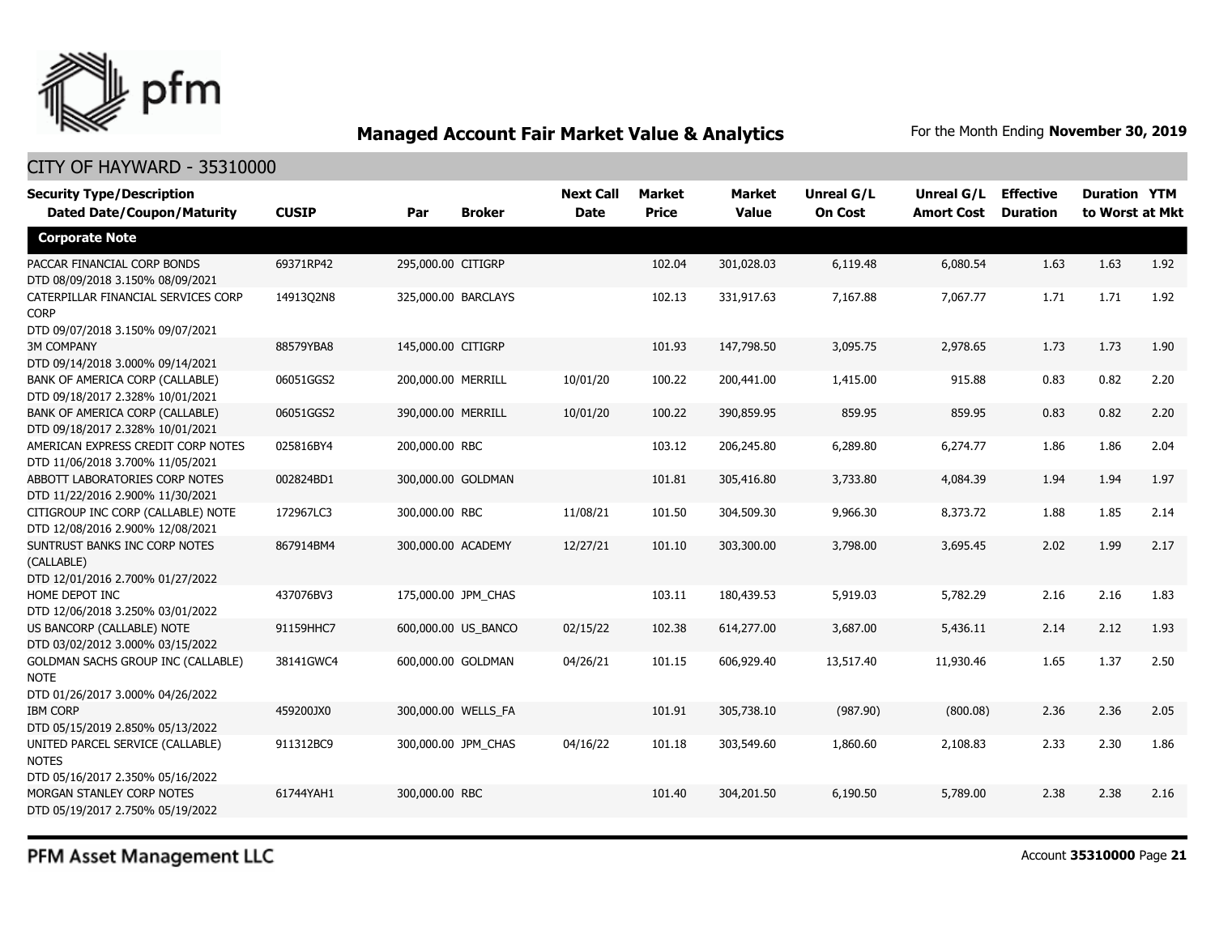## Managed Account Fair Market Value & Analytics

For the Month Ending **November 30, 2019**

CITY OF HAYWARD - 35310000

| Security Type/Description Dated Date/Coupon/Maturity | CUSIP | Par | Broker | Next Call Date | Market Price | Market Value | Unreal G/L On Cost | Unreal G/L Amort Cost | Effective Duration | Duration to Worst | YTM at Mkt |
|---|---|---|---|---|---|---|---|---|---|---|---|
| **Corporate Note** | | | | | | | | | | | |
| PACCAR FINANCIAL CORP BONDS DTD 08/09/2018 3.150% 08/09/2021 | 69371RP42 | 295,000.00 | CITIGRP | | 102.04 | 301,028.03 | 6,119.48 | 6,080.54 | 1.63 | 1.63 | 1.92 |
| CATERPILLAR FINANCIAL SERVICES CORP CORP DTD 09/07/2018 3.150% 09/07/2021 | 14913Q2N8 | 325,000.00 | BARCLAYS | | 102.13 | 331,917.63 | 7,167.88 | 7,067.77 | 1.71 | 1.71 | 1.92 |
| 3M COMPANY DTD 09/14/2018 3.000% 09/14/2021 | 88579YBA8 | 145,000.00 | CITIGRP | | 101.93 | 147,798.50 | 3,095.75 | 2,978.65 | 1.73 | 1.73 | 1.90 |
| BANK OF AMERICA CORP (CALLABLE) DTD 09/18/2017 2.328% 10/01/2021 | 06051GGS2 | 200,000.00 | MERRILL | 10/01/20 | 100.22 | 200,441.00 | 1,415.00 | 915.88 | 0.83 | 0.82 | 2.20 |
| BANK OF AMERICA CORP (CALLABLE) DTD 09/18/2017 2.328% 10/01/2021 | 06051GGS2 | 390,000.00 | MERRILL | 10/01/20 | 100.22 | 390,859.95 | 859.95 | 859.95 | 0.83 | 0.82 | 2.20 |
| AMERICAN EXPRESS CREDIT CORP NOTES DTD 11/06/2018 3.700% 11/05/2021 | 025816BY4 | 200,000.00 | RBC | | 103.12 | 206,245.80 | 6,289.80 | 6,274.77 | 1.86 | 1.86 | 2.04 |
| ABBOTT LABORATORIES CORP NOTES DTD 11/22/2016 2.900% 11/30/2021 | 002824BD1 | 300,000.00 | GOLDMAN | | 101.81 | 305,416.80 | 3,733.80 | 4,084.39 | 1.94 | 1.94 | 1.97 |
| CITIGROUP INC CORP (CALLABLE) NOTE DTD 12/08/2016 2.900% 12/08/2021 | 172967LC3 | 300,000.00 | RBC | 11/08/21 | 101.50 | 304,509.30 | 9,966.30 | 8,373.72 | 1.88 | 1.85 | 2.14 |
| SUNTRUST BANKS INC CORP NOTES (CALLABLE) DTD 12/01/2016 2.700% 01/27/2022 | 867914BM4 | 300,000.00 | ACADEMY | 12/27/21 | 101.10 | 303,300.00 | 3,798.00 | 3,695.45 | 2.02 | 1.99 | 2.17 |
| HOME DEPOT INC DTD 12/06/2018 3.250% 03/01/2022 | 437076BV3 | 175,000.00 | JPM_CHAS | | 103.11 | 180,439.53 | 5,919.03 | 5,782.29 | 2.16 | 2.16 | 1.83 |
| US BANCORP (CALLABLE) NOTE DTD 03/02/2012 3.000% 03/15/2022 | 91159HHC7 | 600,000.00 | US_BANCO | 02/15/22 | 102.38 | 614,277.00 | 3,687.00 | 5,436.11 | 2.14 | 2.12 | 1.93 |
| GOLDMAN SACHS GROUP INC (CALLABLE) NOTE DTD 01/26/2017 3.000% 04/26/2022 | 38141GWC4 | 600,000.00 | GOLDMAN | 04/26/21 | 101.15 | 606,929.40 | 13,517.40 | 11,930.46 | 1.65 | 1.37 | 2.50 |
| IBM CORP DTD 05/15/2019 2.850% 05/13/2022 | 459200JX0 | 300,000.00 | WELLS_FA | | 101.91 | 305,738.10 | (987.90) | (800.08) | 2.36 | 2.36 | 2.05 |
| UNITED PARCEL SERVICE (CALLABLE) NOTES DTD 05/16/2017 2.350% 05/16/2022 | 911312BC9 | 300,000.00 | JPM_CHAS | 04/16/22 | 101.18 | 303,549.60 | 1,860.60 | 2,108.83 | 2.33 | 2.30 | 1.86 |
| MORGAN STANLEY CORP NOTES DTD 05/19/2017 2.750% 05/19/2022 | 61744YAH1 | 300,000.00 | RBC | | 101.40 | 304,201.50 | 6,190.50 | 5,789.00 | 2.38 | 2.38 | 2.16 |

PFM Asset Management LLC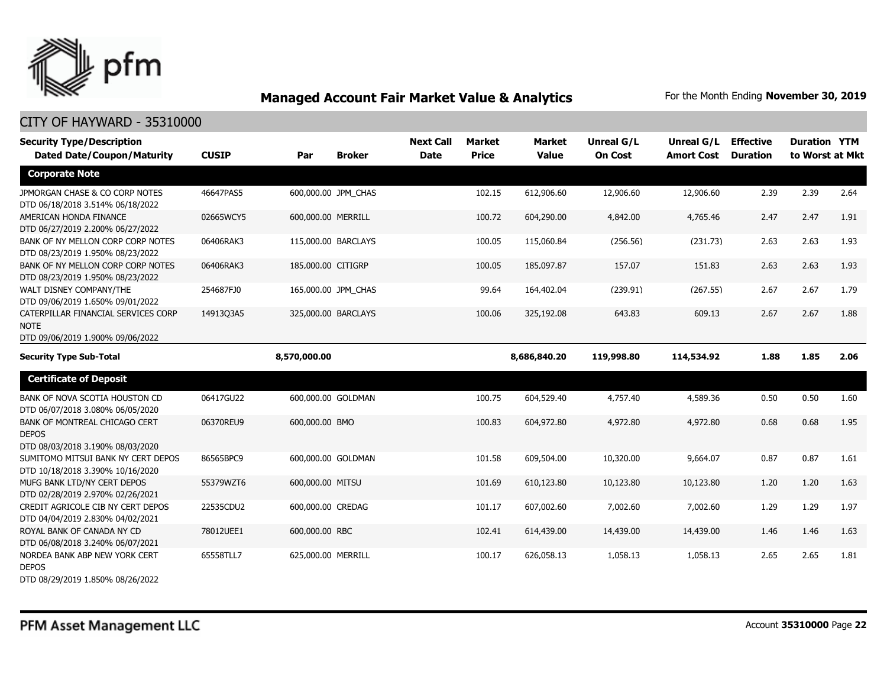# Managed Account Fair Market Value & Analytics

For the Month Ending **November 30, 2019**

## CITY OF HAYWARD - 35310000

| Security Type/Description Dated Date/Coupon/Maturity | CUSIP | Par | Broker | Next Call Date | Market Price | Market Value | Unreal G/L On Cost | Unreal G/L Amort Cost | Effective Duration | Duration to Worst | YTM at Mkt |
|---|---|---|---|---|---|---|---|---|---|---|---|
| **Corporate Note** | | | | | | | | | | | |
| JPMORGAN CHASE & CO CORP NOTES DTD 06/18/2018 3.514% 06/18/2022 | 46647PAS5 | 600,000.00 | JPM_CHAS | | 102.15 | 612,906.60 | 12,906.60 | 12,906.60 | 2.39 | 2.39 | 2.64 |
| AMERICAN HONDA FINANCE DTD 06/27/2019 2.200% 06/27/2022 | 02665WCY5 | 600,000.00 | MERRILL | | 100.72 | 604,290.00 | 4,842.00 | 4,765.46 | 2.47 | 2.47 | 1.91 |
| BANK OF NY MELLON CORP CORP NOTES DTD 08/23/2019 1.950% 08/23/2022 | 06406RAK3 | 115,000.00 | BARCLAYS | | 100.05 | 115,060.84 | (256.56) | (231.73) | 2.63 | 2.63 | 1.93 |
| BANK OF NY MELLON CORP CORP NOTES DTD 08/23/2019 1.950% 08/23/2022 | 06406RAK3 | 185,000.00 | CITIGRP | | 100.05 | 185,097.87 | 157.07 | 151.83 | 2.63 | 2.63 | 1.93 |
| WALT DISNEY COMPANY/THE DTD 09/06/2019 1.650% 09/01/2022 | 254687FJ0 | 165,000.00 | JPM_CHAS | | 99.64 | 164,402.04 | (239.91) | (267.55) | 2.67 | 2.67 | 1.79 |
| CATERPILLAR FINANCIAL SERVICES CORP NOTE DTD 09/06/2019 1.900% 09/06/2022 | 14913Q3A5 | 325,000.00 | BARCLAYS | | 100.06 | 325,192.08 | 643.83 | 609.13 | 2.67 | 2.67 | 1.88 |
| **Security Type Sub-Total** | | **8,570,000.00** | | | | **8,686,840.20** | **119,998.80** | **114,534.92** | **1.88** | **1.85** | **2.06** |
| **Certificate of Deposit** | | | | | | | | | | | |
| BANK OF NOVA SCOTIA HOUSTON CD DTD 06/07/2018 3.080% 06/05/2020 | 06417GU22 | 600,000.00 | GOLDMAN | | 100.75 | 604,529.40 | 4,757.40 | 4,589.36 | 0.50 | 0.50 | 1.60 |
| BANK OF MONTREAL CHICAGO CERT DEPOS DTD 08/03/2018 3.190% 08/03/2020 | 06370REU9 | 600,000.00 | BMO | | 100.83 | 604,972.80 | 4,972.80 | 4,972.80 | 0.68 | 0.68 | 1.95 |
| SUMITOMO MITSUI BANK NY CERT DEPOS DTD 10/18/2018 3.390% 10/16/2020 | 86565BPC9 | 600,000.00 | GOLDMAN | | 101.58 | 609,504.00 | 10,320.00 | 9,664.07 | 0.87 | 0.87 | 1.61 |
| MUFG BANK LTD/NY CERT DEPOS DTD 02/28/2019 2.970% 02/26/2021 | 55379WZT6 | 600,000.00 | MITSU | | 101.69 | 610,123.80 | 10,123.80 | 10,123.80 | 1.20 | 1.20 | 1.63 |
| CREDIT AGRICOLE CIB NY CERT DEPOS DTD 04/04/2019 2.830% 04/02/2021 | 22535CDU2 | 600,000.00 | CREDAG | | 101.17 | 607,002.60 | 7,002.60 | 7,002.60 | 1.29 | 1.29 | 1.97 |
| ROYAL BANK OF CANADA NY CD DTD 06/08/2018 3.240% 06/07/2021 | 78012UEE1 | 600,000.00 | RBC | | 102.41 | 614,439.00 | 14,439.00 | 14,439.00 | 1.46 | 1.46 | 1.63 |
| NORDEA BANK ABP NEW YORK CERT DEPOS DTD 08/29/2019 1.850% 08/26/2022 | 65558TLL7 | 625,000.00 | MERRILL | | 100.17 | 626,058.13 | 1,058.13 | 1,058.13 | 2.65 | 2.65 | 1.81 |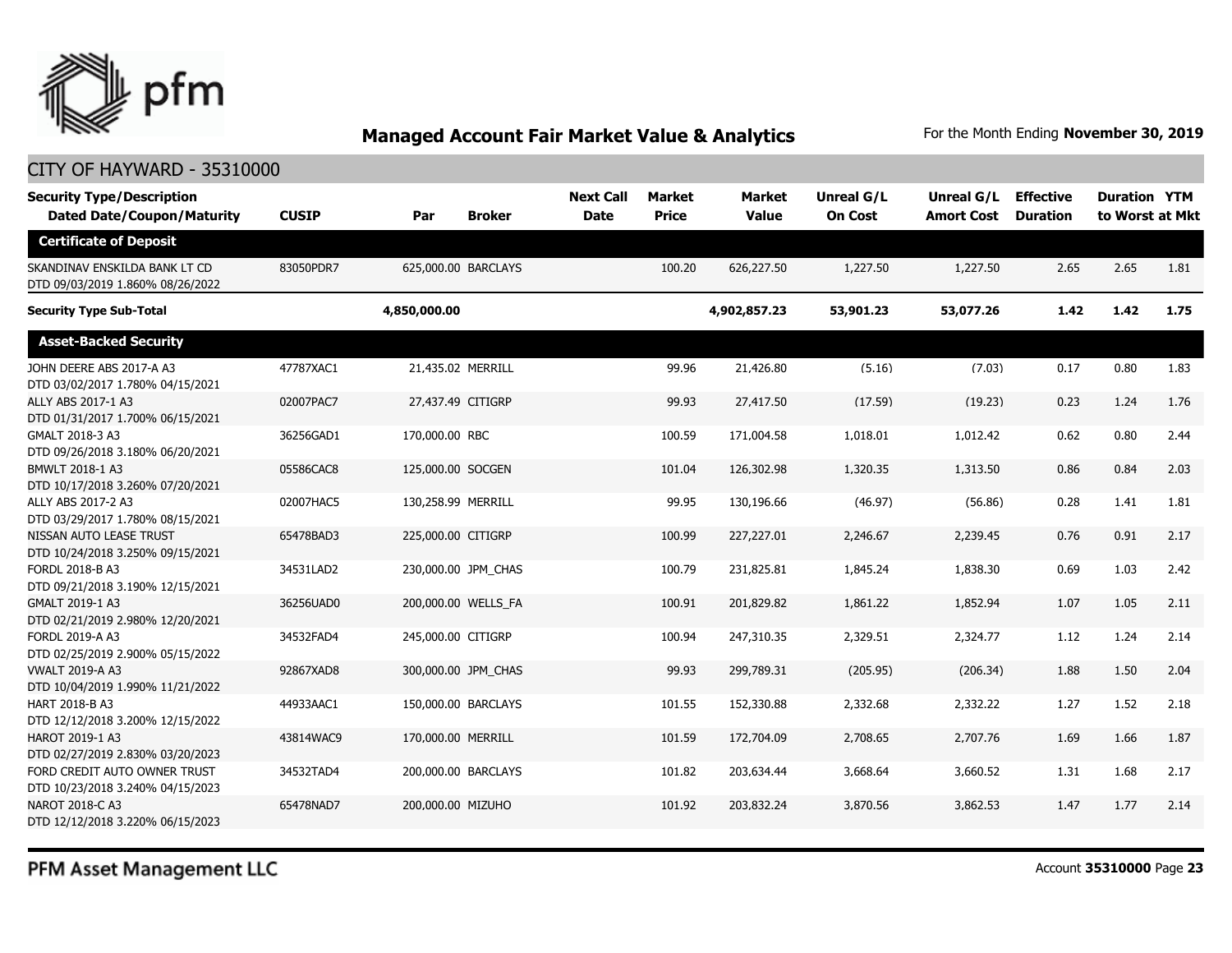## Managed Account Fair Market Value & Analytics

For the Month Ending **November 30, 2019**

CITY OF HAYWARD - 35310000

| Security Type/Description Dated Date/Coupon/Maturity | CUSIP | Par | Broker | Next Call Date | Market Price | Market Value | Unreal G/L On Cost | Unreal G/L Amort Cost | Effective Duration | Duration to Worst | YTM at Mkt |
|---|---|---|---|---|---|---|---|---|---|---|---|
| **Certificate of Deposit** | | | | | | | | | | | |
| SKANDINAV ENSKILDA BANK LT CD DTD 09/03/2019 1.860% 08/26/2022 | 83050PDR7 | 625,000.00 | BARCLAYS | | 100.20 | 626,227.50 | 1,227.50 | 1,227.50 | 2.65 | 2.65 | 1.81 |
| **Security Type Sub-Total** | | **4,850,000.00** | | | | **4,902,857.23** | **53,901.23** | **53,077.26** | **1.42** | **1.42** | **1.75** |
| **Asset-Backed Security** | | | | | | | | | | | |
| JOHN DEERE ABS 2017-A A3 DTD 03/02/2017 1.780% 04/15/2021 | 47787XAC1 | 21,435.02 | MERRILL | | 99.96 | 21,426.80 | (5.16) | (7.03) | 0.17 | 0.80 | 1.83 |
| ALLY ABS 2017-1 A3 DTD 01/31/2017 1.700% 06/15/2021 | 02007PAC7 | 27,437.49 | CITIGRP | | 99.93 | 27,417.50 | (17.59) | (19.23) | 0.23 | 1.24 | 1.76 |
| GMALT 2018-3 A3 DTD 09/26/2018 3.180% 06/20/2021 | 36256GAD1 | 170,000.00 | RBC | | 100.59 | 171,004.58 | 1,018.01 | 1,012.42 | 0.62 | 0.80 | 2.44 |
| BMWLT 2018-1 A3 DTD 10/17/2018 3.260% 07/20/2021 | 05586CAC8 | 125,000.00 | SOCGEN | | 101.04 | 126,302.98 | 1,320.35 | 1,313.50 | 0.86 | 0.84 | 2.03 |
| ALLY ABS 2017-2 A3 DTD 03/29/2017 1.780% 08/15/2021 | 02007HAC5 | 130,258.99 | MERRILL | | 99.95 | 130,196.66 | (46.97) | (56.86) | 0.28 | 1.41 | 1.81 |
| NISSAN AUTO LEASE TRUST DTD 10/24/2018 3.250% 09/15/2021 | 65478BAD3 | 225,000.00 | CITIGRP | | 100.99 | 227,227.01 | 2,246.67 | 2,239.45 | 0.76 | 0.91 | 2.17 |
| FORDL 2018-B A3 DTD 09/21/2018 3.190% 12/15/2021 | 34531LAD2 | 230,000.00 | JPM_CHAS | | 100.79 | 231,825.81 | 1,845.24 | 1,838.30 | 0.69 | 1.03 | 2.42 |
| GMALT 2019-1 A3 DTD 02/21/2019 2.980% 12/20/2021 | 36256UAD0 | 200,000.00 | WELLS_FA | | 100.91 | 201,829.82 | 1,861.22 | 1,852.94 | 1.07 | 1.05 | 2.11 |
| FORDL 2019-A A3 DTD 02/25/2019 2.900% 05/15/2022 | 34532FAD4 | 245,000.00 | CITIGRP | | 100.94 | 247,310.35 | 2,329.51 | 2,324.77 | 1.12 | 1.24 | 2.14 |
| VWALT 2019-A A3 DTD 10/04/2019 1.990% 11/21/2022 | 92867XAD8 | 300,000.00 | JPM_CHAS | | 99.93 | 299,789.31 | (205.95) | (206.34) | 1.88 | 1.50 | 2.04 |
| HART 2018-B A3 DTD 12/12/2018 3.200% 12/15/2022 | 44933AAC1 | 150,000.00 | BARCLAYS | | 101.55 | 152,330.88 | 2,332.68 | 2,332.22 | 1.27 | 1.52 | 2.18 |
| HAROT 2019-1 A3 DTD 02/27/2019 2.830% 03/20/2023 | 43814WAC9 | 170,000.00 | MERRILL | | 101.59 | 172,704.09 | 2,708.65 | 2,707.76 | 1.69 | 1.66 | 1.87 |
| FORD CREDIT AUTO OWNER TRUST DTD 10/23/2018 3.240% 04/15/2023 | 34532TAD4 | 200,000.00 | BARCLAYS | | 101.82 | 203,634.44 | 3,668.64 | 3,660.52 | 1.31 | 1.68 | 2.17 |
| NAROT 2018-C A3 DTD 12/12/2018 3.220% 06/15/2023 | 65478NAD7 | 200,000.00 | MIZUHO | | 101.92 | 203,832.24 | 3,870.56 | 3,862.53 | 1.47 | 1.77 | 2.14 |

PFM Asset Management LLC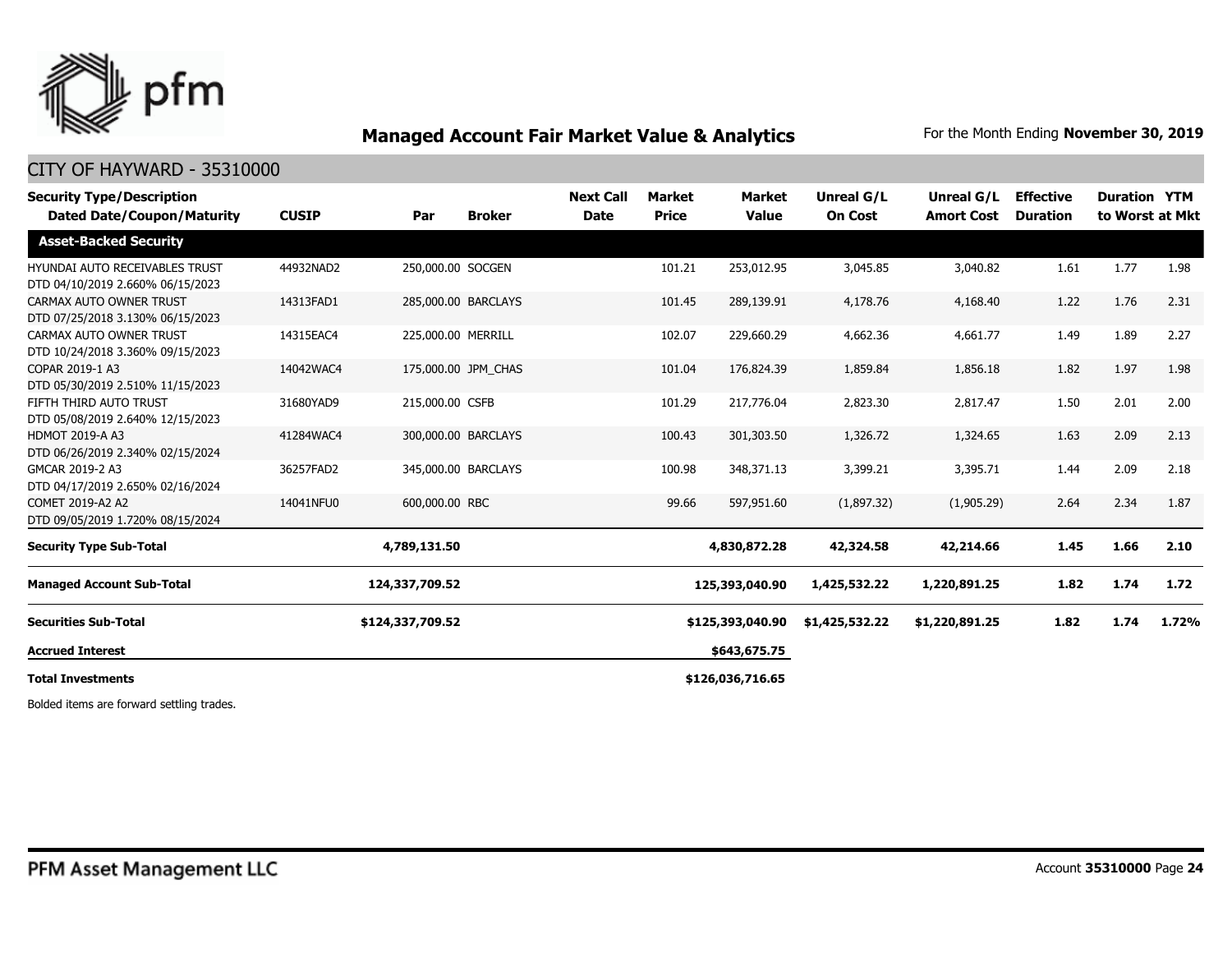## Managed Account Fair Market Value & Analytics

For the Month Ending **November 30, 2019**

### CITY OF HAYWARD - 35310000

| Security Type/Description Dated Date/Coupon/Maturity | CUSIP | Par | Broker | Next Call Date | Market Price | Market Value | Unreal G/L On Cost | Unreal G/L Amort Cost | Effective Duration | Duration to Worst | YTM at Mkt |
|---|---|---|---|---|---|---|---|---|---|---|---|
| **Asset-Backed Security** | | | | | | | | | | | |
| HYUNDAI AUTO RECEIVABLES TRUST DTD 04/10/2019 2.660% 06/15/2023 | 44932NAD2 | 250,000.00 | SOCGEN | | 101.21 | 253,012.95 | 3,045.85 | 3,040.82 | 1.61 | 1.77 | 1.98 |
| CARMAX AUTO OWNER TRUST DTD 07/25/2018 3.130% 06/15/2023 | 14313FAD1 | 285,000.00 | BARCLAYS | | 101.45 | 289,139.91 | 4,178.76 | 4,168.40 | 1.22 | 1.76 | 2.31 |
| CARMAX AUTO OWNER TRUST DTD 10/24/2018 3.360% 09/15/2023 | 14315EAC4 | 225,000.00 | MERRILL | | 102.07 | 229,660.29 | 4,662.36 | 4,661.77 | 1.49 | 1.89 | 2.27 |
| COPAR 2019-1 A3 DTD 05/30/2019 2.510% 11/15/2023 | 14042WAC4 | 175,000.00 | JPM_CHAS | | 101.04 | 176,824.39 | 1,859.84 | 1,856.18 | 1.82 | 1.97 | 1.98 |
| FIFTH THIRD AUTO TRUST DTD 05/08/2019 2.640% 12/15/2023 | 31680YAD9 | 215,000.00 | CSFB | | 101.29 | 217,776.04 | 2,823.30 | 2,817.47 | 1.50 | 2.01 | 2.00 |
| HDMOT 2019-A A3 DTD 06/26/2019 2.340% 02/15/2024 | 41284WAC4 | 300,000.00 | BARCLAYS | | 100.43 | 301,303.50 | 1,326.72 | 1,324.65 | 1.63 | 2.09 | 2.13 |
| GMCAR 2019-2 A3 DTD 04/17/2019 2.650% 02/16/2024 | 36257FAD2 | 345,000.00 | BARCLAYS | | 100.98 | 348,371.13 | 3,399.21 | 3,395.71 | 1.44 | 2.09 | 2.18 |
| COMET 2019-A2 A2 DTD 09/05/2019 1.720% 08/15/2024 | 14041NFU0 | 600,000.00 | RBC | | 99.66 | 597,951.60 | (1,897.32) | (1,905.29) | 2.64 | 2.34 | 1.87 |
| **Security Type Sub-Total** | | **4,789,131.50** | | | | **4,830,872.28** | **42,324.58** | **42,214.66** | **1.45** | **1.66** | **2.10** |
| **Managed Account Sub-Total** | | **124,337,709.52** | | | | **125,393,040.90** | **1,425,532.22** | **1,220,891.25** | **1.82** | **1.74** | **1.72** |
| **Securities Sub-Total** | | **$124,337,709.52** | | | | **$125,393,040.90** | **$1,425,532.22** | **$1,220,891.25** | **1.82** | **1.74** | **1.72%** |
| **Accrued Interest** | | | | | | **$643,675.75** | | | | | |
| **Total Investments** | | | | | | **$126,036,716.65** | | | | | |

Bolded items are forward settling trades.

PFM Asset Management LLC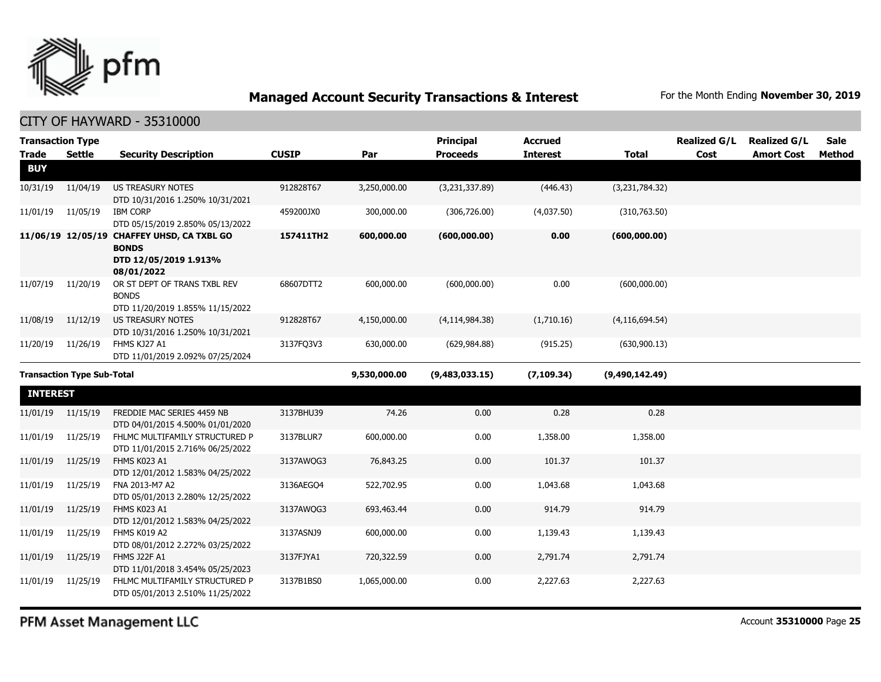## Managed Account Security Transactions & Interest

For the Month Ending **November 30, 2019**

CITY OF HAYWARD - 35310000

| Transaction Type Trade | Settle | Security Description | CUSIP | Par | Principal Proceeds | Accrued Interest | Total | Realized G/L Cost | Realized G/L Amort Cost | Sale Method |
|---|---|---|---|---|---|---|---|---|---|---|
| **BUY** | | | | | | | | | | |
| 10/31/19 | 11/04/19 | US TREASURY NOTES DTD 10/31/2016 1.250% 10/31/2021 | 912828T67 | 3,250,000.00 | (3,231,337.89) | (446.43) | (3,231,784.32) | | | |
| 11/01/19 | 11/05/19 | IBM CORP DTD 05/15/2019 2.850% 05/13/2022 | 459200JX0 | 300,000.00 | (306,726.00) | (4,037.50) | (310,763.50) | | | |
| **11/06/19** | **12/05/19** | **CHAFFEY UHSD, CA TXBL GO BONDS DTD 12/05/2019 1.913% 08/01/2022** | **157411TH2** | **600,000.00** | **(600,000.00)** | **0.00** | **(600,000.00)** | | | |
| 11/07/19 | 11/20/19 | OR ST DEPT OF TRANS TXBL REV BONDS DTD 11/20/2019 1.855% 11/15/2022 | 68607DTT2 | 600,000.00 | (600,000.00) | 0.00 | (600,000.00) | | | |
| 11/08/19 | 11/12/19 | US TREASURY NOTES DTD 10/31/2016 1.250% 10/31/2021 | 912828T67 | 4,150,000.00 | (4,114,984.38) | (1,710.16) | (4,116,694.54) | | | |
| 11/20/19 | 11/26/19 | FHMS KJ27 A1 DTD 11/01/2019 2.092% 07/25/2024 | 3137FQ3V3 | 630,000.00 | (629,984.88) | (915.25) | (630,900.13) | | | |
| **Transaction Type Sub-Total** | | | | **9,530,000.00** | **(9,483,033.15)** | **(7,109.34)** | **(9,490,142.49)** | | | |
| **INTEREST** | | | | | | | | | | |
| 11/01/19 | 11/15/19 | FREDDIE MAC SERIES 4459 NB DTD 04/01/2015 4.500% 01/01/2020 | 3137BHU39 | 74.26 | 0.00 | 0.28 | 0.28 | | | |
| 11/01/19 | 11/25/19 | FHLMC MULTIFAMILY STRUCTURED P DTD 11/01/2015 2.716% 06/25/2022 | 3137BLUR7 | 600,000.00 | 0.00 | 1,358.00 | 1,358.00 | | | |
| 11/01/19 | 11/25/19 | FHMS K023 A1 DTD 12/01/2012 1.583% 04/25/2022 | 3137AWQG3 | 76,843.25 | 0.00 | 101.37 | 101.37 | | | |
| 11/01/19 | 11/25/19 | FNA 2013-M7 A2 DTD 05/01/2013 2.280% 12/25/2022 | 3136AEGO4 | 522,702.95 | 0.00 | 1,043.68 | 1,043.68 | | | |
| 11/01/19 | 11/25/19 | FHMS K023 A1 DTD 12/01/2012 1.583% 04/25/2022 | 3137AWQG3 | 693,463.44 | 0.00 | 914.79 | 914.79 | | | |
| 11/01/19 | 11/25/19 | FHMS K019 A2 DTD 08/01/2012 2.272% 03/25/2022 | 3137ASNJ9 | 600,000.00 | 0.00 | 1,139.43 | 1,139.43 | | | |
| 11/01/19 | 11/25/19 | FHMS J22F A1 DTD 11/01/2018 3.454% 05/25/2023 | 3137FJYA1 | 720,322.59 | 0.00 | 2,791.74 | 2,791.74 | | | |
| 11/01/19 | 11/25/19 | FHLMC MULTIFAMILY STRUCTURED P DTD 05/01/2013 2.510% 11/25/2022 | 3137B1BS0 | 1,065,000.00 | 0.00 | 2,227.63 | 2,227.63 | | | |

PFM Asset Management LLC

Account **35310000**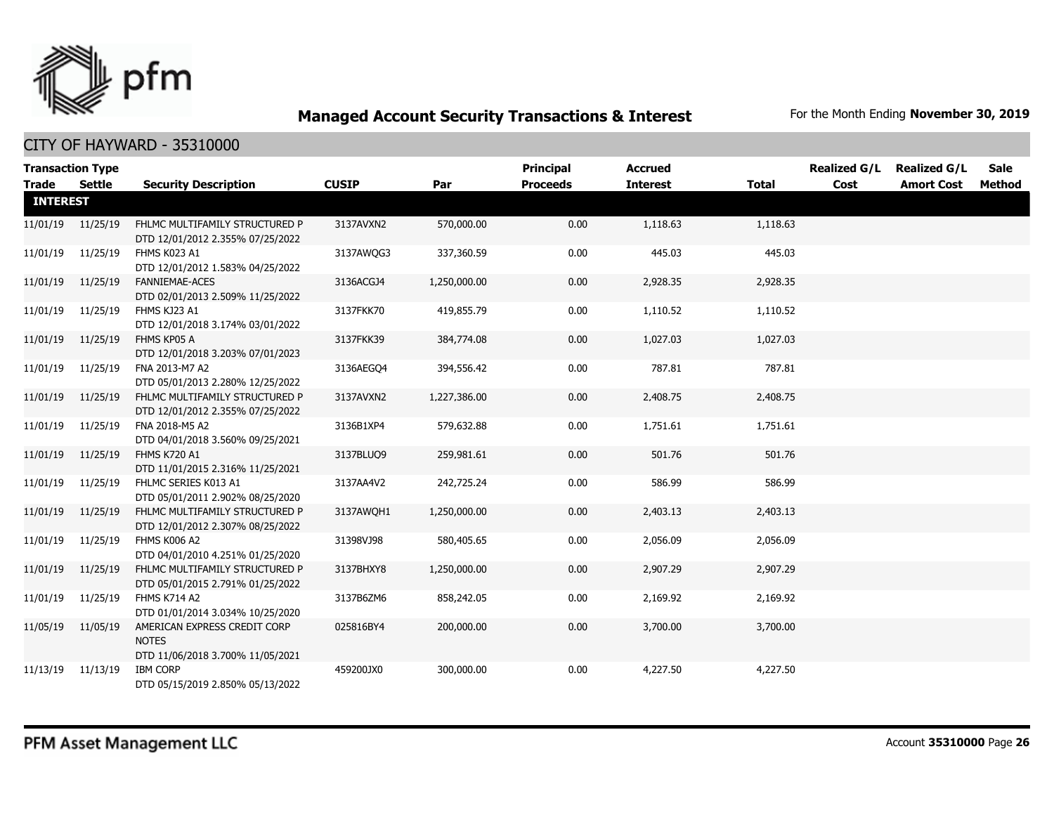# Managed Account Security Transactions & Interest

For the Month Ending **November 30, 2019**

## CITY OF HAYWARD - 35310000

| Transaction Type Trade | Settle | Security Description | CUSIP | Par | Principal Proceeds | Accrued Interest | Total | Realized G/L Cost | Realized G/L Amort Cost | Sale Method |
|---|---|---|---|---|---|---|---|---|---|---|
| **INTEREST** | | | | | | | | | | |
| 11/01/19 | 11/25/19 | FHLMC MULTIFAMILY STRUCTURED P DTD 12/01/2012 2.355% 07/25/2022 | 3137AVXN2 | 570,000.00 | 0.00 | 1,118.63 | 1,118.63 | | | |
| 11/01/19 | 11/25/19 | FHMS K023 A1 DTD 12/01/2012 1.583% 04/25/2022 | 3137AWQG3 | 337,360.59 | 0.00 | 445.03 | 445.03 | | | |
| 11/01/19 | 11/25/19 | FANNIEMAE-ACES DTD 02/01/2013 2.509% 11/25/2022 | 3136ACGJ4 | 1,250,000.00 | 0.00 | 2,928.35 | 2,928.35 | | | |
| 11/01/19 | 11/25/19 | FHMS KJ23 A1 DTD 12/01/2018 3.174% 03/01/2022 | 3137FKK70 | 419,855.79 | 0.00 | 1,110.52 | 1,110.52 | | | |
| 11/01/19 | 11/25/19 | FHMS KP05 A DTD 12/01/2018 3.203% 07/01/2023 | 3137FKK39 | 384,774.08 | 0.00 | 1,027.03 | 1,027.03 | | | |
| 11/01/19 | 11/25/19 | FNA 2013-M7 A2 DTD 05/01/2013 2.280% 12/25/2022 | 3136AEGQ4 | 394,556.42 | 0.00 | 787.81 | 787.81 | | | |
| 11/01/19 | 11/25/19 | FHLMC MULTIFAMILY STRUCTURED P DTD 12/01/2012 2.355% 07/25/2022 | 3137AVXN2 | 1,227,386.00 | 0.00 | 2,408.75 | 2,408.75 | | | |
| 11/01/19 | 11/25/19 | FNA 2018-M5 A2 DTD 04/01/2018 3.560% 09/25/2021 | 3136B1XP4 | 579,632.88 | 0.00 | 1,751.61 | 1,751.61 | | | |
| 11/01/19 | 11/25/19 | FHMS K720 A1 DTD 11/01/2015 2.316% 11/25/2021 | 3137BLUQ9 | 259,981.61 | 0.00 | 501.76 | 501.76 | | | |
| 11/01/19 | 11/25/19 | FHLMC SERIES K013 A1 DTD 05/01/2011 2.902% 08/25/2020 | 3137AA4V2 | 242,725.24 | 0.00 | 586.99 | 586.99 | | | |
| 11/01/19 | 11/25/19 | FHLMC MULTIFAMILY STRUCTURED P DTD 12/01/2012 2.307% 08/25/2022 | 3137AWQH1 | 1,250,000.00 | 0.00 | 2,403.13 | 2,403.13 | | | |
| 11/01/19 | 11/25/19 | FHMS K006 A2 DTD 04/01/2010 4.251% 01/25/2020 | 31398VJ98 | 580,405.65 | 0.00 | 2,056.09 | 2,056.09 | | | |
| 11/01/19 | 11/25/19 | FHLMC MULTIFAMILY STRUCTURED P DTD 05/01/2015 2.791% 01/25/2022 | 3137BHXY8 | 1,250,000.00 | 0.00 | 2,907.29 | 2,907.29 | | | |
| 11/01/19 | 11/25/19 | FHMS K714 A2 DTD 01/01/2014 3.034% 10/25/2020 | 3137B6ZM6 | 858,242.05 | 0.00 | 2,169.92 | 2,169.92 | | | |
| 11/05/19 | 11/05/19 | AMERICAN EXPRESS CREDIT CORP NOTES DTD 11/06/2018 3.700% 11/05/2021 | 025816BY4 | 200,000.00 | 0.00 | 3,700.00 | 3,700.00 | | | |
| 11/13/19 | 11/13/19 | IBM CORP DTD 05/15/2019 2.850% 05/13/2022 | 459200JX0 | 300,000.00 | 0.00 | 4,227.50 | 4,227.50 | | | |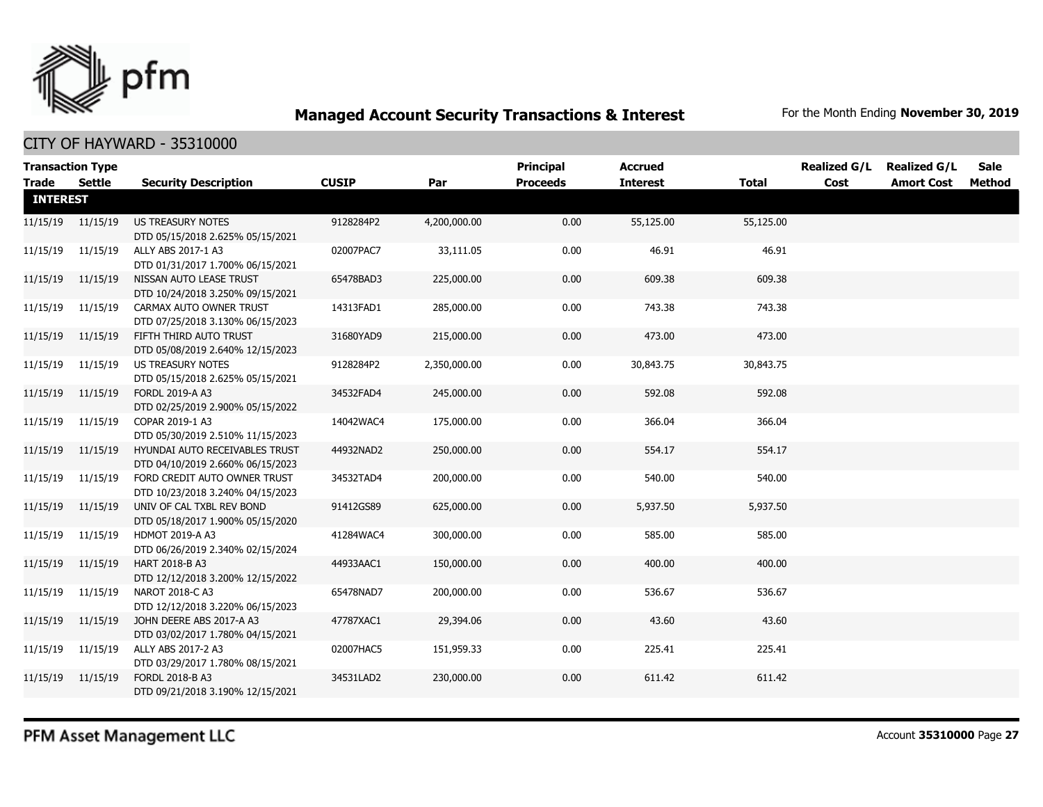# Managed Account Security Transactions & Interest

For the Month Ending **November 30, 2019**

## CITY OF HAYWARD - 35310000

| Transaction Type Trade | Settle | Security Description | CUSIP | Par | Principal Proceeds | Accrued Interest | Total | Realized G/L Cost | Realized G/L Amort Cost | Sale Method |
|---|---|---|---|---|---|---|---|---|---|---|
| **INTEREST** | | | | | | | | | | |
| 11/15/19 | 11/15/19 | US TREASURY NOTES DTD 05/15/2018 2.625% 05/15/2021 | 9128284P2 | 4,200,000.00 | 0.00 | 55,125.00 | 55,125.00 | | | |
| 11/15/19 | 11/15/19 | ALLY ABS 2017-1 A3 DTD 01/31/2017 1.700% 06/15/2021 | 02007PAC7 | 33,111.05 | 0.00 | 46.91 | 46.91 | | | |
| 11/15/19 | 11/15/19 | NISSAN AUTO LEASE TRUST DTD 10/24/2018 3.250% 09/15/2021 | 65478BAD3 | 225,000.00 | 0.00 | 609.38 | 609.38 | | | |
| 11/15/19 | 11/15/19 | CARMAX AUTO OWNER TRUST DTD 07/25/2018 3.130% 06/15/2023 | 14313FAD1 | 285,000.00 | 0.00 | 743.38 | 743.38 | | | |
| 11/15/19 | 11/15/19 | FIFTH THIRD AUTO TRUST DTD 05/08/2019 2.640% 12/15/2023 | 31680YAD9 | 215,000.00 | 0.00 | 473.00 | 473.00 | | | |
| 11/15/19 | 11/15/19 | US TREASURY NOTES DTD 05/15/2018 2.625% 05/15/2021 | 9128284P2 | 2,350,000.00 | 0.00 | 30,843.75 | 30,843.75 | | | |
| 11/15/19 | 11/15/19 | FORDL 2019-A A3 DTD 02/25/2019 2.900% 05/15/2022 | 34532FAD4 | 245,000.00 | 0.00 | 592.08 | 592.08 | | | |
| 11/15/19 | 11/15/19 | COPAR 2019-1 A3 DTD 05/30/2019 2.510% 11/15/2023 | 14042WAC4 | 175,000.00 | 0.00 | 366.04 | 366.04 | | | |
| 11/15/19 | 11/15/19 | HYUNDAI AUTO RECEIVABLES TRUST DTD 04/10/2019 2.660% 06/15/2023 | 44932NAD2 | 250,000.00 | 0.00 | 554.17 | 554.17 | | | |
| 11/15/19 | 11/15/19 | FORD CREDIT AUTO OWNER TRUST DTD 10/23/2018 3.240% 04/15/2023 | 34532TAD4 | 200,000.00 | 0.00 | 540.00 | 540.00 | | | |
| 11/15/19 | 11/15/19 | UNIV OF CAL TXBL REV BOND DTD 05/18/2017 1.900% 05/15/2020 | 91412GS89 | 625,000.00 | 0.00 | 5,937.50 | 5,937.50 | | | |
| 11/15/19 | 11/15/19 | HDMOT 2019-A A3 DTD 06/26/2019 2.340% 02/15/2024 | 41284WAC4 | 300,000.00 | 0.00 | 585.00 | 585.00 | | | |
| 11/15/19 | 11/15/19 | HART 2018-B A3 DTD 12/12/2018 3.200% 12/15/2022 | 44933AAC1 | 150,000.00 | 0.00 | 400.00 | 400.00 | | | |
| 11/15/19 | 11/15/19 | NAROT 2018-C A3 DTD 12/12/2018 3.220% 06/15/2023 | 65478NAD7 | 200,000.00 | 0.00 | 536.67 | 536.67 | | | |
| 11/15/19 | 11/15/19 | JOHN DEERE ABS 2017-A A3 DTD 03/02/2017 1.780% 04/15/2021 | 47787XAC1 | 29,394.06 | 0.00 | 43.60 | 43.60 | | | |
| 11/15/19 | 11/15/19 | ALLY ABS 2017-2 A3 DTD 03/29/2017 1.780% 08/15/2021 | 02007HAC5 | 151,959.33 | 0.00 | 225.41 | 225.41 | | | |
| 11/15/19 | 11/15/19 | FORDL 2018-B A3 DTD 09/21/2018 3.190% 12/15/2021 | 34531LAD2 | 230,000.00 | 0.00 | 611.42 | 611.42 | | | |

PFM Asset Management LLC

Account **35310000** Page **27**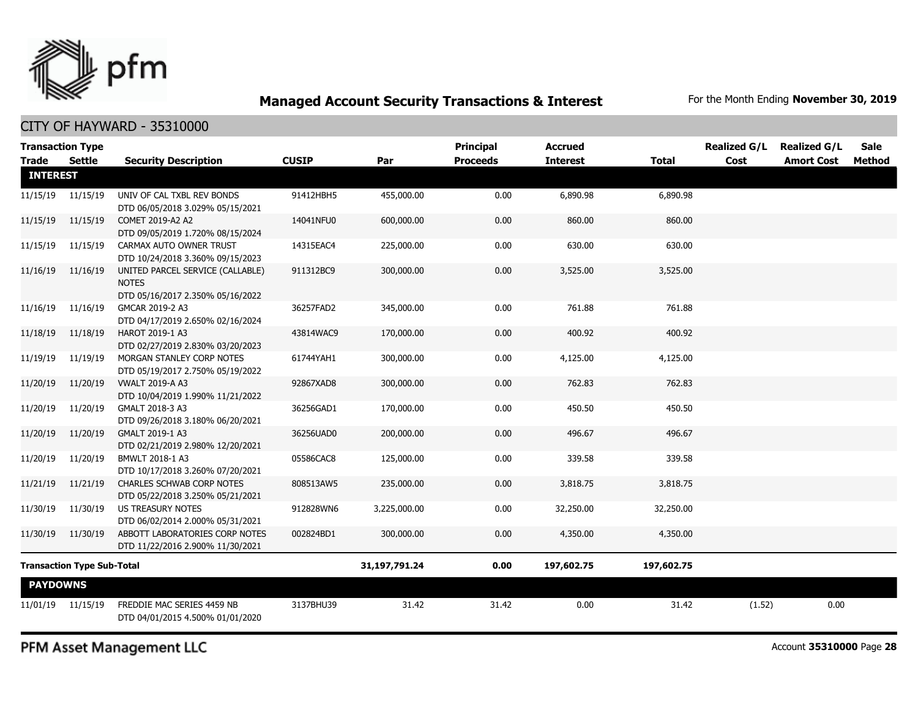## Managed Account Security Transactions & Interest

For the Month Ending **November 30, 2019**

### CITY OF HAYWARD - 35310000

| Transaction Type Trade | Settle | Security Description | CUSIP | Par | Principal Proceeds | Accrued Interest | Total | Realized G/L Cost | Realized G/L Amort Cost | Sale Method |
|---|---|---|---|---|---|---|---|---|---|---|
| **INTEREST** | | | | | | | | | | |
| 11/15/19 | 11/15/19 | UNIV OF CAL TXBL REV BONDS DTD 06/05/2018 3.029% 05/15/2021 | 91412HBH5 | 455,000.00 | 0.00 | 6,890.98 | 6,890.98 | | | |
| 11/15/19 | 11/15/19 | COMET 2019-A2 A2 DTD 09/05/2019 1.720% 08/15/2024 | 14041NFU0 | 600,000.00 | 0.00 | 860.00 | 860.00 | | | |
| 11/15/19 | 11/15/19 | CARMAX AUTO OWNER TRUST DTD 10/24/2018 3.360% 09/15/2023 | 14315EAC4 | 225,000.00 | 0.00 | 630.00 | 630.00 | | | |
| 11/16/19 | 11/16/19 | UNITED PARCEL SERVICE (CALLABLE) NOTES DTD 05/16/2017 2.350% 05/16/2022 | 911312BC9 | 300,000.00 | 0.00 | 3,525.00 | 3,525.00 | | | |
| 11/16/19 | 11/16/19 | GMCAR 2019-2 A3 DTD 04/17/2019 2.650% 02/16/2024 | 36257FAD2 | 345,000.00 | 0.00 | 761.88 | 761.88 | | | |
| 11/18/19 | 11/18/19 | HAROT 2019-1 A3 DTD 02/27/2019 2.830% 03/20/2023 | 43814WAC9 | 170,000.00 | 0.00 | 400.92 | 400.92 | | | |
| 11/19/19 | 11/19/19 | MORGAN STANLEY CORP NOTES DTD 05/19/2017 2.750% 05/19/2022 | 61744YAH1 | 300,000.00 | 0.00 | 4,125.00 | 4,125.00 | | | |
| 11/20/19 | 11/20/19 | VWALT 2019-A A3 DTD 10/04/2019 1.990% 11/21/2022 | 92867XAD8 | 300,000.00 | 0.00 | 762.83 | 762.83 | | | |
| 11/20/19 | 11/20/19 | GMALT 2018-3 A3 DTD 09/26/2018 3.180% 06/20/2021 | 36256GAD1 | 170,000.00 | 0.00 | 450.50 | 450.50 | | | |
| 11/20/19 | 11/20/19 | GMALT 2019-1 A3 DTD 02/21/2019 2.980% 12/20/2021 | 36256UAD0 | 200,000.00 | 0.00 | 496.67 | 496.67 | | | |
| 11/20/19 | 11/20/19 | BMWLT 2018-1 A3 DTD 10/17/2018 3.260% 07/20/2021 | 05586CAC8 | 125,000.00 | 0.00 | 339.58 | 339.58 | | | |
| 11/21/19 | 11/21/19 | CHARLES SCHWAB CORP NOTES DTD 05/22/2018 3.250% 05/21/2021 | 808513AW5 | 235,000.00 | 0.00 | 3,818.75 | 3,818.75 | | | |
| 11/30/19 | 11/30/19 | US TREASURY NOTES DTD 06/02/2014 2.000% 05/31/2021 | 912828WN6 | 3,225,000.00 | 0.00 | 32,250.00 | 32,250.00 | | | |
| 11/30/19 | 11/30/19 | ABBOTT LABORATORIES CORP NOTES DTD 11/22/2016 2.900% 11/30/2021 | 002824BD1 | 300,000.00 | 0.00 | 4,350.00 | 4,350.00 | | | |
| **Transaction Type Sub-Total** | | | | **31,197,791.24** | **0.00** | **197,602.75** | **197,602.75** | | | |
| **PAYDOWNS** | | | | | | | | | | |
| 11/01/19 | 11/15/19 | FREDDIE MAC SERIES 4459 NB DTD 04/01/2015 4.500% 01/01/2020 | 3137BHU39 | 31.42 | 31.42 | 0.00 | 31.42 | (1.52) | 0.00 | |

PFM Asset Management LLC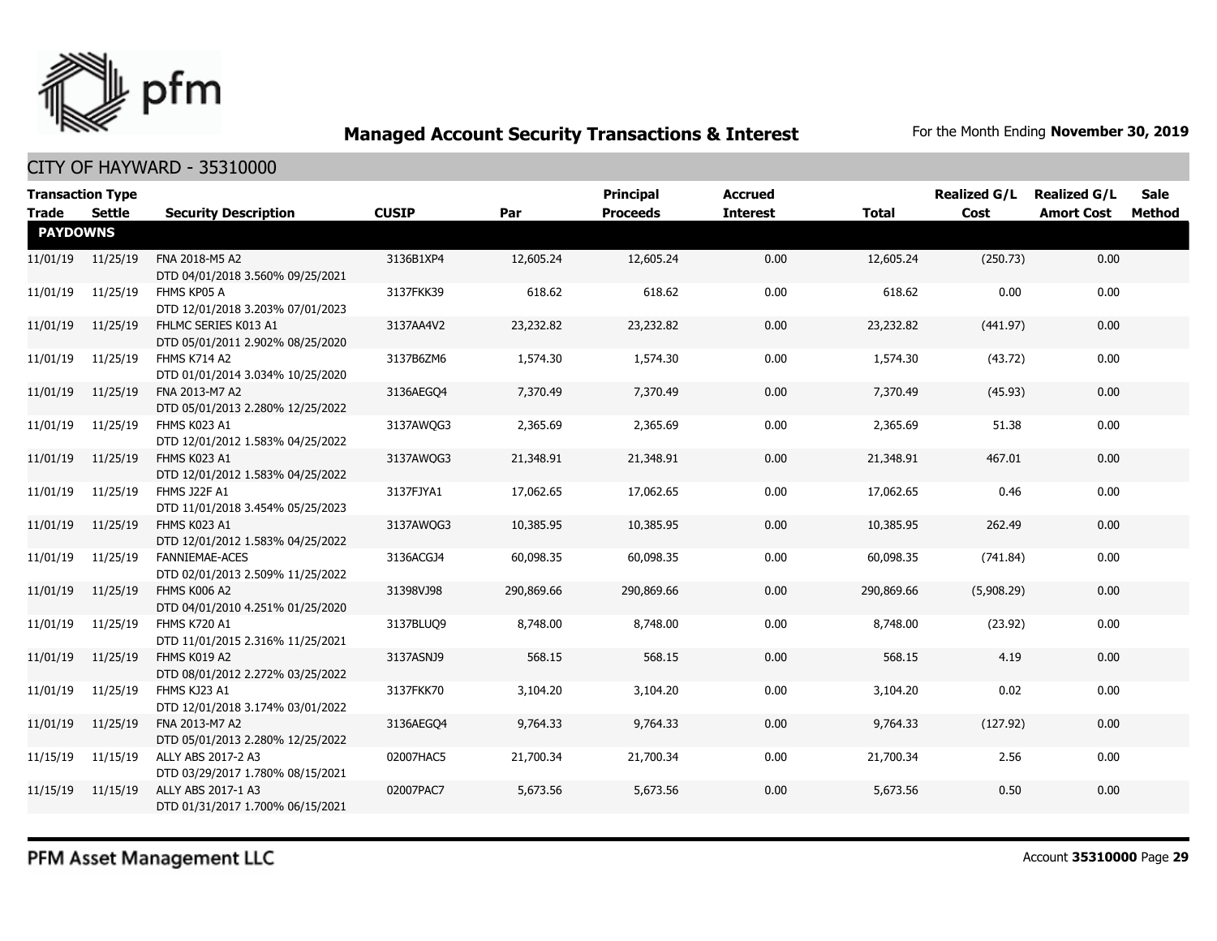## Managed Account Security Transactions & Interest

For the Month Ending **November 30, 2019**

### CITY OF HAYWARD - 35310000

| Transaction Type Trade | Settle | Security Description | CUSIP | Par | Principal Proceeds | Accrued Interest | Total | Realized G/L Cost | Realized G/L Amort Cost | Sale Method |
|---|---|---|---|---|---|---|---|---|---|---|
| **PAYDOWNS** | | | | | | | | | | |
| 11/01/19 | 11/25/19 | FNA 2018-M5 A2 DTD 04/01/2018 3.560% 09/25/2021 | 3136B1XP4 | 12,605.24 | 12,605.24 | 0.00 | 12,605.24 | (250.73) | 0.00 | |
| 11/01/19 | 11/25/19 | FHMS KP05 A DTD 12/01/2018 3.203% 07/01/2023 | 3137FKK39 | 618.62 | 618.62 | 0.00 | 618.62 | 0.00 | 0.00 | |
| 11/01/19 | 11/25/19 | FHLMC SERIES K013 A1 DTD 05/01/2011 2.902% 08/25/2020 | 3137AA4V2 | 23,232.82 | 23,232.82 | 0.00 | 23,232.82 | (441.97) | 0.00 | |
| 11/01/19 | 11/25/19 | FHMS K714 A2 DTD 01/01/2014 3.034% 10/25/2020 | 3137B6ZM6 | 1,574.30 | 1,574.30 | 0.00 | 1,574.30 | (43.72) | 0.00 | |
| 11/01/19 | 11/25/19 | FNA 2013-M7 A2 DTD 05/01/2013 2.280% 12/25/2022 | 3136AEGQ4 | 7,370.49 | 7,370.49 | 0.00 | 7,370.49 | (45.93) | 0.00 | |
| 11/01/19 | 11/25/19 | FHMS K023 A1 DTD 12/01/2012 1.583% 04/25/2022 | 3137AWQG3 | 2,365.69 | 2,365.69 | 0.00 | 2,365.69 | 51.38 | 0.00 | |
| 11/01/19 | 11/25/19 | FHMS K023 A1 DTD 12/01/2012 1.583% 04/25/2022 | 3137AWQG3 | 21,348.91 | 21,348.91 | 0.00 | 21,348.91 | 467.01 | 0.00 | |
| 11/01/19 | 11/25/19 | FHMS J22F A1 DTD 11/01/2018 3.454% 05/25/2023 | 3137FJYA1 | 17,062.65 | 17,062.65 | 0.00 | 17,062.65 | 0.46 | 0.00 | |
| 11/01/19 | 11/25/19 | FHMS K023 A1 DTD 12/01/2012 1.583% 04/25/2022 | 3137AWQG3 | 10,385.95 | 10,385.95 | 0.00 | 10,385.95 | 262.49 | 0.00 | |
| 11/01/19 | 11/25/19 | FANNIEMAE-ACES DTD 02/01/2013 2.509% 11/25/2022 | 3136ACGJ4 | 60,098.35 | 60,098.35 | 0.00 | 60,098.35 | (741.84) | 0.00 | |
| 11/01/19 | 11/25/19 | FHMS K006 A2 DTD 04/01/2010 4.251% 01/25/2020 | 31398VJ98 | 290,869.66 | 290,869.66 | 0.00 | 290,869.66 | (5,908.29) | 0.00 | |
| 11/01/19 | 11/25/19 | FHMS K720 A1 DTD 11/01/2015 2.316% 11/25/2021 | 3137BLUQ9 | 8,748.00 | 8,748.00 | 0.00 | 8,748.00 | (23.92) | 0.00 | |
| 11/01/19 | 11/25/19 | FHMS K019 A2 DTD 08/01/2012 2.272% 03/25/2022 | 3137ASNJ9 | 568.15 | 568.15 | 0.00 | 568.15 | 4.19 | 0.00 | |
| 11/01/19 | 11/25/19 | FHMS KJ23 A1 DTD 12/01/2018 3.174% 03/01/2022 | 3137FKK70 | 3,104.20 | 3,104.20 | 0.00 | 3,104.20 | 0.02 | 0.00 | |
| 11/01/19 | 11/25/19 | FNA 2013-M7 A2 DTD 05/01/2013 2.280% 12/25/2022 | 3136AEGQ4 | 9,764.33 | 9,764.33 | 0.00 | 9,764.33 | (127.92) | 0.00 | |
| 11/15/19 | 11/15/19 | ALLY ABS 2017-2 A3 DTD 03/29/2017 1.780% 08/15/2021 | 02007HAC5 | 21,700.34 | 21,700.34 | 0.00 | 21,700.34 | 2.56 | 0.00 | |
| 11/15/19 | 11/15/19 | ALLY ABS 2017-1 A3 DTD 01/31/2017 1.700% 06/15/2021 | 02007PAC7 | 5,673.56 | 5,673.56 | 0.00 | 5,673.56 | 0.50 | 0.00 | |

PFM Asset Management LLC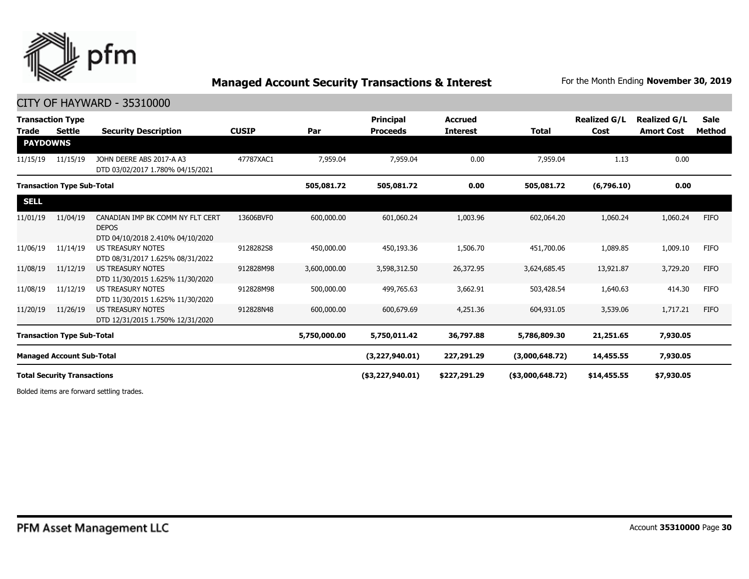## Managed Account Security Transactions & Interest

For the Month Ending **November 30, 2019**

CITY OF HAYWARD - 35310000

| Transaction Type Trade | Settle | Security Description | CUSIP | Par | Principal Proceeds | Accrued Interest | Total | Realized G/L Cost | Realized G/L Amort Cost | Sale Method |
|---|---|---|---|---|---|---|---|---|---|---|
| **PAYDOWNS** | | | | | | | | | | |
| 11/15/19 | 11/15/19 | JOHN DEERE ABS 2017-A A3 DTD 03/02/2017 1.780% 04/15/2021 | 47787XAC1 | 7,959.04 | 7,959.04 | 0.00 | 7,959.04 | 1.13 | 0.00 | |
| **Transaction Type Sub-Total** | | | | **505,081.72** | **505,081.72** | **0.00** | **505,081.72** | **(6,796.10)** | **0.00** | |
| **SELL** | | | | | | | | | | |
| 11/01/19 | 11/04/19 | CANADIAN IMP BK COMM NY FLT CERT DEPOS DTD 04/10/2018 2.410% 04/10/2020 | 13606BVF0 | 600,000.00 | 601,060.24 | 1,003.96 | 602,064.20 | 1,060.24 | 1,060.24 | FIFO |
| 11/06/19 | 11/14/19 | US TREASURY NOTES DTD 08/31/2017 1.625% 08/31/2022 | 9128282S8 | 450,000.00 | 450,193.36 | 1,506.70 | 451,700.06 | 1,089.85 | 1,009.10 | FIFO |
| 11/08/19 | 11/12/19 | US TREASURY NOTES DTD 11/30/2015 1.625% 11/30/2020 | 912828M98 | 3,600,000.00 | 3,598,312.50 | 26,372.95 | 3,624,685.45 | 13,921.87 | 3,729.20 | FIFO |
| 11/08/19 | 11/12/19 | US TREASURY NOTES DTD 11/30/2015 1.625% 11/30/2020 | 912828M98 | 500,000.00 | 499,765.63 | 3,662.91 | 503,428.54 | 1,640.63 | 414.30 | FIFO |
| 11/20/19 | 11/26/19 | US TREASURY NOTES DTD 12/31/2015 1.750% 12/31/2020 | 912828N48 | 600,000.00 | 600,679.69 | 4,251.36 | 604,931.05 | 3,539.06 | 1,717.21 | FIFO |
| **Transaction Type Sub-Total** | | | | **5,750,000.00** | **5,750,011.42** | **36,797.88** | **5,786,809.30** | **21,251.65** | **7,930.05** | |
| **Managed Account Sub-Total** | | | | | **(3,227,940.01)** | **227,291.29** | **(3,000,648.72)** | **14,455.55** | **7,930.05** | |
| **Total Security Transactions** | | | | | **($3,227,940.01)** | **$227,291.29** | **($3,000,648.72)** | **$14,455.55** | **$7,930.05** | |

Bolded items are forward settling trades.